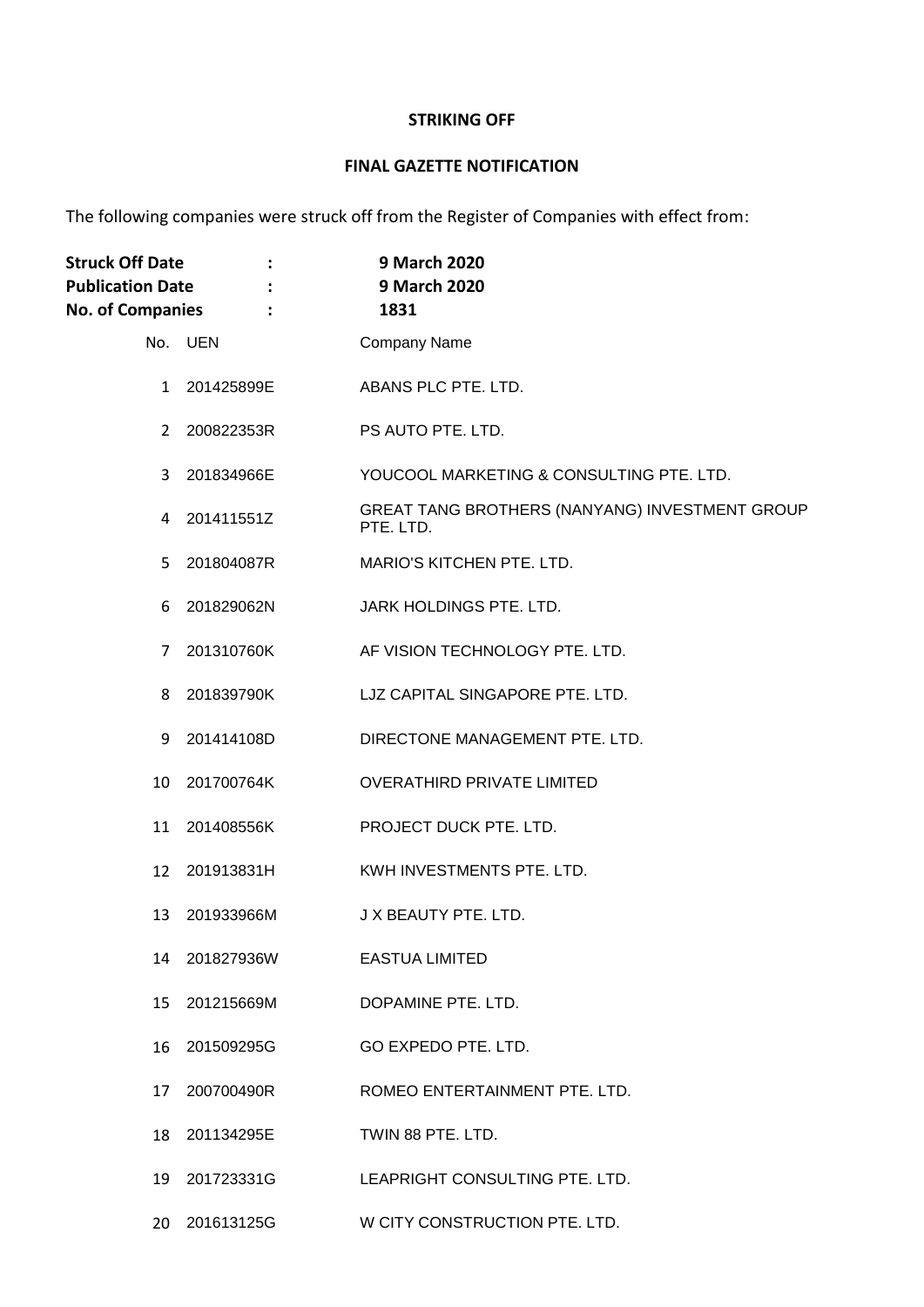# STRIKING OFF

## FINAL GAZETTE NOTIFICATION

The following companies were struck off from the Register of Companies with effect from:

**Struck Off Date : 9 March 2020**
**Publication Date : 9 March 2020**
**No. of Companies : 1831**

| No. | UEN | Company Name |
|---|---|---|
| 1 | 201425899E | ABANS PLC PTE. LTD. |
| 2 | 200822353R | PS AUTO PTE. LTD. |
| 3 | 201834966E | YOUCOOL MARKETING & CONSULTING PTE. LTD. |
| 4 | 201411551Z | GREAT TANG BROTHERS (NANYANG) INVESTMENT GROUP PTE. LTD. |
| 5 | 201804087R | MARIO'S KITCHEN PTE. LTD. |
| 6 | 201829062N | JARK HOLDINGS PTE. LTD. |
| 7 | 201310760K | AF VISION TECHNOLOGY PTE. LTD. |
| 8 | 201839790K | LJZ CAPITAL SINGAPORE PTE. LTD. |
| 9 | 201414108D | DIRECTONE MANAGEMENT PTE. LTD. |
| 10 | 201700764K | OVERATHIRD PRIVATE LIMITED |
| 11 | 201408556K | PROJECT DUCK PTE. LTD. |
| 12 | 201913831H | KWH INVESTMENTS PTE. LTD. |
| 13 | 201933966M | J X BEAUTY PTE. LTD. |
| 14 | 201827936W | EASTUA LIMITED |
| 15 | 201215669M | DOPAMINE PTE. LTD. |
| 16 | 201509295G | GO EXPEDO PTE. LTD. |
| 17 | 200700490R | ROMEO ENTERTAINMENT PTE. LTD. |
| 18 | 201134295E | TWIN 88 PTE. LTD. |
| 19 | 201723331G | LEAPRIGHT CONSULTING PTE. LTD. |
| 20 | 201613125G | W CITY CONSTRUCTION PTE. LTD. |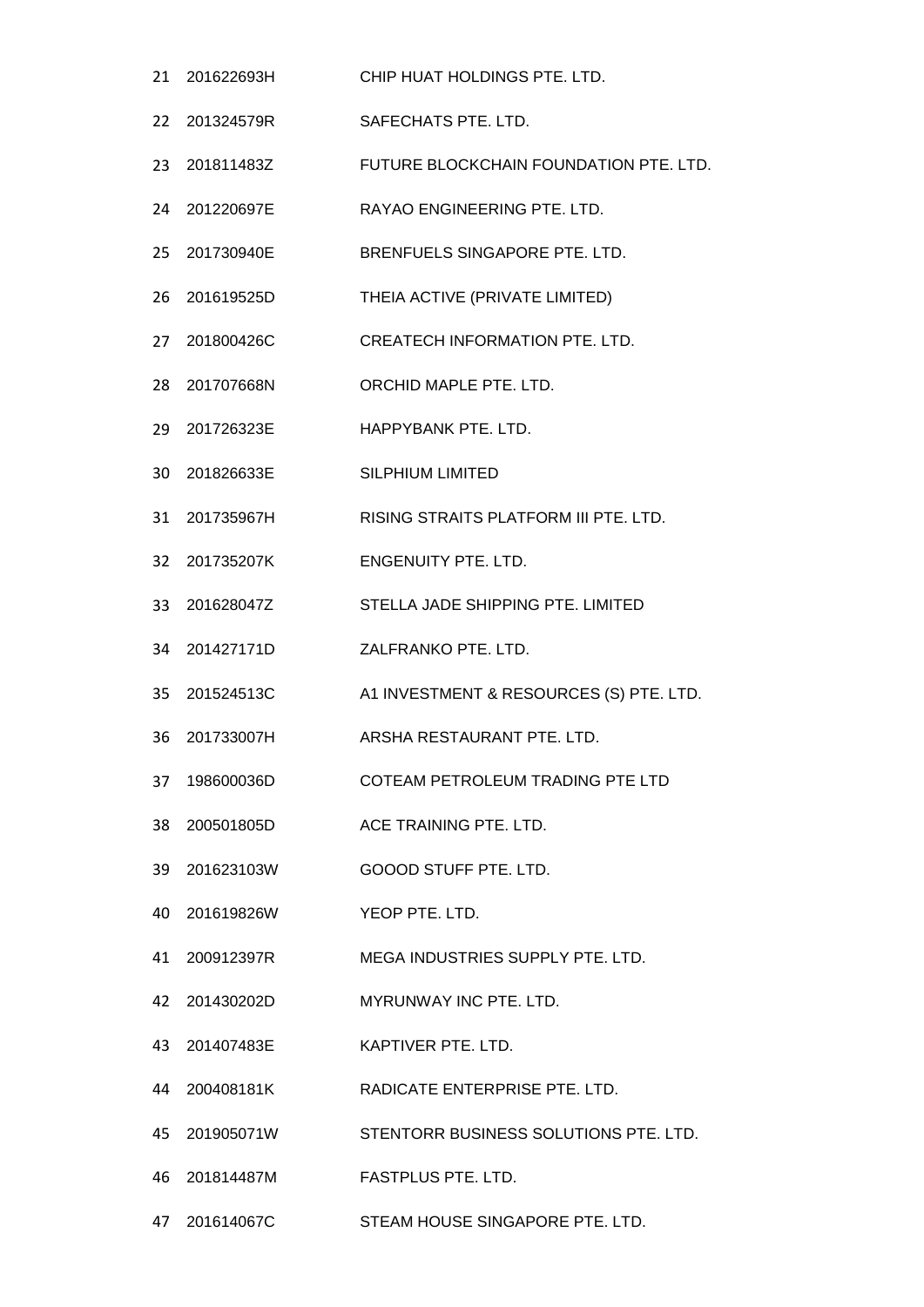| | | |
|---|---|---|
| 21 | 201622693H | CHIP HUAT HOLDINGS PTE. LTD. |
| 22 | 201324579R | SAFECHATS PTE. LTD. |
| 23 | 201811483Z | FUTURE BLOCKCHAIN FOUNDATION PTE. LTD. |
| 24 | 201220697E | RAYAO ENGINEERING PTE. LTD. |
| 25 | 201730940E | BRENFUELS SINGAPORE PTE. LTD. |
| 26 | 201619525D | THEIA ACTIVE (PRIVATE LIMITED) |
| 27 | 201800426C | CREATECH INFORMATION PTE. LTD. |
| 28 | 201707668N | ORCHID MAPLE PTE. LTD. |
| 29 | 201726323E | HAPPYBANK PTE. LTD. |
| 30 | 201826633E | SILPHIUM LIMITED |
| 31 | 201735967H | RISING STRAITS PLATFORM III PTE. LTD. |
| 32 | 201735207K | ENGENUITY PTE. LTD. |
| 33 | 201628047Z | STELLA JADE SHIPPING PTE. LIMITED |
| 34 | 201427171D | ZALFRANKO PTE. LTD. |
| 35 | 201524513C | A1 INVESTMENT & RESOURCES (S) PTE. LTD. |
| 36 | 201733007H | ARSHA RESTAURANT PTE. LTD. |
| 37 | 198600036D | COTEAM PETROLEUM TRADING PTE LTD |
| 38 | 200501805D | ACE TRAINING PTE. LTD. |
| 39 | 201623103W | GOOOD STUFF PTE. LTD. |
| 40 | 201619826W | YEOP PTE. LTD. |
| 41 | 200912397R | MEGA INDUSTRIES SUPPLY PTE. LTD. |
| 42 | 201430202D | MYRUNWAY INC PTE. LTD. |
| 43 | 201407483E | KAPTIVER PTE. LTD. |
| 44 | 200408181K | RADICATE ENTERPRISE PTE. LTD. |
| 45 | 201905071W | STENTORR BUSINESS SOLUTIONS PTE. LTD. |
| 46 | 201814487M | FASTPLUS PTE. LTD. |
| 47 | 201614067C | STEAM HOUSE SINGAPORE PTE. LTD. |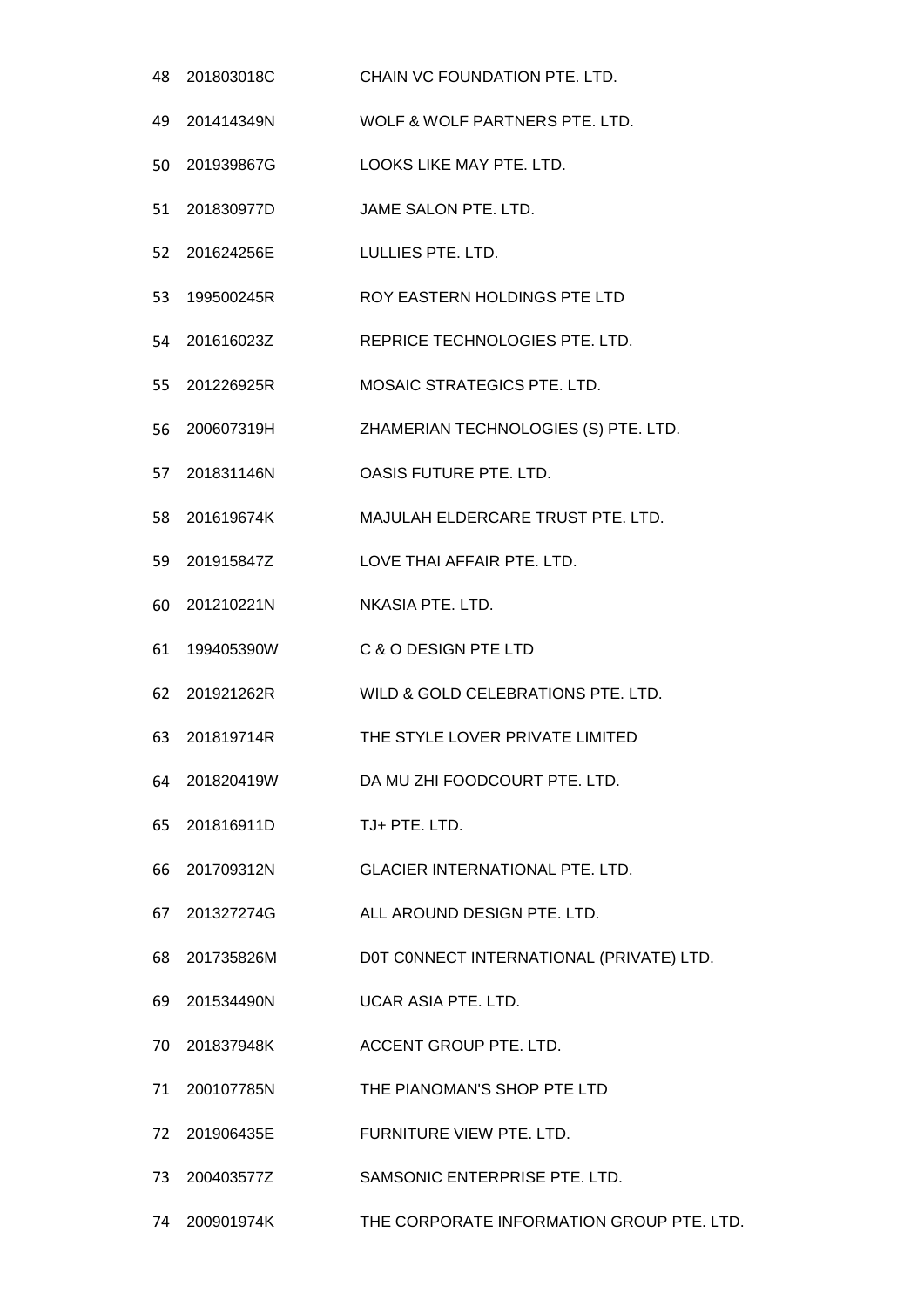| | | |
|---|---|---|
| 48 | 201803018C | CHAIN VC FOUNDATION PTE. LTD. |
| 49 | 201414349N | WOLF & WOLF PARTNERS PTE. LTD. |
| 50 | 201939867G | LOOKS LIKE MAY PTE. LTD. |
| 51 | 201830977D | JAME SALON PTE. LTD. |
| 52 | 201624256E | LULLIES PTE. LTD. |
| 53 | 199500245R | ROY EASTERN HOLDINGS PTE LTD |
| 54 | 201616023Z | REPRICE TECHNOLOGIES PTE. LTD. |
| 55 | 201226925R | MOSAIC STRATEGICS PTE. LTD. |
| 56 | 200607319H | ZHAMERIAN TECHNOLOGIES (S) PTE. LTD. |
| 57 | 201831146N | OASIS FUTURE PTE. LTD. |
| 58 | 201619674K | MAJULAH ELDERCARE TRUST PTE. LTD. |
| 59 | 201915847Z | LOVE THAI AFFAIR PTE. LTD. |
| 60 | 201210221N | NKASIA PTE. LTD. |
| 61 | 199405390W | C & O DESIGN PTE LTD |
| 62 | 201921262R | WILD & GOLD CELEBRATIONS PTE. LTD. |
| 63 | 201819714R | THE STYLE LOVER PRIVATE LIMITED |
| 64 | 201820419W | DA MU ZHI FOODCOURT PTE. LTD. |
| 65 | 201816911D | TJ+ PTE. LTD. |
| 66 | 201709312N | GLACIER INTERNATIONAL PTE. LTD. |
| 67 | 201327274G | ALL AROUND DESIGN PTE. LTD. |
| 68 | 201735826M | D0T C0NNECT INTERNATIONAL (PRIVATE) LTD. |
| 69 | 201534490N | UCAR ASIA PTE. LTD. |
| 70 | 201837948K | ACCENT GROUP PTE. LTD. |
| 71 | 200107785N | THE PIANOMAN'S SHOP PTE LTD |
| 72 | 201906435E | FURNITURE VIEW PTE. LTD. |
| 73 | 200403577Z | SAMSONIC ENTERPRISE PTE. LTD. |
| 74 | 200901974K | THE CORPORATE INFORMATION GROUP PTE. LTD. |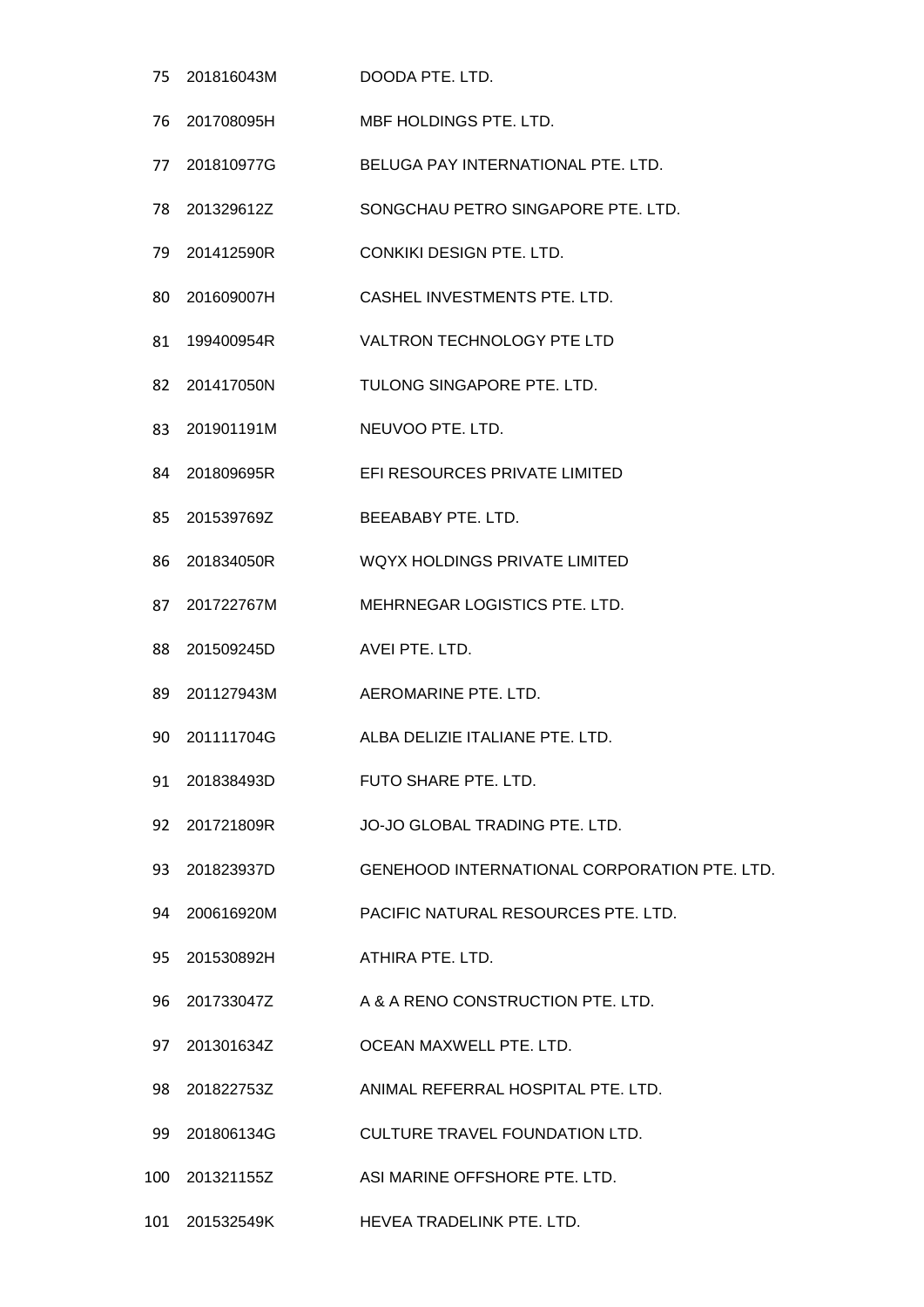| | | |
|---|---|---|
| 75 | 201816043M | DOODA PTE. LTD. |
| 76 | 201708095H | MBF HOLDINGS PTE. LTD. |
| 77 | 201810977G | BELUGA PAY INTERNATIONAL PTE. LTD. |
| 78 | 201329612Z | SONGCHAU PETRO SINGAPORE PTE. LTD. |
| 79 | 201412590R | CONKIKI DESIGN PTE. LTD. |
| 80 | 201609007H | CASHEL INVESTMENTS PTE. LTD. |
| 81 | 199400954R | VALTRON TECHNOLOGY PTE LTD |
| 82 | 201417050N | TULONG SINGAPORE PTE. LTD. |
| 83 | 201901191M | NEUVOO PTE. LTD. |
| 84 | 201809695R | EFI RESOURCES PRIVATE LIMITED |
| 85 | 201539769Z | BEEABABY PTE. LTD. |
| 86 | 201834050R | WQYX HOLDINGS PRIVATE LIMITED |
| 87 | 201722767M | MEHRNEGAR LOGISTICS PTE. LTD. |
| 88 | 201509245D | AVEI PTE. LTD. |
| 89 | 201127943M | AEROMARINE PTE. LTD. |
| 90 | 201111704G | ALBA DELIZIE ITALIANE PTE. LTD. |
| 91 | 201838493D | FUTO SHARE PTE. LTD. |
| 92 | 201721809R | JO-JO GLOBAL TRADING PTE. LTD. |
| 93 | 201823937D | GENEHOOD INTERNATIONAL CORPORATION PTE. LTD. |
| 94 | 200616920M | PACIFIC NATURAL RESOURCES PTE. LTD. |
| 95 | 201530892H | ATHIRA PTE. LTD. |
| 96 | 201733047Z | A & A RENO CONSTRUCTION PTE. LTD. |
| 97 | 201301634Z | OCEAN MAXWELL PTE. LTD. |
| 98 | 201822753Z | ANIMAL REFERRAL HOSPITAL PTE. LTD. |
| 99 | 201806134G | CULTURE TRAVEL FOUNDATION LTD. |
| 100 | 201321155Z | ASI MARINE OFFSHORE PTE. LTD. |
| 101 | 201532549K | HEVEA TRADELINK PTE. LTD. |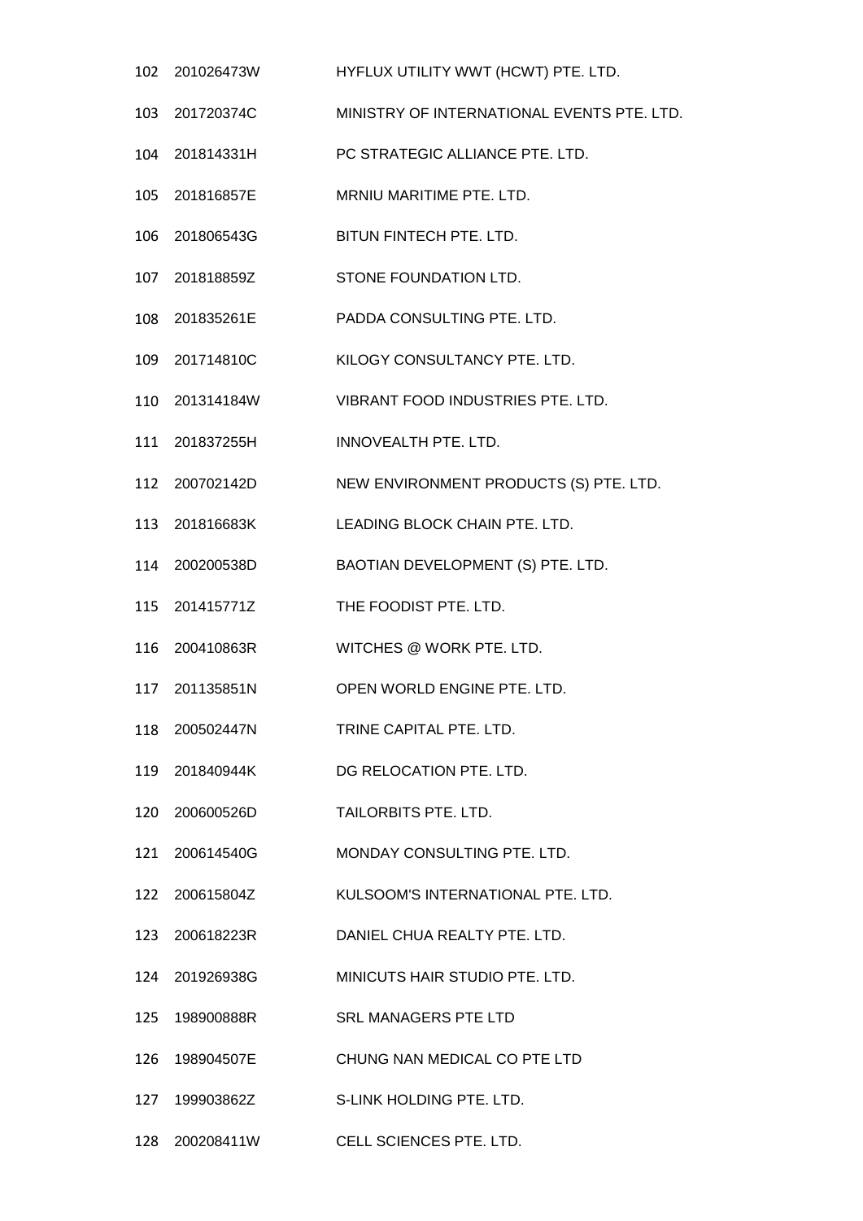| | | |
|---|---|---|
| 102 | 201026473W | HYFLUX UTILITY WWT (HCWT) PTE. LTD. |
| 103 | 201720374C | MINISTRY OF INTERNATIONAL EVENTS PTE. LTD. |
| 104 | 201814331H | PC STRATEGIC ALLIANCE PTE. LTD. |
| 105 | 201816857E | MRNIU MARITIME PTE. LTD. |
| 106 | 201806543G | BITUN FINTECH PTE. LTD. |
| 107 | 201818859Z | STONE FOUNDATION LTD. |
| 108 | 201835261E | PADDA CONSULTING PTE. LTD. |
| 109 | 201714810C | KILOGY CONSULTANCY PTE. LTD. |
| 110 | 201314184W | VIBRANT FOOD INDUSTRIES PTE. LTD. |
| 111 | 201837255H | INNOVEALTH PTE. LTD. |
| 112 | 200702142D | NEW ENVIRONMENT PRODUCTS (S) PTE. LTD. |
| 113 | 201816683K | LEADING BLOCK CHAIN PTE. LTD. |
| 114 | 200200538D | BAOTIAN DEVELOPMENT (S) PTE. LTD. |
| 115 | 201415771Z | THE FOODIST PTE. LTD. |
| 116 | 200410863R | WITCHES @ WORK PTE. LTD. |
| 117 | 201135851N | OPEN WORLD ENGINE PTE. LTD. |
| 118 | 200502447N | TRINE CAPITAL PTE. LTD. |
| 119 | 201840944K | DG RELOCATION PTE. LTD. |
| 120 | 200600526D | TAILORBITS PTE. LTD. |
| 121 | 200614540G | MONDAY CONSULTING PTE. LTD. |
| 122 | 200615804Z | KULSOOM'S INTERNATIONAL PTE. LTD. |
| 123 | 200618223R | DANIEL CHUA REALTY PTE. LTD. |
| 124 | 201926938G | MINICUTS HAIR STUDIO PTE. LTD. |
| 125 | 198900888R | SRL MANAGERS PTE LTD |
| 126 | 198904507E | CHUNG NAN MEDICAL CO PTE LTD |
| 127 | 199903862Z | S-LINK HOLDING PTE. LTD. |
| 128 | 200208411W | CELL SCIENCES PTE. LTD. |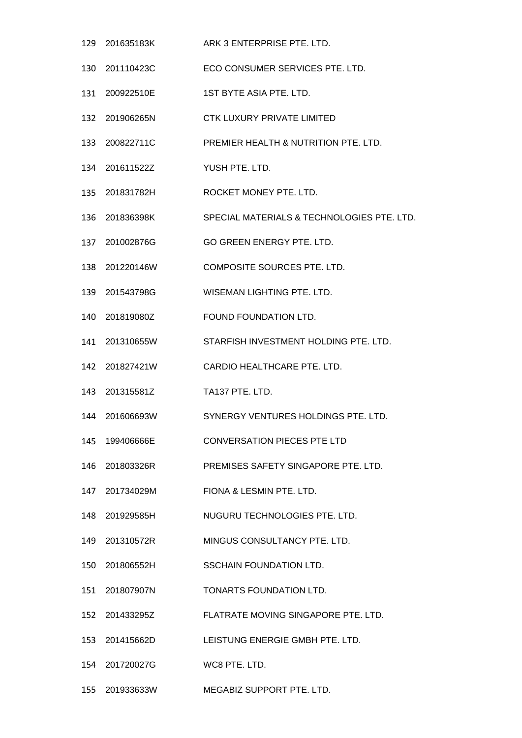| | | |
|---|---|---|
| 129 | 201635183K | ARK 3 ENTERPRISE PTE. LTD. |
| 130 | 201110423C | ECO CONSUMER SERVICES PTE. LTD. |
| 131 | 200922510E | 1ST BYTE ASIA PTE. LTD. |
| 132 | 201906265N | CTK LUXURY PRIVATE LIMITED |
| 133 | 200822711C | PREMIER HEALTH & NUTRITION PTE. LTD. |
| 134 | 201611522Z | YUSH PTE. LTD. |
| 135 | 201831782H | ROCKET MONEY PTE. LTD. |
| 136 | 201836398K | SPECIAL MATERIALS & TECHNOLOGIES PTE. LTD. |
| 137 | 201002876G | GO GREEN ENERGY PTE. LTD. |
| 138 | 201220146W | COMPOSITE SOURCES PTE. LTD. |
| 139 | 201543798G | WISEMAN LIGHTING PTE. LTD. |
| 140 | 201819080Z | FOUND FOUNDATION LTD. |
| 141 | 201310655W | STARFISH INVESTMENT HOLDING PTE. LTD. |
| 142 | 201827421W | CARDIO HEALTHCARE PTE. LTD. |
| 143 | 201315581Z | TA137 PTE. LTD. |
| 144 | 201606693W | SYNERGY VENTURES HOLDINGS PTE. LTD. |
| 145 | 199406666E | CONVERSATION PIECES PTE LTD |
| 146 | 201803326R | PREMISES SAFETY SINGAPORE PTE. LTD. |
| 147 | 201734029M | FIONA & LESMIN PTE. LTD. |
| 148 | 201929585H | NUGURU TECHNOLOGIES PTE. LTD. |
| 149 | 201310572R | MINGUS CONSULTANCY PTE. LTD. |
| 150 | 201806552H | SSCHAIN FOUNDATION LTD. |
| 151 | 201807907N | TONARTS FOUNDATION LTD. |
| 152 | 201433295Z | FLATRATE MOVING SINGAPORE PTE. LTD. |
| 153 | 201415662D | LEISTUNG ENERGIE GMBH PTE. LTD. |
| 154 | 201720027G | WC8 PTE. LTD. |
| 155 | 201933633W | MEGABIZ SUPPORT PTE. LTD. |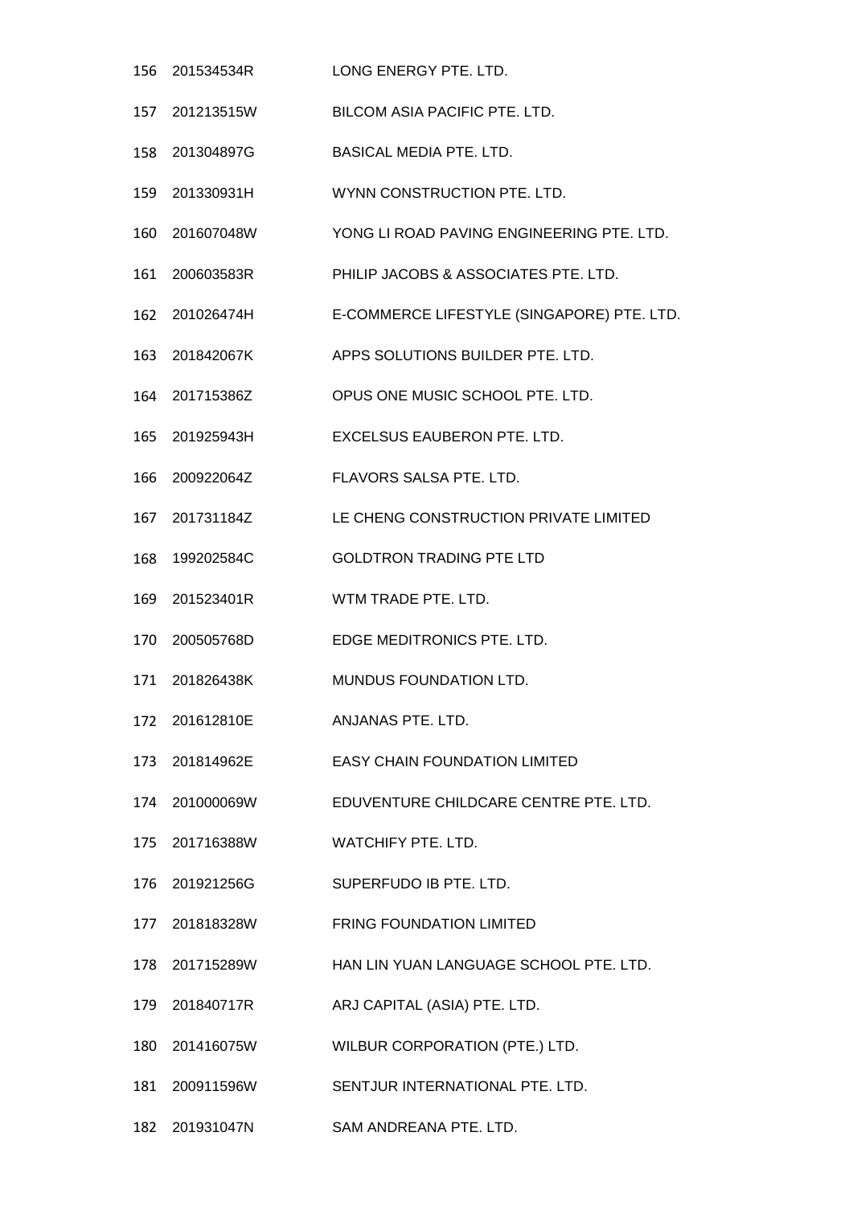| | | |
|---|---|---|
| 156 | 201534534R | LONG ENERGY PTE. LTD. |
| 157 | 201213515W | BILCOM ASIA PACIFIC PTE. LTD. |
| 158 | 201304897G | BASICAL MEDIA PTE. LTD. |
| 159 | 201330931H | WYNN CONSTRUCTION PTE. LTD. |
| 160 | 201607048W | YONG LI ROAD PAVING ENGINEERING PTE. LTD. |
| 161 | 200603583R | PHILIP JACOBS & ASSOCIATES PTE. LTD. |
| 162 | 201026474H | E-COMMERCE LIFESTYLE (SINGAPORE) PTE. LTD. |
| 163 | 201842067K | APPS SOLUTIONS BUILDER PTE. LTD. |
| 164 | 201715386Z | OPUS ONE MUSIC SCHOOL PTE. LTD. |
| 165 | 201925943H | EXCELSUS EAUBERON PTE. LTD. |
| 166 | 200922064Z | FLAVORS SALSA PTE. LTD. |
| 167 | 201731184Z | LE CHENG CONSTRUCTION PRIVATE LIMITED |
| 168 | 199202584C | GOLDTRON TRADING PTE LTD |
| 169 | 201523401R | WTM TRADE PTE. LTD. |
| 170 | 200505768D | EDGE MEDITRONICS PTE. LTD. |
| 171 | 201826438K | MUNDUS FOUNDATION LTD. |
| 172 | 201612810E | ANJANAS PTE. LTD. |
| 173 | 201814962E | EASY CHAIN FOUNDATION LIMITED |
| 174 | 201000069W | EDUVENTURE CHILDCARE CENTRE PTE. LTD. |
| 175 | 201716388W | WATCHIFY PTE. LTD. |
| 176 | 201921256G | SUPERFUDO IB PTE. LTD. |
| 177 | 201818328W | FRING FOUNDATION LIMITED |
| 178 | 201715289W | HAN LIN YUAN LANGUAGE SCHOOL PTE. LTD. |
| 179 | 201840717R | ARJ CAPITAL (ASIA) PTE. LTD. |
| 180 | 201416075W | WILBUR CORPORATION (PTE.) LTD. |
| 181 | 200911596W | SENTJUR INTERNATIONAL PTE. LTD. |
| 182 | 201931047N | SAM ANDREANA PTE. LTD. |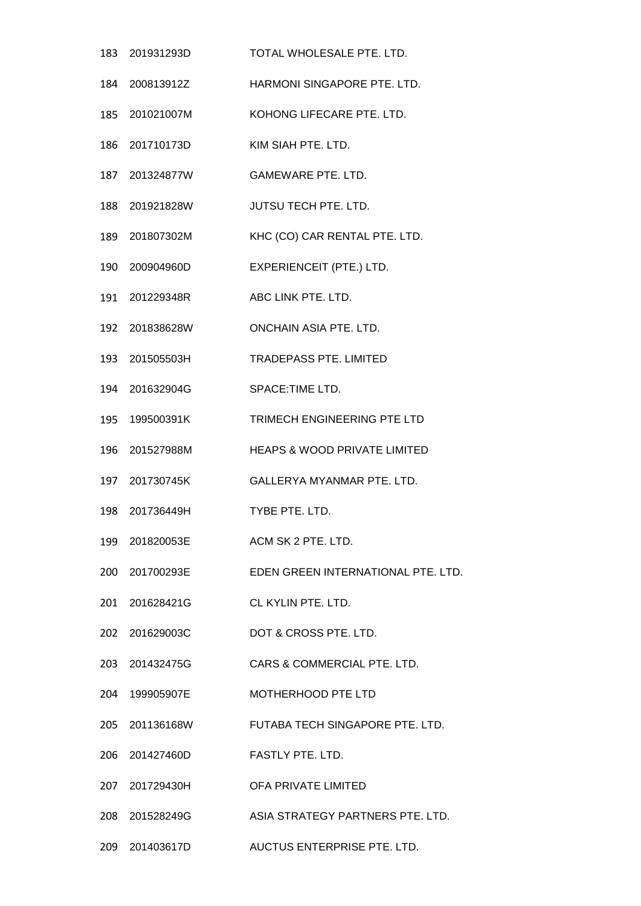| | | |
|---|---|---|
| 183 | 201931293D | TOTAL WHOLESALE PTE. LTD. |
| 184 | 200813912Z | HARMONI SINGAPORE PTE. LTD. |
| 185 | 201021007M | KOHONG LIFECARE PTE. LTD. |
| 186 | 201710173D | KIM SIAH PTE. LTD. |
| 187 | 201324877W | GAMEWARE PTE. LTD. |
| 188 | 201921828W | JUTSU TECH PTE. LTD. |
| 189 | 201807302M | KHC (CO) CAR RENTAL PTE. LTD. |
| 190 | 200904960D | EXPERIENCEIT (PTE.) LTD. |
| 191 | 201229348R | ABC LINK PTE. LTD. |
| 192 | 201838628W | ONCHAIN ASIA PTE. LTD. |
| 193 | 201505503H | TRADEPASS PTE. LIMITED |
| 194 | 201632904G | SPACE:TIME LTD. |
| 195 | 199500391K | TRIMECH ENGINEERING PTE LTD |
| 196 | 201527988M | HEAPS & WOOD PRIVATE LIMITED |
| 197 | 201730745K | GALLERYA MYANMAR PTE. LTD. |
| 198 | 201736449H | TYBE PTE. LTD. |
| 199 | 201820053E | ACM SK 2 PTE. LTD. |
| 200 | 201700293E | EDEN GREEN INTERNATIONAL PTE. LTD. |
| 201 | 201628421G | CL KYLIN PTE. LTD. |
| 202 | 201629003C | DOT & CROSS PTE. LTD. |
| 203 | 201432475G | CARS & COMMERCIAL PTE. LTD. |
| 204 | 199905907E | MOTHERHOOD PTE LTD |
| 205 | 201136168W | FUTABA TECH SINGAPORE PTE. LTD. |
| 206 | 201427460D | FASTLY PTE. LTD. |
| 207 | 201729430H | OFA PRIVATE LIMITED |
| 208 | 201528249G | ASIA STRATEGY PARTNERS PTE. LTD. |
| 209 | 201403617D | AUCTUS ENTERPRISE PTE. LTD. |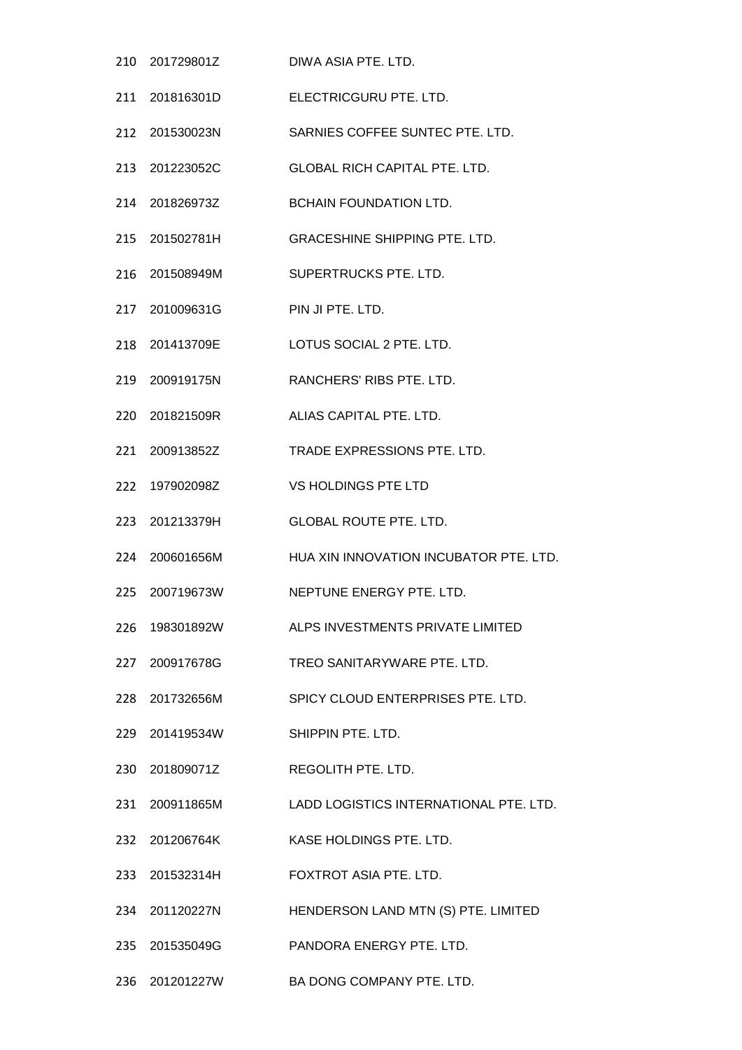| | | |
|---|---|---|
| 210 | 201729801Z | DIWA ASIA PTE. LTD. |
| 211 | 201816301D | ELECTRICGURU PTE. LTD. |
| 212 | 201530023N | SARNIES COFFEE SUNTEC PTE. LTD. |
| 213 | 201223052C | GLOBAL RICH CAPITAL PTE. LTD. |
| 214 | 201826973Z | BCHAIN FOUNDATION LTD. |
| 215 | 201502781H | GRACESHINE SHIPPING PTE. LTD. |
| 216 | 201508949M | SUPERTRUCKS PTE. LTD. |
| 217 | 201009631G | PIN JI PTE. LTD. |
| 218 | 201413709E | LOTUS SOCIAL 2 PTE. LTD. |
| 219 | 200919175N | RANCHERS' RIBS PTE. LTD. |
| 220 | 201821509R | ALIAS CAPITAL PTE. LTD. |
| 221 | 200913852Z | TRADE EXPRESSIONS PTE. LTD. |
| 222 | 197902098Z | VS HOLDINGS PTE LTD |
| 223 | 201213379H | GLOBAL ROUTE PTE. LTD. |
| 224 | 200601656M | HUA XIN INNOVATION INCUBATOR PTE. LTD. |
| 225 | 200719673W | NEPTUNE ENERGY PTE. LTD. |
| 226 | 198301892W | ALPS INVESTMENTS PRIVATE LIMITED |
| 227 | 200917678G | TREO SANITARYWARE PTE. LTD. |
| 228 | 201732656M | SPICY CLOUD ENTERPRISES PTE. LTD. |
| 229 | 201419534W | SHIPPIN PTE. LTD. |
| 230 | 201809071Z | REGOLITH PTE. LTD. |
| 231 | 200911865M | LADD LOGISTICS INTERNATIONAL PTE. LTD. |
| 232 | 201206764K | KASE HOLDINGS PTE. LTD. |
| 233 | 201532314H | FOXTROT ASIA PTE. LTD. |
| 234 | 201120227N | HENDERSON LAND MTN (S) PTE. LIMITED |
| 235 | 201535049G | PANDORA ENERGY PTE. LTD. |
| 236 | 201201227W | BA DONG COMPANY PTE. LTD. |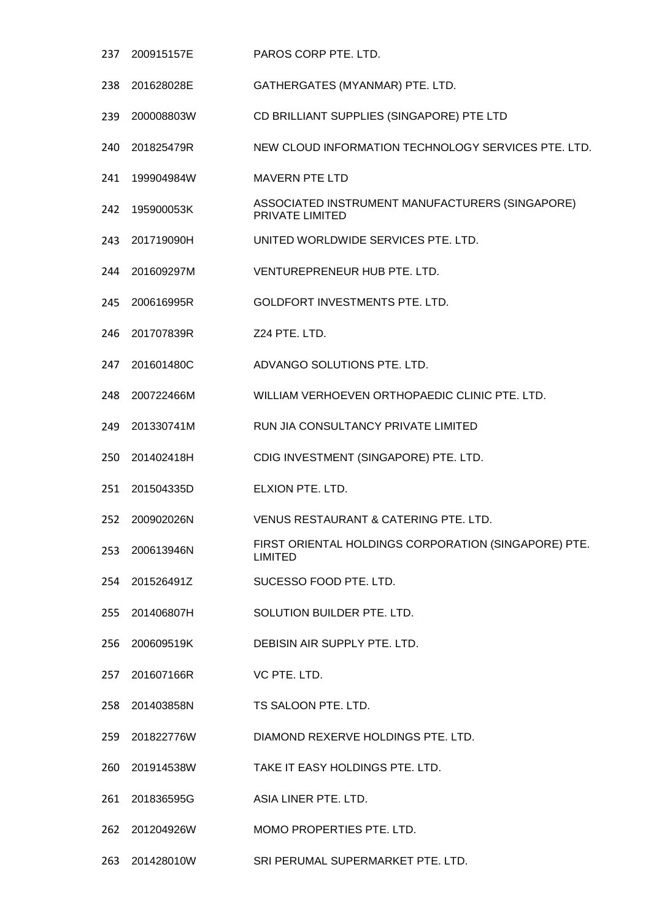| | | |
|---|---|---|
| 237 | 200915157E | PAROS CORP PTE. LTD. |
| 238 | 201628028E | GATHERGATES (MYANMAR) PTE. LTD. |
| 239 | 200008803W | CD BRILLIANT SUPPLIES (SINGAPORE) PTE LTD |
| 240 | 201825479R | NEW CLOUD INFORMATION TECHNOLOGY SERVICES PTE. LTD. |
| 241 | 199904984W | MAVERN PTE LTD |
| 242 | 195900053K | ASSOCIATED INSTRUMENT MANUFACTURERS (SINGAPORE) PRIVATE LIMITED |
| 243 | 201719090H | UNITED WORLDWIDE SERVICES PTE. LTD. |
| 244 | 201609297M | VENTUREPRENEUR HUB PTE. LTD. |
| 245 | 200616995R | GOLDFORT INVESTMENTS PTE. LTD. |
| 246 | 201707839R | Z24 PTE. LTD. |
| 247 | 201601480C | ADVANGO SOLUTIONS PTE. LTD. |
| 248 | 200722466M | WILLIAM VERHOEVEN ORTHOPAEDIC CLINIC PTE. LTD. |
| 249 | 201330741M | RUN JIA CONSULTANCY PRIVATE LIMITED |
| 250 | 201402418H | CDIG INVESTMENT (SINGAPORE) PTE. LTD. |
| 251 | 201504335D | ELXION PTE. LTD. |
| 252 | 200902026N | VENUS RESTAURANT & CATERING PTE. LTD. |
| 253 | 200613946N | FIRST ORIENTAL HOLDINGS CORPORATION (SINGAPORE) PTE. LIMITED |
| 254 | 201526491Z | SUCESSO FOOD PTE. LTD. |
| 255 | 201406807H | SOLUTION BUILDER PTE. LTD. |
| 256 | 200609519K | DEBISIN AIR SUPPLY PTE. LTD. |
| 257 | 201607166R | VC PTE. LTD. |
| 258 | 201403858N | TS SALOON PTE. LTD. |
| 259 | 201822776W | DIAMOND REXERVE HOLDINGS PTE. LTD. |
| 260 | 201914538W | TAKE IT EASY HOLDINGS PTE. LTD. |
| 261 | 201836595G | ASIA LINER PTE. LTD. |
| 262 | 201204926W | MOMO PROPERTIES PTE. LTD. |
| 263 | 201428010W | SRI PERUMAL SUPERMARKET PTE. LTD. |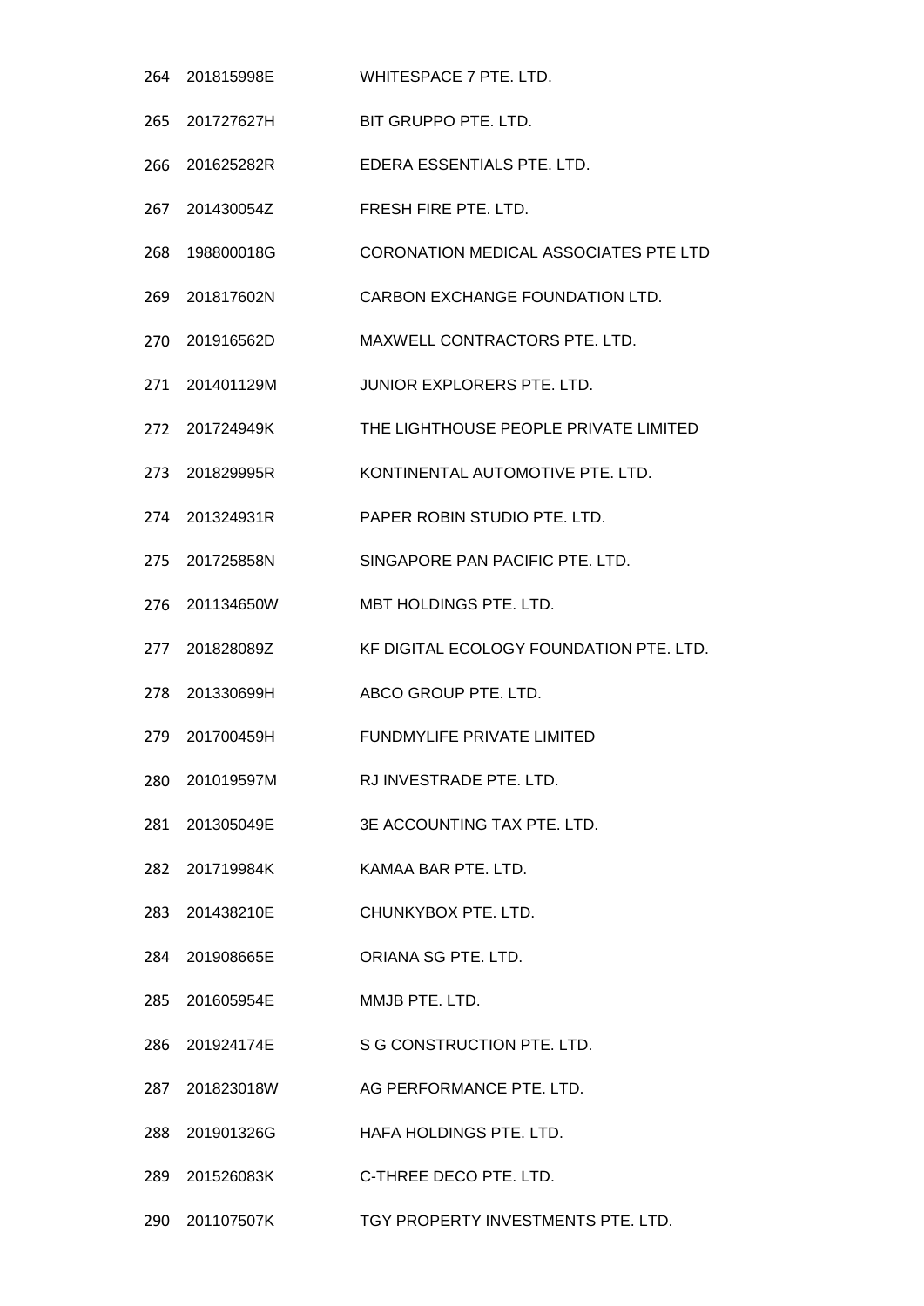| | | |
|---|---|---|
| 264 | 201815998E | WHITESPACE 7 PTE. LTD. |
| 265 | 201727627H | BIT GRUPPO PTE. LTD. |
| 266 | 201625282R | EDERA ESSENTIALS PTE. LTD. |
| 267 | 201430054Z | FRESH FIRE PTE. LTD. |
| 268 | 198800018G | CORONATION MEDICAL ASSOCIATES PTE LTD |
| 269 | 201817602N | CARBON EXCHANGE FOUNDATION LTD. |
| 270 | 201916562D | MAXWELL CONTRACTORS PTE. LTD. |
| 271 | 201401129M | JUNIOR EXPLORERS PTE. LTD. |
| 272 | 201724949K | THE LIGHTHOUSE PEOPLE PRIVATE LIMITED |
| 273 | 201829995R | KONTINENTAL AUTOMOTIVE PTE. LTD. |
| 274 | 201324931R | PAPER ROBIN STUDIO PTE. LTD. |
| 275 | 201725858N | SINGAPORE PAN PACIFIC PTE. LTD. |
| 276 | 201134650W | MBT HOLDINGS PTE. LTD. |
| 277 | 201828089Z | KF DIGITAL ECOLOGY FOUNDATION PTE. LTD. |
| 278 | 201330699H | ABCO GROUP PTE. LTD. |
| 279 | 201700459H | FUNDMYLIFE PRIVATE LIMITED |
| 280 | 201019597M | RJ INVESTRADE PTE. LTD. |
| 281 | 201305049E | 3E ACCOUNTING TAX PTE. LTD. |
| 282 | 201719984K | KAMAA BAR PTE. LTD. |
| 283 | 201438210E | CHUNKYBOX PTE. LTD. |
| 284 | 201908665E | ORIANA SG PTE. LTD. |
| 285 | 201605954E | MMJB PTE. LTD. |
| 286 | 201924174E | S G CONSTRUCTION PTE. LTD. |
| 287 | 201823018W | AG PERFORMANCE PTE. LTD. |
| 288 | 201901326G | HAFA HOLDINGS PTE. LTD. |
| 289 | 201526083K | C-THREE DECO PTE. LTD. |
| 290 | 201107507K | TGY PROPERTY INVESTMENTS PTE. LTD. |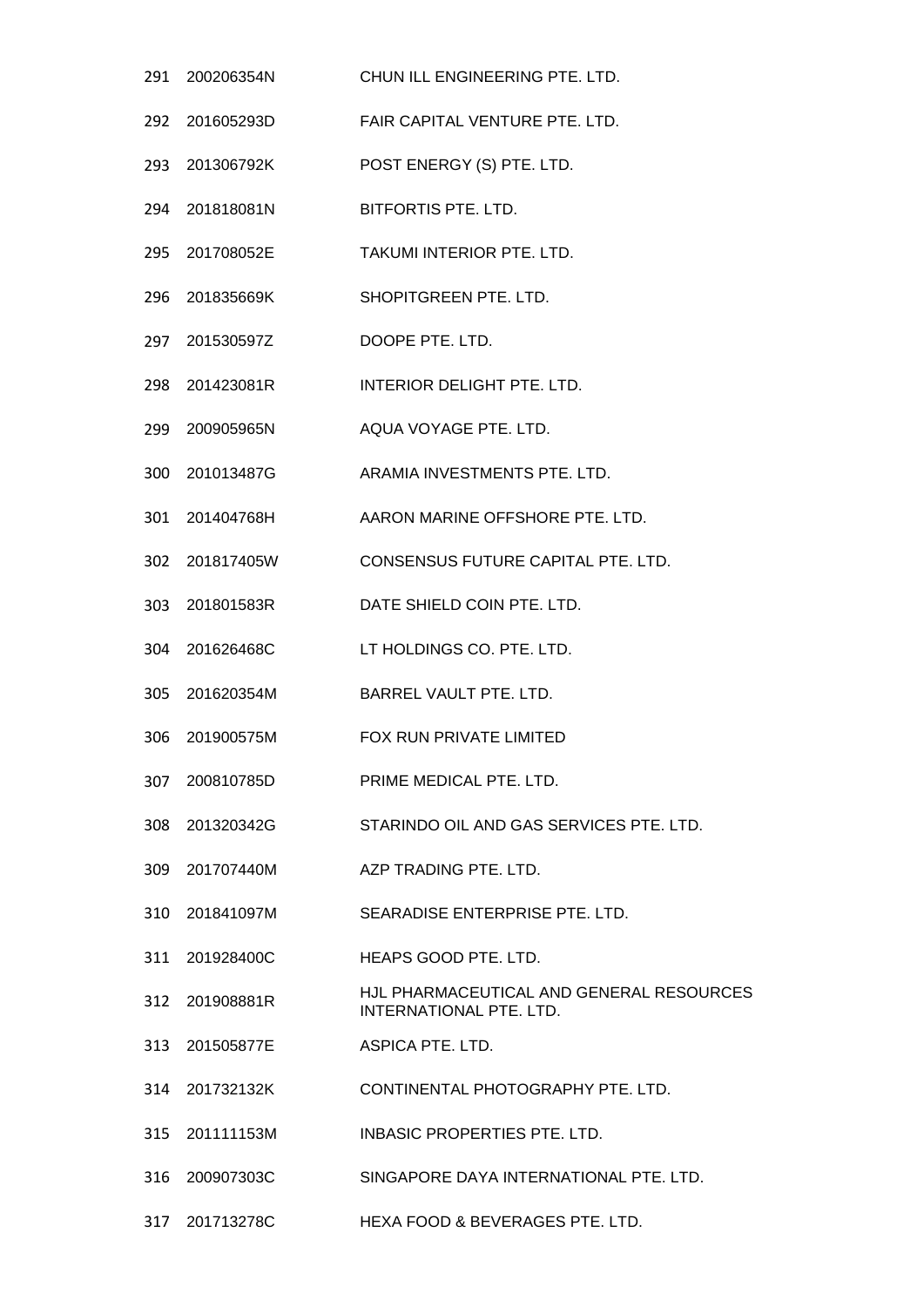| | | |
|---|---|---|
| 291 | 200206354N | CHUN ILL ENGINEERING PTE. LTD. |
| 292 | 201605293D | FAIR CAPITAL VENTURE PTE. LTD. |
| 293 | 201306792K | POST ENERGY (S) PTE. LTD. |
| 294 | 201818081N | BITFORTIS PTE. LTD. |
| 295 | 201708052E | TAKUMI INTERIOR PTE. LTD. |
| 296 | 201835669K | SHOPITGREEN PTE. LTD. |
| 297 | 201530597Z | DOOPE PTE. LTD. |
| 298 | 201423081R | INTERIOR DELIGHT PTE. LTD. |
| 299 | 200905965N | AQUA VOYAGE PTE. LTD. |
| 300 | 201013487G | ARAMIA INVESTMENTS PTE. LTD. |
| 301 | 201404768H | AARON MARINE OFFSHORE PTE. LTD. |
| 302 | 201817405W | CONSENSUS FUTURE CAPITAL PTE. LTD. |
| 303 | 201801583R | DATE SHIELD COIN PTE. LTD. |
| 304 | 201626468C | LT HOLDINGS CO. PTE. LTD. |
| 305 | 201620354M | BARREL VAULT PTE. LTD. |
| 306 | 201900575M | FOX RUN PRIVATE LIMITED |
| 307 | 200810785D | PRIME MEDICAL PTE. LTD. |
| 308 | 201320342G | STARINDO OIL AND GAS SERVICES PTE. LTD. |
| 309 | 201707440M | AZP TRADING PTE. LTD. |
| 310 | 201841097M | SEARADISE ENTERPRISE PTE. LTD. |
| 311 | 201928400C | HEAPS GOOD PTE. LTD. |
| 312 | 201908881R | HJL PHARMACEUTICAL AND GENERAL RESOURCES INTERNATIONAL PTE. LTD. |
| 313 | 201505877E | ASPICA PTE. LTD. |
| 314 | 201732132K | CONTINENTAL PHOTOGRAPHY PTE. LTD. |
| 315 | 201111153M | INBASIC PROPERTIES PTE. LTD. |
| 316 | 200907303C | SINGAPORE DAYA INTERNATIONAL PTE. LTD. |
| 317 | 201713278C | HEXA FOOD & BEVERAGES PTE. LTD. |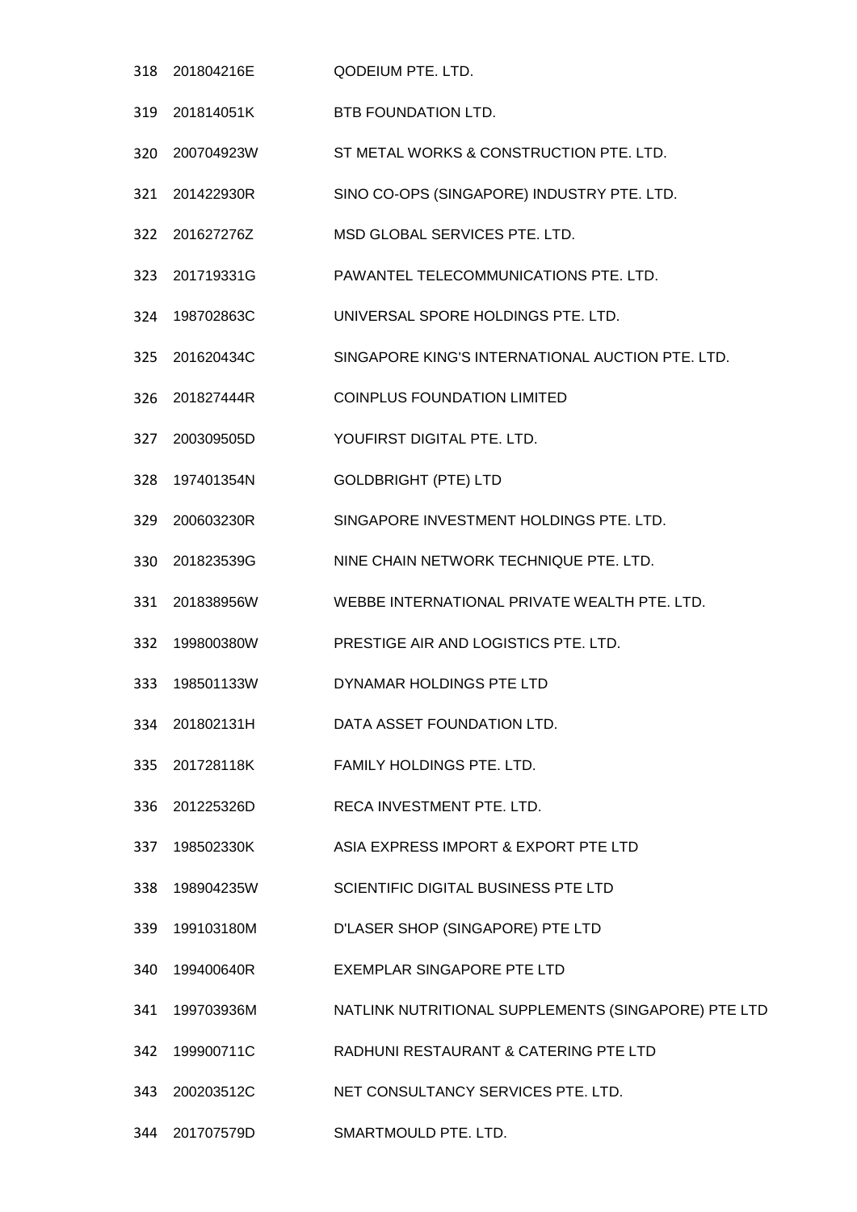| | | |
|---|---|---|
| 318 | 201804216E | QODEIUM PTE. LTD. |
| 319 | 201814051K | BTB FOUNDATION LTD. |
| 320 | 200704923W | ST METAL WORKS & CONSTRUCTION PTE. LTD. |
| 321 | 201422930R | SINO CO-OPS (SINGAPORE) INDUSTRY PTE. LTD. |
| 322 | 201627276Z | MSD GLOBAL SERVICES PTE. LTD. |
| 323 | 201719331G | PAWANTEL TELECOMMUNICATIONS PTE. LTD. |
| 324 | 198702863C | UNIVERSAL SPORE HOLDINGS PTE. LTD. |
| 325 | 201620434C | SINGAPORE KING'S INTERNATIONAL AUCTION PTE. LTD. |
| 326 | 201827444R | COINPLUS FOUNDATION LIMITED |
| 327 | 200309505D | YOUFIRST DIGITAL PTE. LTD. |
| 328 | 197401354N | GOLDBRIGHT (PTE) LTD |
| 329 | 200603230R | SINGAPORE INVESTMENT HOLDINGS PTE. LTD. |
| 330 | 201823539G | NINE CHAIN NETWORK TECHNIQUE PTE. LTD. |
| 331 | 201838956W | WEBBE INTERNATIONAL PRIVATE WEALTH PTE. LTD. |
| 332 | 199800380W | PRESTIGE AIR AND LOGISTICS PTE. LTD. |
| 333 | 198501133W | DYNAMAR HOLDINGS PTE LTD |
| 334 | 201802131H | DATA ASSET FOUNDATION LTD. |
| 335 | 201728118K | FAMILY HOLDINGS PTE. LTD. |
| 336 | 201225326D | RECA INVESTMENT PTE. LTD. |
| 337 | 198502330K | ASIA EXPRESS IMPORT & EXPORT PTE LTD |
| 338 | 198904235W | SCIENTIFIC DIGITAL BUSINESS PTE LTD |
| 339 | 199103180M | D'LASER SHOP (SINGAPORE) PTE LTD |
| 340 | 199400640R | EXEMPLAR SINGAPORE PTE LTD |
| 341 | 199703936M | NATLINK NUTRITIONAL SUPPLEMENTS (SINGAPORE) PTE LTD |
| 342 | 199900711C | RADHUNI RESTAURANT & CATERING PTE LTD |
| 343 | 200203512C | NET CONSULTANCY SERVICES PTE. LTD. |
| 344 | 201707579D | SMARTMOULD PTE. LTD. |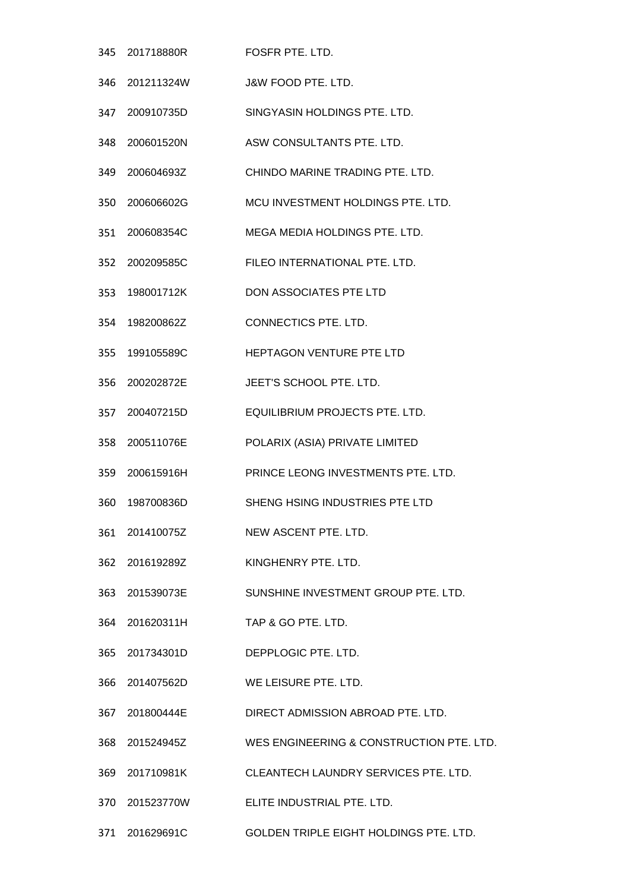| | | |
|---|---|---|
| 345 | 201718880R | FOSFR PTE. LTD. |
| 346 | 201211324W | J&W FOOD PTE. LTD. |
| 347 | 200910735D | SINGYASIN HOLDINGS PTE. LTD. |
| 348 | 200601520N | ASW CONSULTANTS PTE. LTD. |
| 349 | 200604693Z | CHINDO MARINE TRADING PTE. LTD. |
| 350 | 200606602G | MCU INVESTMENT HOLDINGS PTE. LTD. |
| 351 | 200608354C | MEGA MEDIA HOLDINGS PTE. LTD. |
| 352 | 200209585C | FILEO INTERNATIONAL PTE. LTD. |
| 353 | 198001712K | DON ASSOCIATES PTE LTD |
| 354 | 198200862Z | CONNECTICS PTE. LTD. |
| 355 | 199105589C | HEPTAGON VENTURE PTE LTD |
| 356 | 200202872E | JEET'S SCHOOL PTE. LTD. |
| 357 | 200407215D | EQUILIBRIUM PROJECTS PTE. LTD. |
| 358 | 200511076E | POLARIX (ASIA) PRIVATE LIMITED |
| 359 | 200615916H | PRINCE LEONG INVESTMENTS PTE. LTD. |
| 360 | 198700836D | SHENG HSING INDUSTRIES PTE LTD |
| 361 | 201410075Z | NEW ASCENT PTE. LTD. |
| 362 | 201619289Z | KINGHENRY PTE. LTD. |
| 363 | 201539073E | SUNSHINE INVESTMENT GROUP PTE. LTD. |
| 364 | 201620311H | TAP & GO PTE. LTD. |
| 365 | 201734301D | DEPPLOGIC PTE. LTD. |
| 366 | 201407562D | WE LEISURE PTE. LTD. |
| 367 | 201800444E | DIRECT ADMISSION ABROAD PTE. LTD. |
| 368 | 201524945Z | WES ENGINEERING & CONSTRUCTION PTE. LTD. |
| 369 | 201710981K | CLEANTECH LAUNDRY SERVICES PTE. LTD. |
| 370 | 201523770W | ELITE INDUSTRIAL PTE. LTD. |
| 371 | 201629691C | GOLDEN TRIPLE EIGHT HOLDINGS PTE. LTD. |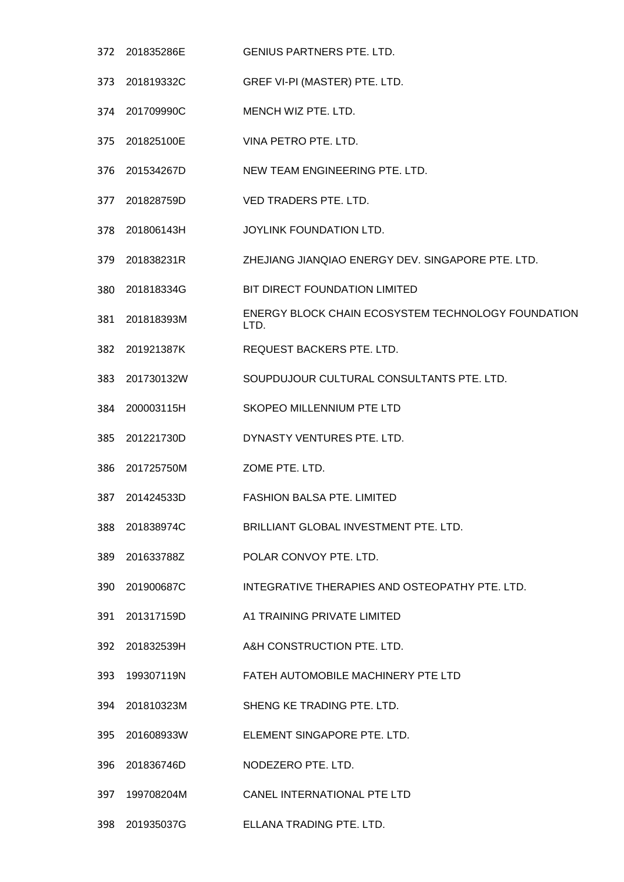| | | |
|---|---|---|
| 372 | 201835286E | GENIUS PARTNERS PTE. LTD. |
| 373 | 201819332C | GREF VI-PI (MASTER) PTE. LTD. |
| 374 | 201709990C | MENCH WIZ PTE. LTD. |
| 375 | 201825100E | VINA PETRO PTE. LTD. |
| 376 | 201534267D | NEW TEAM ENGINEERING PTE. LTD. |
| 377 | 201828759D | VED TRADERS PTE. LTD. |
| 378 | 201806143H | JOYLINK FOUNDATION LTD. |
| 379 | 201838231R | ZHEJIANG JIANQIAO ENERGY DEV. SINGAPORE PTE. LTD. |
| 380 | 201818334G | BIT DIRECT FOUNDATION LIMITED |
| 381 | 201818393M | ENERGY BLOCK CHAIN ECOSYSTEM TECHNOLOGY FOUNDATION LTD. |
| 382 | 201921387K | REQUEST BACKERS PTE. LTD. |
| 383 | 201730132W | SOUPDUJOUR CULTURAL CONSULTANTS PTE. LTD. |
| 384 | 200003115H | SKOPEO MILLENNIUM PTE LTD |
| 385 | 201221730D | DYNASTY VENTURES PTE. LTD. |
| 386 | 201725750M | ZOME PTE. LTD. |
| 387 | 201424533D | FASHION BALSA PTE. LIMITED |
| 388 | 201838974C | BRILLIANT GLOBAL INVESTMENT PTE. LTD. |
| 389 | 201633788Z | POLAR CONVOY PTE. LTD. |
| 390 | 201900687C | INTEGRATIVE THERAPIES AND OSTEOPATHY PTE. LTD. |
| 391 | 201317159D | A1 TRAINING PRIVATE LIMITED |
| 392 | 201832539H | A&H CONSTRUCTION PTE. LTD. |
| 393 | 199307119N | FATEH AUTOMOBILE MACHINERY PTE LTD |
| 394 | 201810323M | SHENG KE TRADING PTE. LTD. |
| 395 | 201608933W | ELEMENT SINGAPORE PTE. LTD. |
| 396 | 201836746D | NODEZERO PTE. LTD. |
| 397 | 199708204M | CANEL INTERNATIONAL PTE LTD |
| 398 | 201935037G | ELLANA TRADING PTE. LTD. |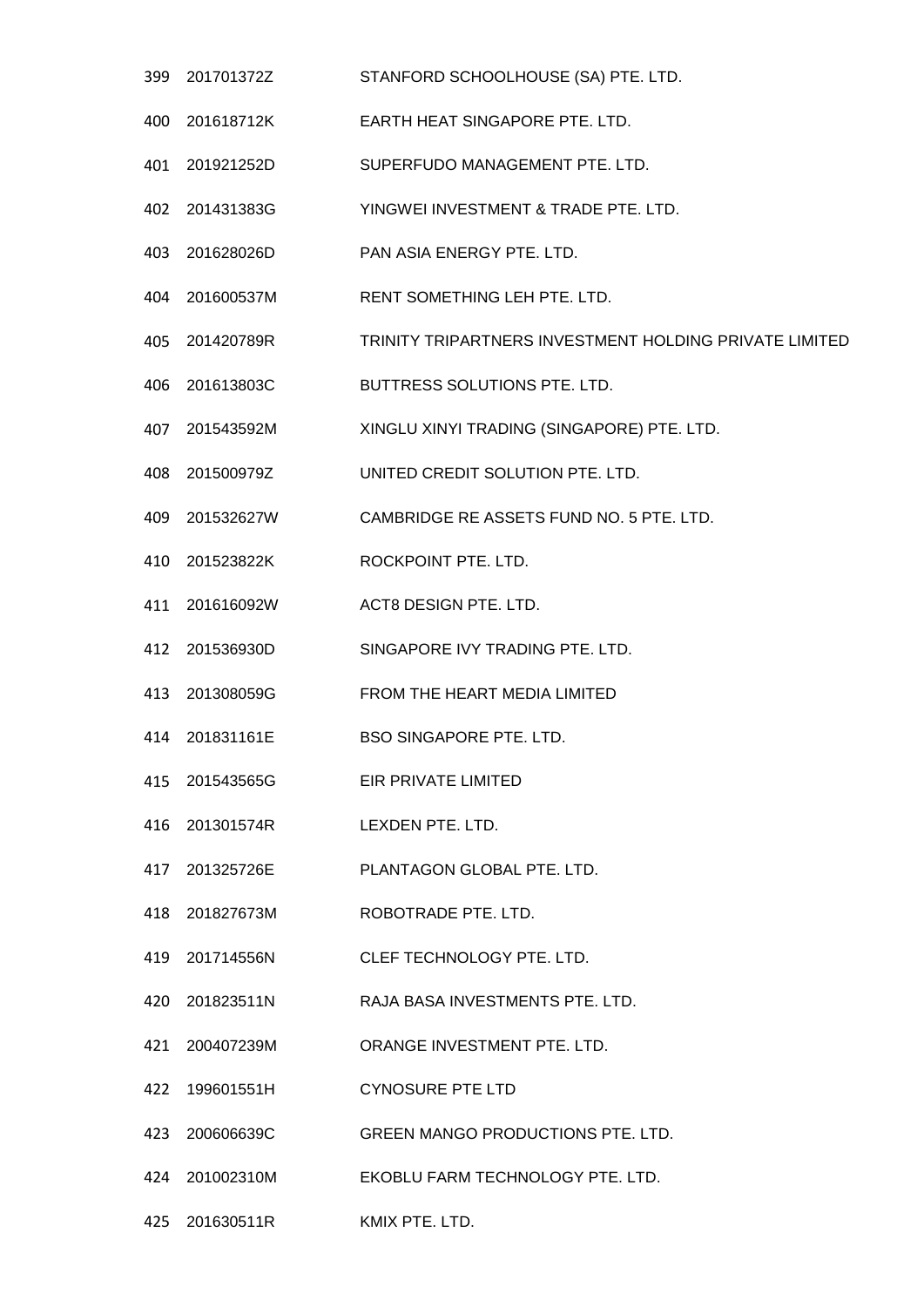| | | |
|---|---|---|
| 399 | 201701372Z | STANFORD SCHOOLHOUSE (SA) PTE. LTD. |
| 400 | 201618712K | EARTH HEAT SINGAPORE PTE. LTD. |
| 401 | 201921252D | SUPERFUDO MANAGEMENT PTE. LTD. |
| 402 | 201431383G | YINGWEI INVESTMENT & TRADE PTE. LTD. |
| 403 | 201628026D | PAN ASIA ENERGY PTE. LTD. |
| 404 | 201600537M | RENT SOMETHING LEH PTE. LTD. |
| 405 | 201420789R | TRINITY TRIPARTNERS INVESTMENT HOLDING PRIVATE LIMITED |
| 406 | 201613803C | BUTTRESS SOLUTIONS PTE. LTD. |
| 407 | 201543592M | XINGLU XINYI TRADING (SINGAPORE) PTE. LTD. |
| 408 | 201500979Z | UNITED CREDIT SOLUTION PTE. LTD. |
| 409 | 201532627W | CAMBRIDGE RE ASSETS FUND NO. 5 PTE. LTD. |
| 410 | 201523822K | ROCKPOINT PTE. LTD. |
| 411 | 201616092W | ACT8 DESIGN PTE. LTD. |
| 412 | 201536930D | SINGAPORE IVY TRADING PTE. LTD. |
| 413 | 201308059G | FROM THE HEART MEDIA LIMITED |
| 414 | 201831161E | BSO SINGAPORE PTE. LTD. |
| 415 | 201543565G | EIR PRIVATE LIMITED |
| 416 | 201301574R | LEXDEN PTE. LTD. |
| 417 | 201325726E | PLANTAGON GLOBAL PTE. LTD. |
| 418 | 201827673M | ROBOTRADE PTE. LTD. |
| 419 | 201714556N | CLEF TECHNOLOGY PTE. LTD. |
| 420 | 201823511N | RAJA BASA INVESTMENTS PTE. LTD. |
| 421 | 200407239M | ORANGE INVESTMENT PTE. LTD. |
| 422 | 199601551H | CYNOSURE PTE LTD |
| 423 | 200606639C | GREEN MANGO PRODUCTIONS PTE. LTD. |
| 424 | 201002310M | EKOBLU FARM TECHNOLOGY PTE. LTD. |
| 425 | 201630511R | KMIX PTE. LTD. |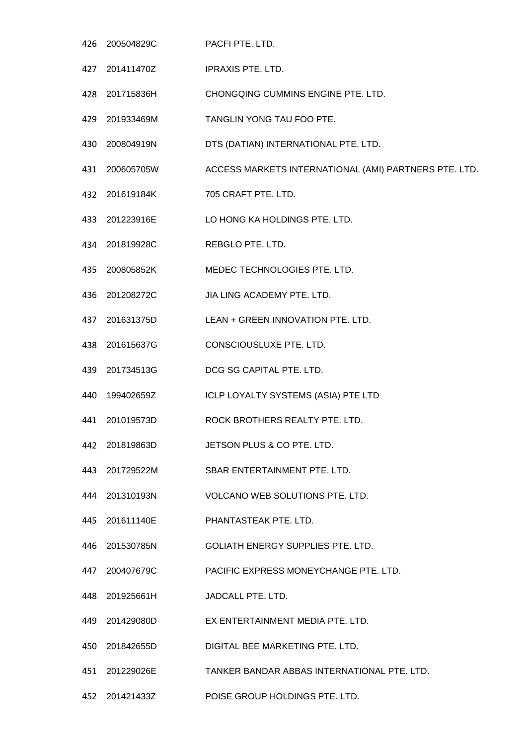| | | |
|---|---|---|
| 426 | 200504829C | PACFI PTE. LTD. |
| 427 | 201411470Z | IPRAXIS PTE. LTD. |
| 428 | 201715836H | CHONGQING CUMMINS ENGINE PTE. LTD. |
| 429 | 201933469M | TANGLIN YONG TAU FOO PTE. |
| 430 | 200804919N | DTS (DATIAN) INTERNATIONAL PTE. LTD. |
| 431 | 200605705W | ACCESS MARKETS INTERNATIONAL (AMI) PARTNERS PTE. LTD. |
| 432 | 201619184K | 705 CRAFT PTE. LTD. |
| 433 | 201223916E | LO HONG KA HOLDINGS PTE. LTD. |
| 434 | 201819928C | REBGLO PTE. LTD. |
| 435 | 200805852K | MEDEC TECHNOLOGIES PTE. LTD. |
| 436 | 201208272C | JIA LING ACADEMY PTE. LTD. |
| 437 | 201631375D | LEAN + GREEN INNOVATION PTE. LTD. |
| 438 | 201615637G | CONSCIOUSLUXE PTE. LTD. |
| 439 | 201734513G | DCG SG CAPITAL PTE. LTD. |
| 440 | 199402659Z | ICLP LOYALTY SYSTEMS (ASIA) PTE LTD |
| 441 | 201019573D | ROCK BROTHERS REALTY PTE. LTD. |
| 442 | 201819863D | JETSON PLUS & CO PTE. LTD. |
| 443 | 201729522M | SBAR ENTERTAINMENT PTE. LTD. |
| 444 | 201310193N | VOLCANO WEB SOLUTIONS PTE. LTD. |
| 445 | 201611140E | PHANTASTEAK PTE. LTD. |
| 446 | 201530785N | GOLIATH ENERGY SUPPLIES PTE. LTD. |
| 447 | 200407679C | PACIFIC EXPRESS MONEYCHANGE PTE. LTD. |
| 448 | 201925661H | JADCALL PTE. LTD. |
| 449 | 201429080D | EX ENTERTAINMENT MEDIA PTE. LTD. |
| 450 | 201842655D | DIGITAL BEE MARKETING PTE. LTD. |
| 451 | 201229026E | TANKER BANDAR ABBAS INTERNATIONAL PTE. LTD. |
| 452 | 201421433Z | POISE GROUP HOLDINGS PTE. LTD. |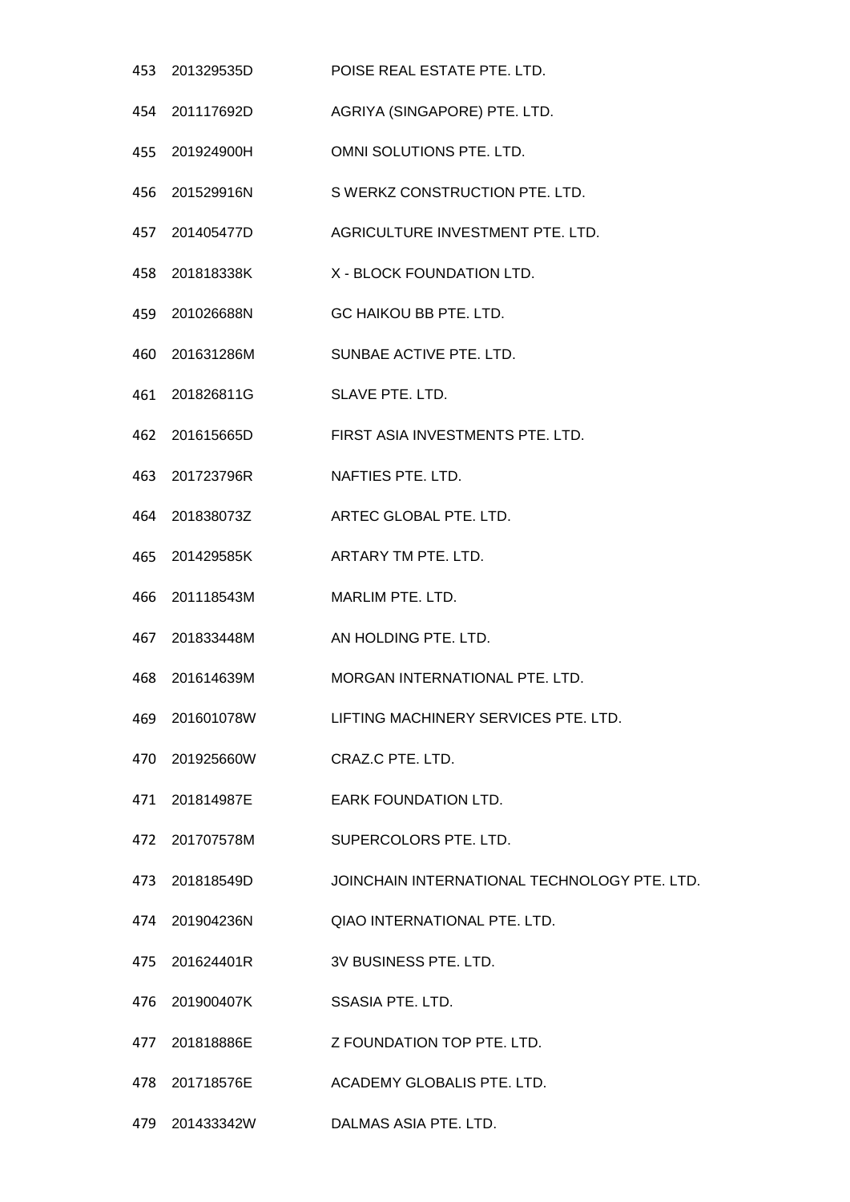| | | |
|---|---|---|
| 453 | 201329535D | POISE REAL ESTATE PTE. LTD. |
| 454 | 201117692D | AGRIYA (SINGAPORE) PTE. LTD. |
| 455 | 201924900H | OMNI SOLUTIONS PTE. LTD. |
| 456 | 201529916N | S WERKZ CONSTRUCTION PTE. LTD. |
| 457 | 201405477D | AGRICULTURE INVESTMENT PTE. LTD. |
| 458 | 201818338K | X - BLOCK FOUNDATION LTD. |
| 459 | 201026688N | GC HAIKOU BB PTE. LTD. |
| 460 | 201631286M | SUNBAE ACTIVE PTE. LTD. |
| 461 | 201826811G | SLAVE PTE. LTD. |
| 462 | 201615665D | FIRST ASIA INVESTMENTS PTE. LTD. |
| 463 | 201723796R | NAFTIES PTE. LTD. |
| 464 | 201838073Z | ARTEC GLOBAL PTE. LTD. |
| 465 | 201429585K | ARTARY TM PTE. LTD. |
| 466 | 201118543M | MARLIM PTE. LTD. |
| 467 | 201833448M | AN HOLDING PTE. LTD. |
| 468 | 201614639M | MORGAN INTERNATIONAL PTE. LTD. |
| 469 | 201601078W | LIFTING MACHINERY SERVICES PTE. LTD. |
| 470 | 201925660W | CRAZ.C PTE. LTD. |
| 471 | 201814987E | EARK FOUNDATION LTD. |
| 472 | 201707578M | SUPERCOLORS PTE. LTD. |
| 473 | 201818549D | JOINCHAIN INTERNATIONAL TECHNOLOGY PTE. LTD. |
| 474 | 201904236N | QIAO INTERNATIONAL PTE. LTD. |
| 475 | 201624401R | 3V BUSINESS PTE. LTD. |
| 476 | 201900407K | SSASIA PTE. LTD. |
| 477 | 201818886E | Z FOUNDATION TOP PTE. LTD. |
| 478 | 201718576E | ACADEMY GLOBALIS PTE. LTD. |
| 479 | 201433342W | DALMAS ASIA PTE. LTD. |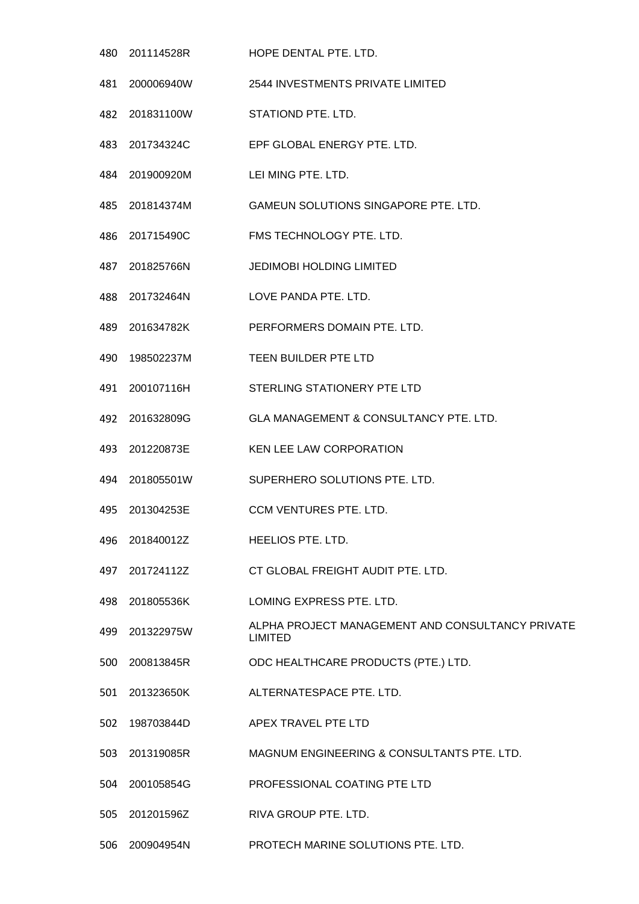| | | |
|---|---|---|
| 480 | 201114528R | HOPE DENTAL PTE. LTD. |
| 481 | 200006940W | 2544 INVESTMENTS PRIVATE LIMITED |
| 482 | 201831100W | STATIOND PTE. LTD. |
| 483 | 201734324C | EPF GLOBAL ENERGY PTE. LTD. |
| 484 | 201900920M | LEI MING PTE. LTD. |
| 485 | 201814374M | GAMEUN SOLUTIONS SINGAPORE PTE. LTD. |
| 486 | 201715490C | FMS TECHNOLOGY PTE. LTD. |
| 487 | 201825766N | JEDIMOBI HOLDING LIMITED |
| 488 | 201732464N | LOVE PANDA PTE. LTD. |
| 489 | 201634782K | PERFORMERS DOMAIN PTE. LTD. |
| 490 | 198502237M | TEEN BUILDER PTE LTD |
| 491 | 200107116H | STERLING STATIONERY PTE LTD |
| 492 | 201632809G | GLA MANAGEMENT & CONSULTANCY PTE. LTD. |
| 493 | 201220873E | KEN LEE LAW CORPORATION |
| 494 | 201805501W | SUPERHERO SOLUTIONS PTE. LTD. |
| 495 | 201304253E | CCM VENTURES PTE. LTD. |
| 496 | 201840012Z | HEELIOS PTE. LTD. |
| 497 | 201724112Z | CT GLOBAL FREIGHT AUDIT PTE. LTD. |
| 498 | 201805536K | LOMING EXPRESS PTE. LTD. |
| 499 | 201322975W | ALPHA PROJECT MANAGEMENT AND CONSULTANCY PRIVATE LIMITED |
| 500 | 200813845R | ODC HEALTHCARE PRODUCTS (PTE.) LTD. |
| 501 | 201323650K | ALTERNATESPACE PTE. LTD. |
| 502 | 198703844D | APEX TRAVEL PTE LTD |
| 503 | 201319085R | MAGNUM ENGINEERING & CONSULTANTS PTE. LTD. |
| 504 | 200105854G | PROFESSIONAL COATING PTE LTD |
| 505 | 201201596Z | RIVA GROUP PTE. LTD. |
| 506 | 200904954N | PROTECH MARINE SOLUTIONS PTE. LTD. |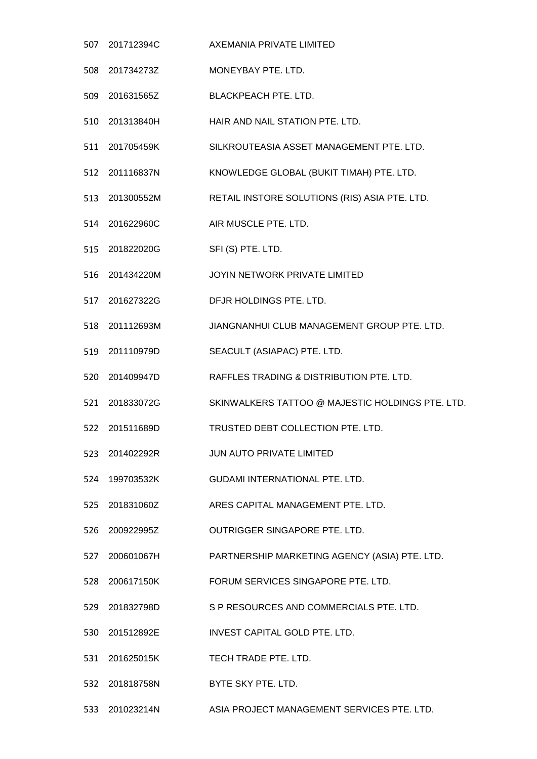| | | |
|---|---|---|
| 507 | 201712394C | AXEMANIA PRIVATE LIMITED |
| 508 | 201734273Z | MONEYBAY PTE. LTD. |
| 509 | 201631565Z | BLACKPEACH PTE. LTD. |
| 510 | 201313840H | HAIR AND NAIL STATION PTE. LTD. |
| 511 | 201705459K | SILKROUTEASIA ASSET MANAGEMENT PTE. LTD. |
| 512 | 201116837N | KNOWLEDGE GLOBAL (BUKIT TIMAH) PTE. LTD. |
| 513 | 201300552M | RETAIL INSTORE SOLUTIONS (RIS) ASIA PTE. LTD. |
| 514 | 201622960C | AIR MUSCLE PTE. LTD. |
| 515 | 201822020G | SFI (S) PTE. LTD. |
| 516 | 201434220M | JOYIN NETWORK PRIVATE LIMITED |
| 517 | 201627322G | DFJR HOLDINGS PTE. LTD. |
| 518 | 201112693M | JIANGNANHUI CLUB MANAGEMENT GROUP PTE. LTD. |
| 519 | 201110979D | SEACULT (ASIAPAC) PTE. LTD. |
| 520 | 201409947D | RAFFLES TRADING & DISTRIBUTION PTE. LTD. |
| 521 | 201833072G | SKINWALKERS TATTOO @ MAJESTIC HOLDINGS PTE. LTD. |
| 522 | 201511689D | TRUSTED DEBT COLLECTION PTE. LTD. |
| 523 | 201402292R | JUN AUTO PRIVATE LIMITED |
| 524 | 199703532K | GUDAMI INTERNATIONAL PTE. LTD. |
| 525 | 201831060Z | ARES CAPITAL MANAGEMENT PTE. LTD. |
| 526 | 200922995Z | OUTRIGGER SINGAPORE PTE. LTD. |
| 527 | 200601067H | PARTNERSHIP MARKETING AGENCY (ASIA) PTE. LTD. |
| 528 | 200617150K | FORUM SERVICES SINGAPORE PTE. LTD. |
| 529 | 201832798D | S P RESOURCES AND COMMERCIALS PTE. LTD. |
| 530 | 201512892E | INVEST CAPITAL GOLD PTE. LTD. |
| 531 | 201625015K | TECH TRADE PTE. LTD. |
| 532 | 201818758N | BYTE SKY PTE. LTD. |
| 533 | 201023214N | ASIA PROJECT MANAGEMENT SERVICES PTE. LTD. |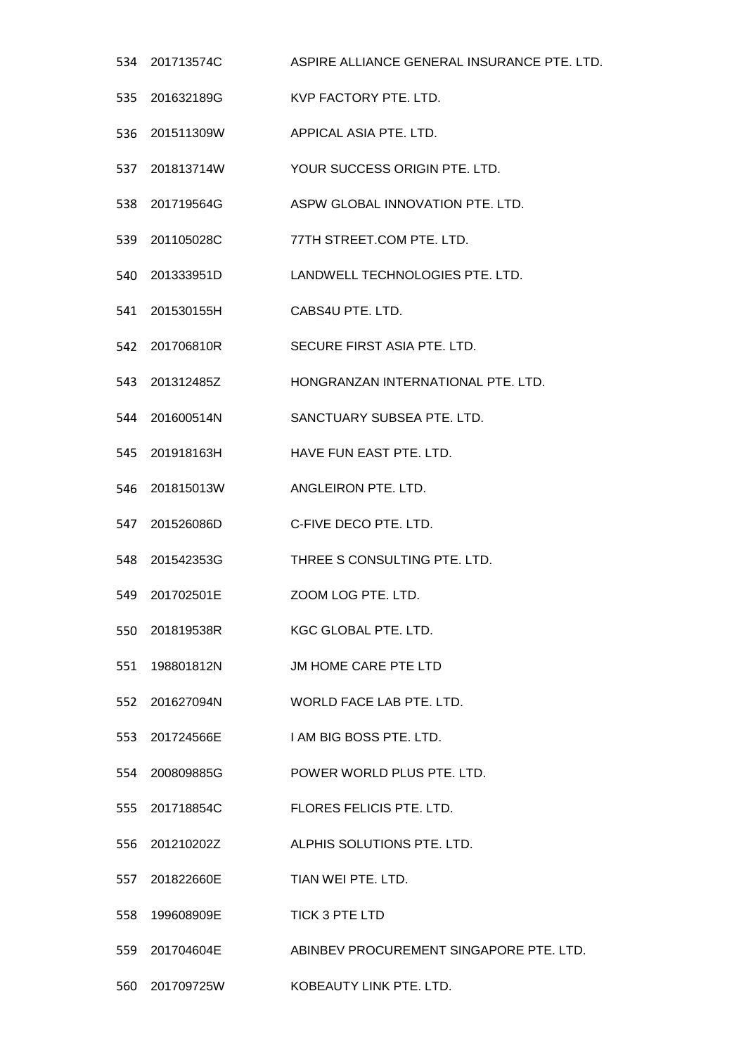| | | |
|---|---|---|
| 534 | 201713574C | ASPIRE ALLIANCE GENERAL INSURANCE PTE. LTD. |
| 535 | 201632189G | KVP FACTORY PTE. LTD. |
| 536 | 201511309W | APPICAL ASIA PTE. LTD. |
| 537 | 201813714W | YOUR SUCCESS ORIGIN PTE. LTD. |
| 538 | 201719564G | ASPW GLOBAL INNOVATION PTE. LTD. |
| 539 | 201105028C | 77TH STREET.COM PTE. LTD. |
| 540 | 201333951D | LANDWELL TECHNOLOGIES PTE. LTD. |
| 541 | 201530155H | CABS4U PTE. LTD. |
| 542 | 201706810R | SECURE FIRST ASIA PTE. LTD. |
| 543 | 201312485Z | HONGRANZAN INTERNATIONAL PTE. LTD. |
| 544 | 201600514N | SANCTUARY SUBSEA PTE. LTD. |
| 545 | 201918163H | HAVE FUN EAST PTE. LTD. |
| 546 | 201815013W | ANGLEIRON PTE. LTD. |
| 547 | 201526086D | C-FIVE DECO PTE. LTD. |
| 548 | 201542353G | THREE S CONSULTING PTE. LTD. |
| 549 | 201702501E | ZOOM LOG PTE. LTD. |
| 550 | 201819538R | KGC GLOBAL PTE. LTD. |
| 551 | 198801812N | JM HOME CARE PTE LTD |
| 552 | 201627094N | WORLD FACE LAB PTE. LTD. |
| 553 | 201724566E | I AM BIG BOSS PTE. LTD. |
| 554 | 200809885G | POWER WORLD PLUS PTE. LTD. |
| 555 | 201718854C | FLORES FELICIS PTE. LTD. |
| 556 | 201210202Z | ALPHIS SOLUTIONS PTE. LTD. |
| 557 | 201822660E | TIAN WEI PTE. LTD. |
| 558 | 199608909E | TICK 3 PTE LTD |
| 559 | 201704604E | ABINBEV PROCUREMENT SINGAPORE PTE. LTD. |
| 560 | 201709725W | KOBEAUTY LINK PTE. LTD. |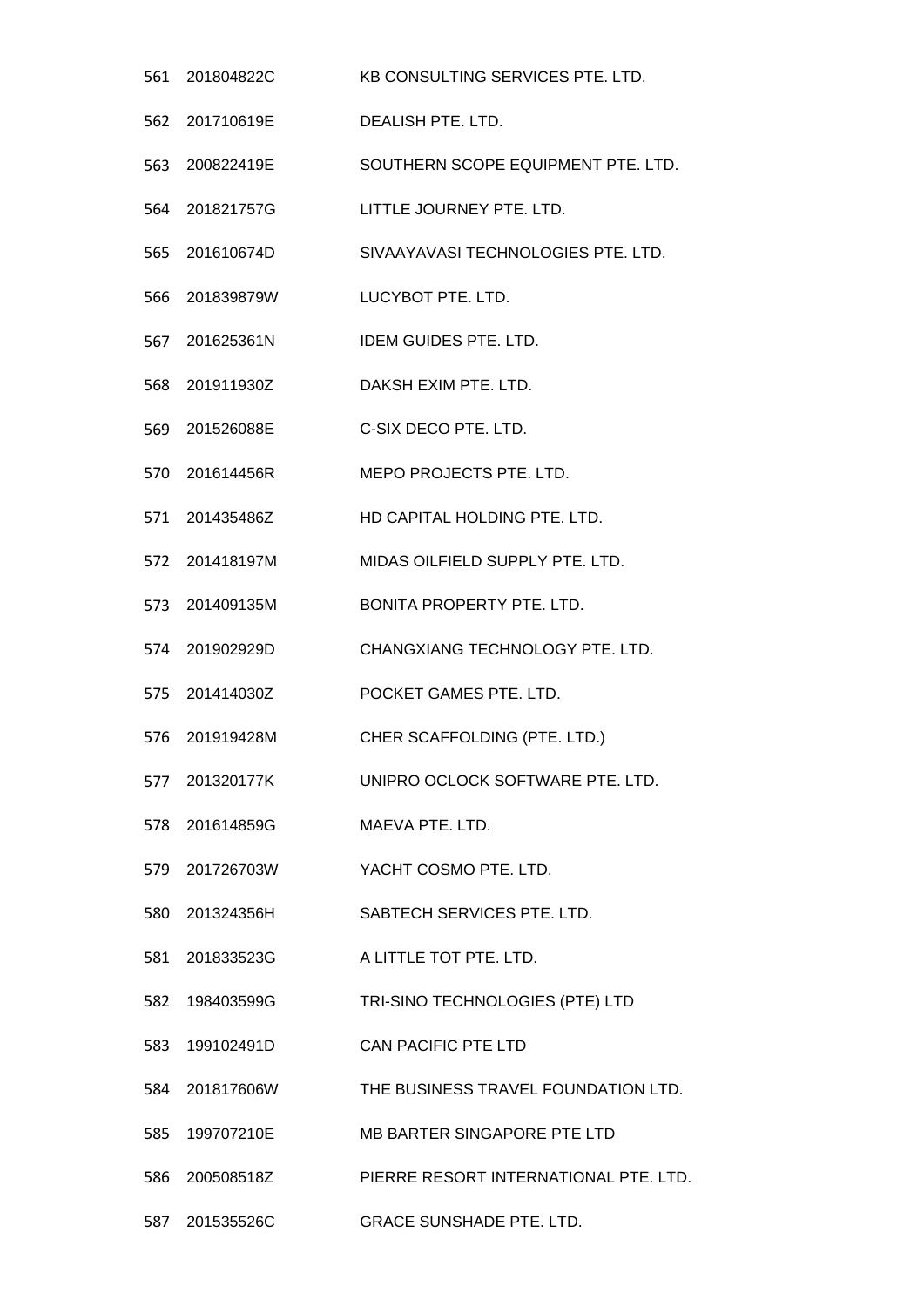| | | |
|---|---|---|
| 561 | 201804822C | KB CONSULTING SERVICES PTE. LTD. |
| 562 | 201710619E | DEALISH PTE. LTD. |
| 563 | 200822419E | SOUTHERN SCOPE EQUIPMENT PTE. LTD. |
| 564 | 201821757G | LITTLE JOURNEY PTE. LTD. |
| 565 | 201610674D | SIVAAYAVASI TECHNOLOGIES PTE. LTD. |
| 566 | 201839879W | LUCYBOT PTE. LTD. |
| 567 | 201625361N | IDEM GUIDES PTE. LTD. |
| 568 | 201911930Z | DAKSH EXIM PTE. LTD. |
| 569 | 201526088E | C-SIX DECO PTE. LTD. |
| 570 | 201614456R | MEPO PROJECTS PTE. LTD. |
| 571 | 201435486Z | HD CAPITAL HOLDING PTE. LTD. |
| 572 | 201418197M | MIDAS OILFIELD SUPPLY PTE. LTD. |
| 573 | 201409135M | BONITA PROPERTY PTE. LTD. |
| 574 | 201902929D | CHANGXIANG TECHNOLOGY PTE. LTD. |
| 575 | 201414030Z | POCKET GAMES PTE. LTD. |
| 576 | 201919428M | CHER SCAFFOLDING (PTE. LTD.) |
| 577 | 201320177K | UNIPRO OCLOCK SOFTWARE PTE. LTD. |
| 578 | 201614859G | MAEVA PTE. LTD. |
| 579 | 201726703W | YACHT COSMO PTE. LTD. |
| 580 | 201324356H | SABTECH SERVICES PTE. LTD. |
| 581 | 201833523G | A LITTLE TOT PTE. LTD. |
| 582 | 198403599G | TRI-SINO TECHNOLOGIES (PTE) LTD |
| 583 | 199102491D | CAN PACIFIC PTE LTD |
| 584 | 201817606W | THE BUSINESS TRAVEL FOUNDATION LTD. |
| 585 | 199707210E | MB BARTER SINGAPORE PTE LTD |
| 586 | 200508518Z | PIERRE RESORT INTERNATIONAL PTE. LTD. |
| 587 | 201535526C | GRACE SUNSHADE PTE. LTD. |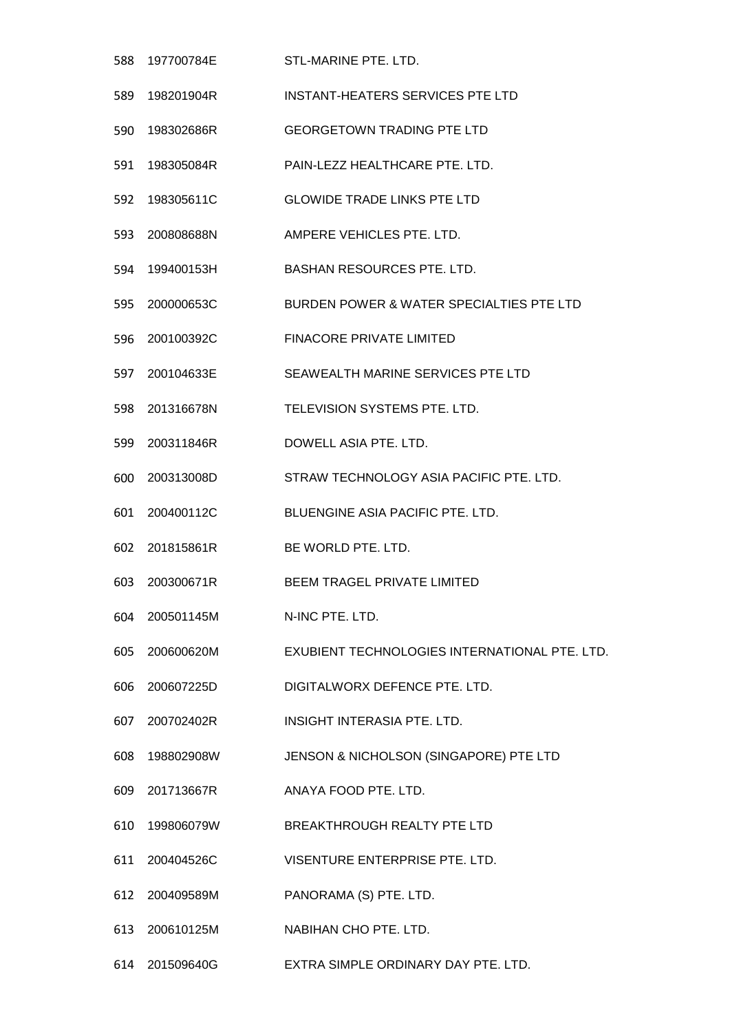| | | |
|---|---|---|
| 588 | 197700784E | STL-MARINE PTE. LTD. |
| 589 | 198201904R | INSTANT-HEATERS SERVICES PTE LTD |
| 590 | 198302686R | GEORGETOWN TRADING PTE LTD |
| 591 | 198305084R | PAIN-LEZZ HEALTHCARE PTE. LTD. |
| 592 | 198305611C | GLOWIDE TRADE LINKS PTE LTD |
| 593 | 200808688N | AMPERE VEHICLES PTE. LTD. |
| 594 | 199400153H | BASHAN RESOURCES PTE. LTD. |
| 595 | 200000653C | BURDEN POWER & WATER SPECIALTIES PTE LTD |
| 596 | 200100392C | FINACORE PRIVATE LIMITED |
| 597 | 200104633E | SEAWEALTH MARINE SERVICES PTE LTD |
| 598 | 201316678N | TELEVISION SYSTEMS PTE. LTD. |
| 599 | 200311846R | DOWELL ASIA PTE. LTD. |
| 600 | 200313008D | STRAW TECHNOLOGY ASIA PACIFIC PTE. LTD. |
| 601 | 200400112C | BLUENGINE ASIA PACIFIC PTE. LTD. |
| 602 | 201815861R | BE WORLD PTE. LTD. |
| 603 | 200300671R | BEEM TRAGEL PRIVATE LIMITED |
| 604 | 200501145M | N-INC PTE. LTD. |
| 605 | 200600620M | EXUBIENT TECHNOLOGIES INTERNATIONAL PTE. LTD. |
| 606 | 200607225D | DIGITALWORX DEFENCE PTE. LTD. |
| 607 | 200702402R | INSIGHT INTERASIA PTE. LTD. |
| 608 | 198802908W | JENSON & NICHOLSON (SINGAPORE) PTE LTD |
| 609 | 201713667R | ANAYA FOOD PTE. LTD. |
| 610 | 199806079W | BREAKTHROUGH REALTY PTE LTD |
| 611 | 200404526C | VISENTURE ENTERPRISE PTE. LTD. |
| 612 | 200409589M | PANORAMA (S) PTE. LTD. |
| 613 | 200610125M | NABIHAN CHO PTE. LTD. |
| 614 | 201509640G | EXTRA SIMPLE ORDINARY DAY PTE. LTD. |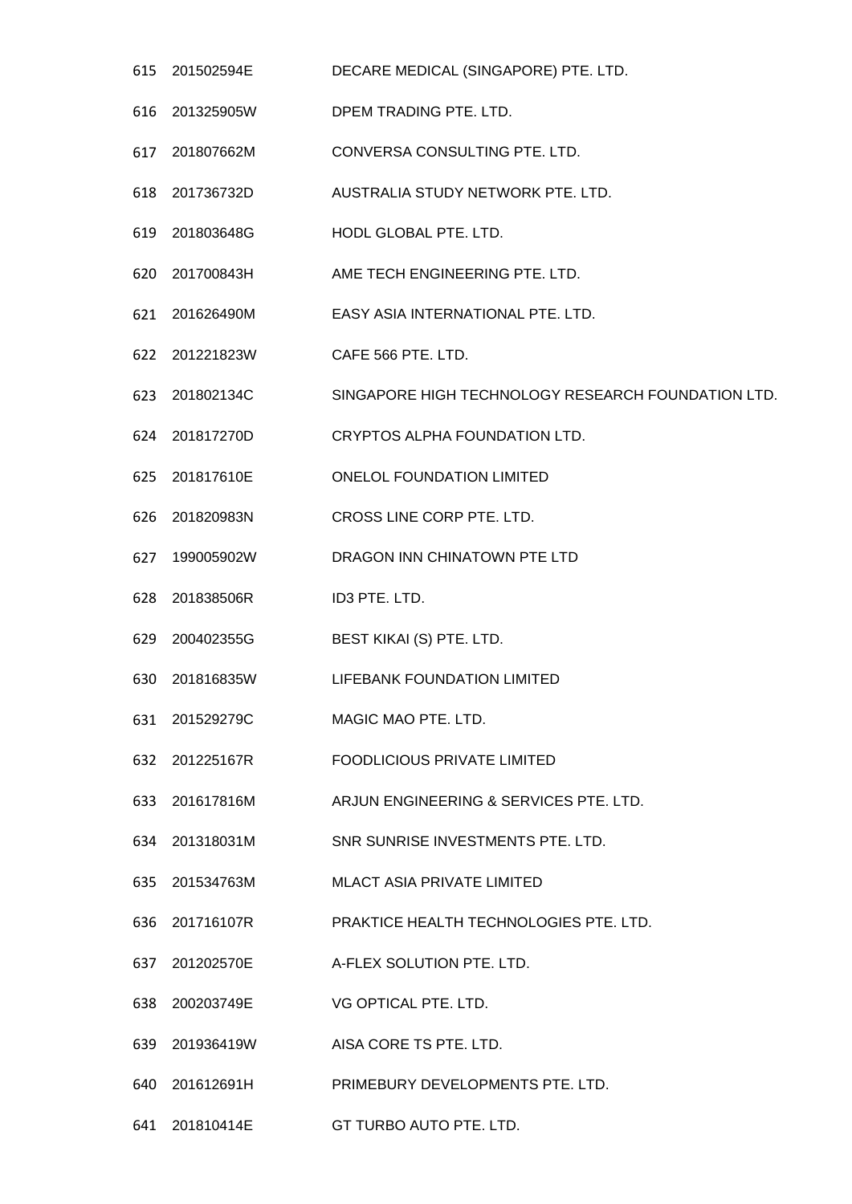| | | |
|---|---|---|
| 615 | 201502594E | DECARE MEDICAL (SINGAPORE) PTE. LTD. |
| 616 | 201325905W | DPEM TRADING PTE. LTD. |
| 617 | 201807662M | CONVERSA CONSULTING PTE. LTD. |
| 618 | 201736732D | AUSTRALIA STUDY NETWORK PTE. LTD. |
| 619 | 201803648G | HODL GLOBAL PTE. LTD. |
| 620 | 201700843H | AME TECH ENGINEERING PTE. LTD. |
| 621 | 201626490M | EASY ASIA INTERNATIONAL PTE. LTD. |
| 622 | 201221823W | CAFE 566 PTE. LTD. |
| 623 | 201802134C | SINGAPORE HIGH TECHNOLOGY RESEARCH FOUNDATION LTD. |
| 624 | 201817270D | CRYPTOS ALPHA FOUNDATION LTD. |
| 625 | 201817610E | ONELOL FOUNDATION LIMITED |
| 626 | 201820983N | CROSS LINE CORP PTE. LTD. |
| 627 | 199005902W | DRAGON INN CHINATOWN PTE LTD |
| 628 | 201838506R | ID3 PTE. LTD. |
| 629 | 200402355G | BEST KIKAI (S) PTE. LTD. |
| 630 | 201816835W | LIFEBANK FOUNDATION LIMITED |
| 631 | 201529279C | MAGIC MAO PTE. LTD. |
| 632 | 201225167R | FOODLICIOUS PRIVATE LIMITED |
| 633 | 201617816M | ARJUN ENGINEERING & SERVICES PTE. LTD. |
| 634 | 201318031M | SNR SUNRISE INVESTMENTS PTE. LTD. |
| 635 | 201534763M | MLACT ASIA PRIVATE LIMITED |
| 636 | 201716107R | PRAKTICE HEALTH TECHNOLOGIES PTE. LTD. |
| 637 | 201202570E | A-FLEX SOLUTION PTE. LTD. |
| 638 | 200203749E | VG OPTICAL PTE. LTD. |
| 639 | 201936419W | AISA CORE TS PTE. LTD. |
| 640 | 201612691H | PRIMEBURY DEVELOPMENTS PTE. LTD. |
| 641 | 201810414E | GT TURBO AUTO PTE. LTD. |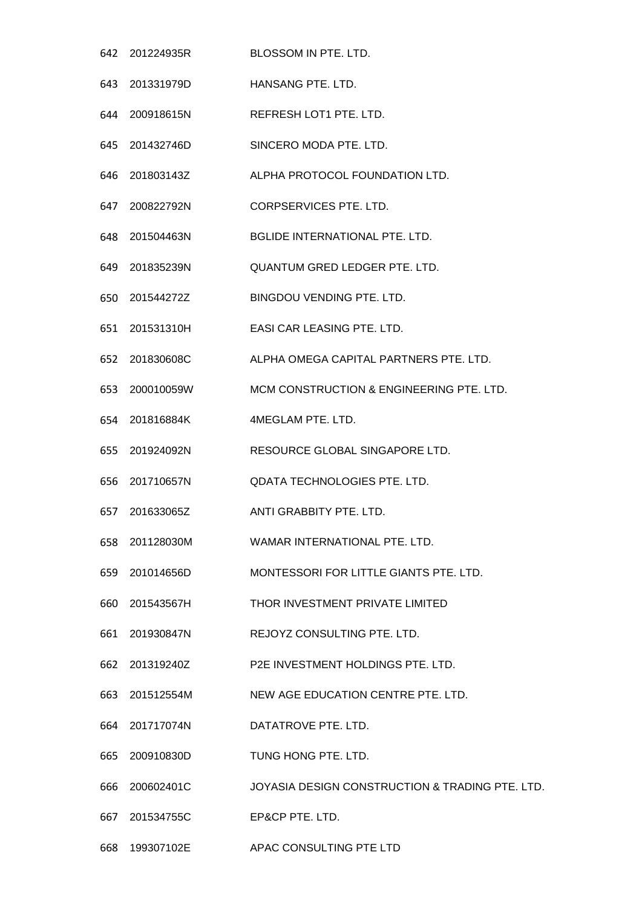| | | |
|---|---|---|
| 642 | 201224935R | BLOSSOM IN PTE. LTD. |
| 643 | 201331979D | HANSANG PTE. LTD. |
| 644 | 200918615N | REFRESH LOT1 PTE. LTD. |
| 645 | 201432746D | SINCERO MODA PTE. LTD. |
| 646 | 201803143Z | ALPHA PROTOCOL FOUNDATION LTD. |
| 647 | 200822792N | CORPSERVICES PTE. LTD. |
| 648 | 201504463N | BGLIDE INTERNATIONAL PTE. LTD. |
| 649 | 201835239N | QUANTUM GRED LEDGER PTE. LTD. |
| 650 | 201544272Z | BINGDOU VENDING PTE. LTD. |
| 651 | 201531310H | EASI CAR LEASING PTE. LTD. |
| 652 | 201830608C | ALPHA OMEGA CAPITAL PARTNERS PTE. LTD. |
| 653 | 200010059W | MCM CONSTRUCTION & ENGINEERING PTE. LTD. |
| 654 | 201816884K | 4MEGLAM PTE. LTD. |
| 655 | 201924092N | RESOURCE GLOBAL SINGAPORE LTD. |
| 656 | 201710657N | QDATA TECHNOLOGIES PTE. LTD. |
| 657 | 201633065Z | ANTI GRABBITY PTE. LTD. |
| 658 | 201128030M | WAMAR INTERNATIONAL PTE. LTD. |
| 659 | 201014656D | MONTESSORI FOR LITTLE GIANTS PTE. LTD. |
| 660 | 201543567H | THOR INVESTMENT PRIVATE LIMITED |
| 661 | 201930847N | REJOYZ CONSULTING PTE. LTD. |
| 662 | 201319240Z | P2E INVESTMENT HOLDINGS PTE. LTD. |
| 663 | 201512554M | NEW AGE EDUCATION CENTRE PTE. LTD. |
| 664 | 201717074N | DATATROVE PTE. LTD. |
| 665 | 200910830D | TUNG HONG PTE. LTD. |
| 666 | 200602401C | JOYASIA DESIGN CONSTRUCTION & TRADING PTE. LTD. |
| 667 | 201534755C | EP&CP PTE. LTD. |
| 668 | 199307102E | APAC CONSULTING PTE LTD |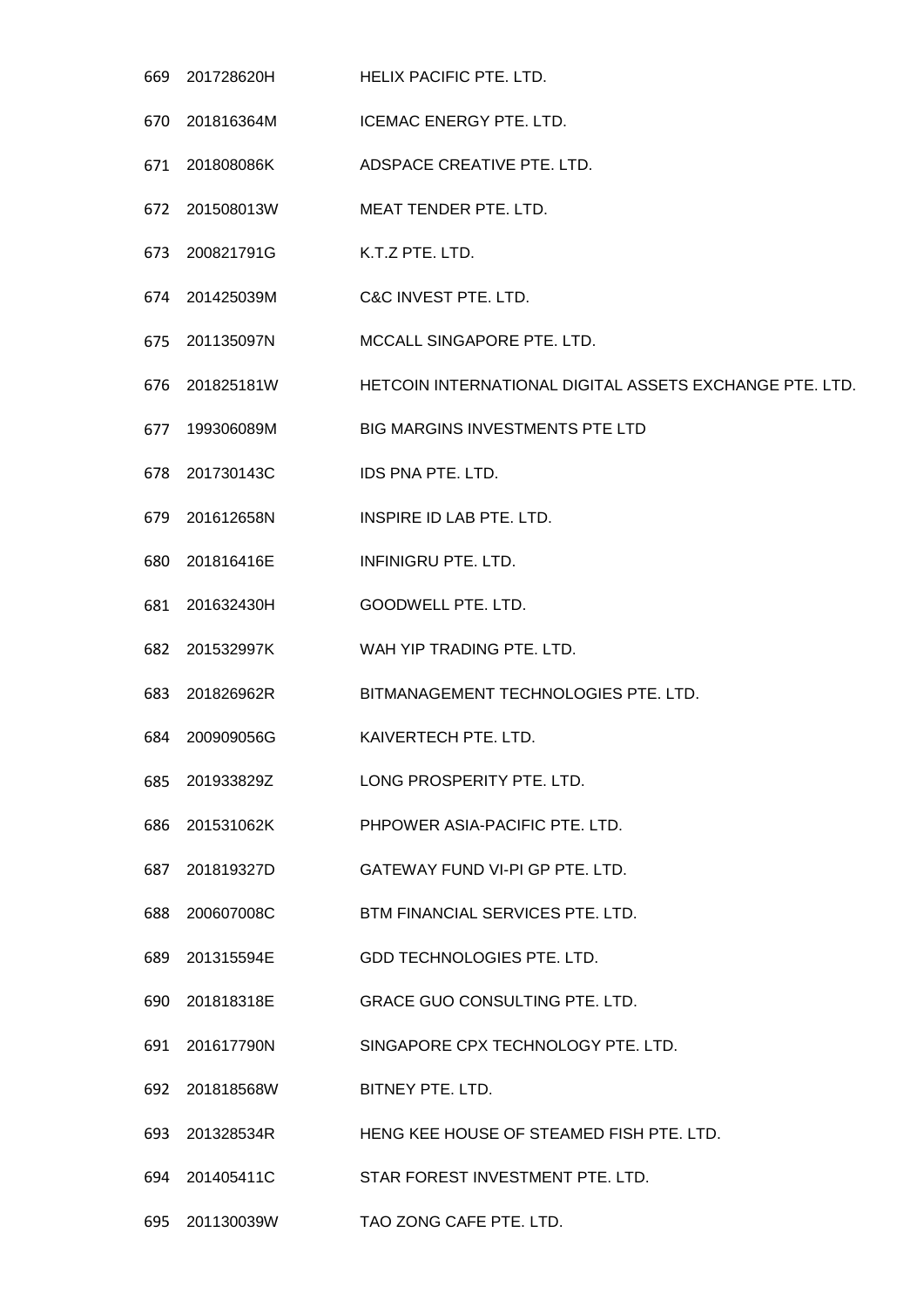| | | |
|---|---|---|
| 669 | 201728620H | HELIX PACIFIC PTE. LTD. |
| 670 | 201816364M | ICEMAC ENERGY PTE. LTD. |
| 671 | 201808086K | ADSPACE CREATIVE PTE. LTD. |
| 672 | 201508013W | MEAT TENDER PTE. LTD. |
| 673 | 200821791G | K.T.Z PTE. LTD. |
| 674 | 201425039M | C&C INVEST PTE. LTD. |
| 675 | 201135097N | MCCALL SINGAPORE PTE. LTD. |
| 676 | 201825181W | HETCOIN INTERNATIONAL DIGITAL ASSETS EXCHANGE PTE. LTD. |
| 677 | 199306089M | BIG MARGINS INVESTMENTS PTE LTD |
| 678 | 201730143C | IDS PNA PTE. LTD. |
| 679 | 201612658N | INSPIRE ID LAB PTE. LTD. |
| 680 | 201816416E | INFINIGRU PTE. LTD. |
| 681 | 201632430H | GOODWELL PTE. LTD. |
| 682 | 201532997K | WAH YIP TRADING PTE. LTD. |
| 683 | 201826962R | BITMANAGEMENT TECHNOLOGIES PTE. LTD. |
| 684 | 200909056G | KAIVERTECH PTE. LTD. |
| 685 | 201933829Z | LONG PROSPERITY PTE. LTD. |
| 686 | 201531062K | PHPOWER ASIA-PACIFIC PTE. LTD. |
| 687 | 201819327D | GATEWAY FUND VI-PI GP PTE. LTD. |
| 688 | 200607008C | BTM FINANCIAL SERVICES PTE. LTD. |
| 689 | 201315594E | GDD TECHNOLOGIES PTE. LTD. |
| 690 | 201818318E | GRACE GUO CONSULTING PTE. LTD. |
| 691 | 201617790N | SINGAPORE CPX TECHNOLOGY PTE. LTD. |
| 692 | 201818568W | BITNEY PTE. LTD. |
| 693 | 201328534R | HENG KEE HOUSE OF STEAMED FISH PTE. LTD. |
| 694 | 201405411C | STAR FOREST INVESTMENT PTE. LTD. |
| 695 | 201130039W | TAO ZONG CAFE PTE. LTD. |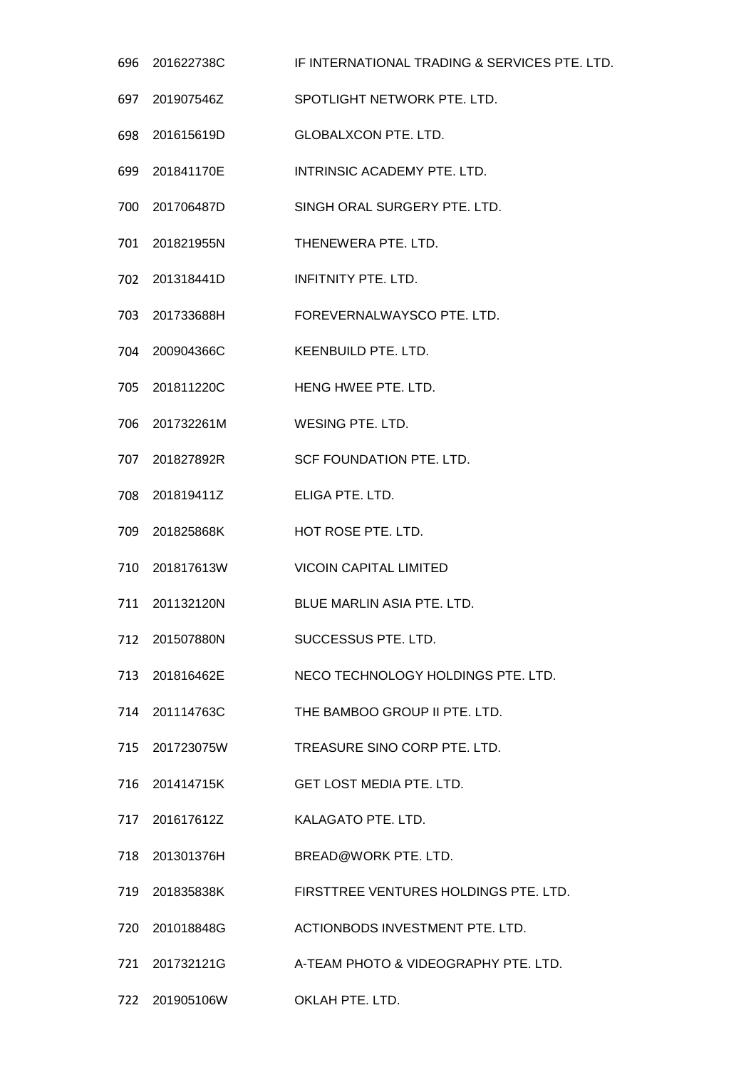| | | |
|---|---|---|
| 696 | 201622738C | IF INTERNATIONAL TRADING & SERVICES PTE. LTD. |
| 697 | 201907546Z | SPOTLIGHT NETWORK PTE. LTD. |
| 698 | 201615619D | GLOBALXCON PTE. LTD. |
| 699 | 201841170E | INTRINSIC ACADEMY PTE. LTD. |
| 700 | 201706487D | SINGH ORAL SURGERY PTE. LTD. |
| 701 | 201821955N | THENEWERA PTE. LTD. |
| 702 | 201318441D | INFITNITY PTE. LTD. |
| 703 | 201733688H | FOREVERNALWAYSCO PTE. LTD. |
| 704 | 200904366C | KEENBUILD PTE. LTD. |
| 705 | 201811220C | HENG HWEE PTE. LTD. |
| 706 | 201732261M | WESING PTE. LTD. |
| 707 | 201827892R | SCF FOUNDATION PTE. LTD. |
| 708 | 201819411Z | ELIGA PTE. LTD. |
| 709 | 201825868K | HOT ROSE PTE. LTD. |
| 710 | 201817613W | VICOIN CAPITAL LIMITED |
| 711 | 201132120N | BLUE MARLIN ASIA PTE. LTD. |
| 712 | 201507880N | SUCCESSUS PTE. LTD. |
| 713 | 201816462E | NECO TECHNOLOGY HOLDINGS PTE. LTD. |
| 714 | 201114763C | THE BAMBOO GROUP II PTE. LTD. |
| 715 | 201723075W | TREASURE SINO CORP PTE. LTD. |
| 716 | 201414715K | GET LOST MEDIA PTE. LTD. |
| 717 | 201617612Z | KALAGATO PTE. LTD. |
| 718 | 201301376H | BREAD@WORK PTE. LTD. |
| 719 | 201835838K | FIRSTTREE VENTURES HOLDINGS PTE. LTD. |
| 720 | 201018848G | ACTIONBODS INVESTMENT PTE. LTD. |
| 721 | 201732121G | A-TEAM PHOTO & VIDEOGRAPHY PTE. LTD. |
| 722 | 201905106W | OKLAH PTE. LTD. |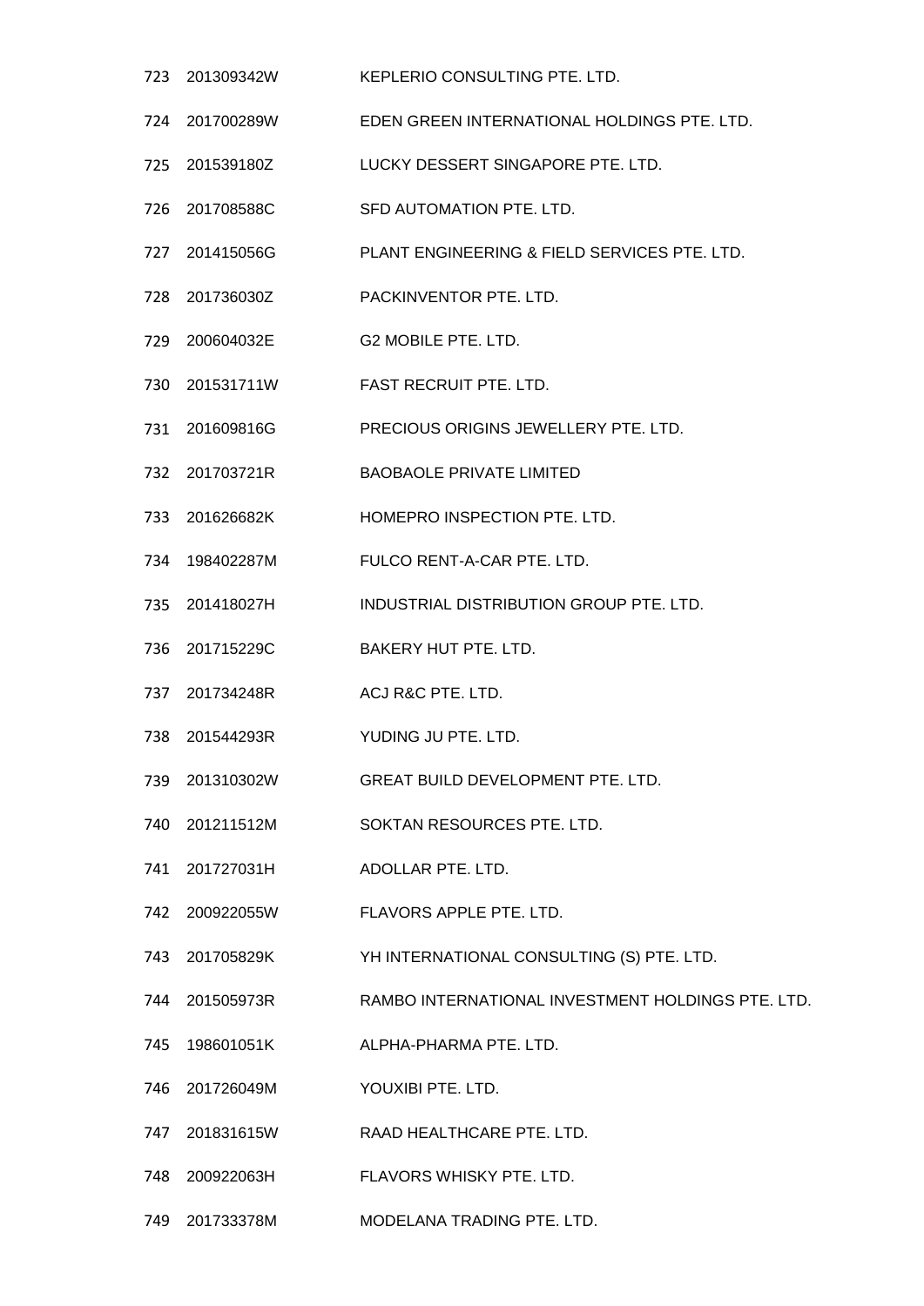| | | |
|---|---|---|
| 723 | 201309342W | KEPLERIO CONSULTING PTE. LTD. |
| 724 | 201700289W | EDEN GREEN INTERNATIONAL HOLDINGS PTE. LTD. |
| 725 | 201539180Z | LUCKY DESSERT SINGAPORE PTE. LTD. |
| 726 | 201708588C | SFD AUTOMATION PTE. LTD. |
| 727 | 201415056G | PLANT ENGINEERING & FIELD SERVICES PTE. LTD. |
| 728 | 201736030Z | PACKINVENTOR PTE. LTD. |
| 729 | 200604032E | G2 MOBILE PTE. LTD. |
| 730 | 201531711W | FAST RECRUIT PTE. LTD. |
| 731 | 201609816G | PRECIOUS ORIGINS JEWELLERY PTE. LTD. |
| 732 | 201703721R | BAOBAOLE PRIVATE LIMITED |
| 733 | 201626682K | HOMEPRO INSPECTION PTE. LTD. |
| 734 | 198402287M | FULCO RENT-A-CAR PTE. LTD. |
| 735 | 201418027H | INDUSTRIAL DISTRIBUTION GROUP PTE. LTD. |
| 736 | 201715229C | BAKERY HUT PTE. LTD. |
| 737 | 201734248R | ACJ R&C PTE. LTD. |
| 738 | 201544293R | YUDING JU PTE. LTD. |
| 739 | 201310302W | GREAT BUILD DEVELOPMENT PTE. LTD. |
| 740 | 201211512M | SOKTAN RESOURCES PTE. LTD. |
| 741 | 201727031H | ADOLLAR PTE. LTD. |
| 742 | 200922055W | FLAVORS APPLE PTE. LTD. |
| 743 | 201705829K | YH INTERNATIONAL CONSULTING (S) PTE. LTD. |
| 744 | 201505973R | RAMBO INTERNATIONAL INVESTMENT HOLDINGS PTE. LTD. |
| 745 | 198601051K | ALPHA-PHARMA PTE. LTD. |
| 746 | 201726049M | YOUXIBI PTE. LTD. |
| 747 | 201831615W | RAAD HEALTHCARE PTE. LTD. |
| 748 | 200922063H | FLAVORS WHISKY PTE. LTD. |
| 749 | 201733378M | MODELANA TRADING PTE. LTD. |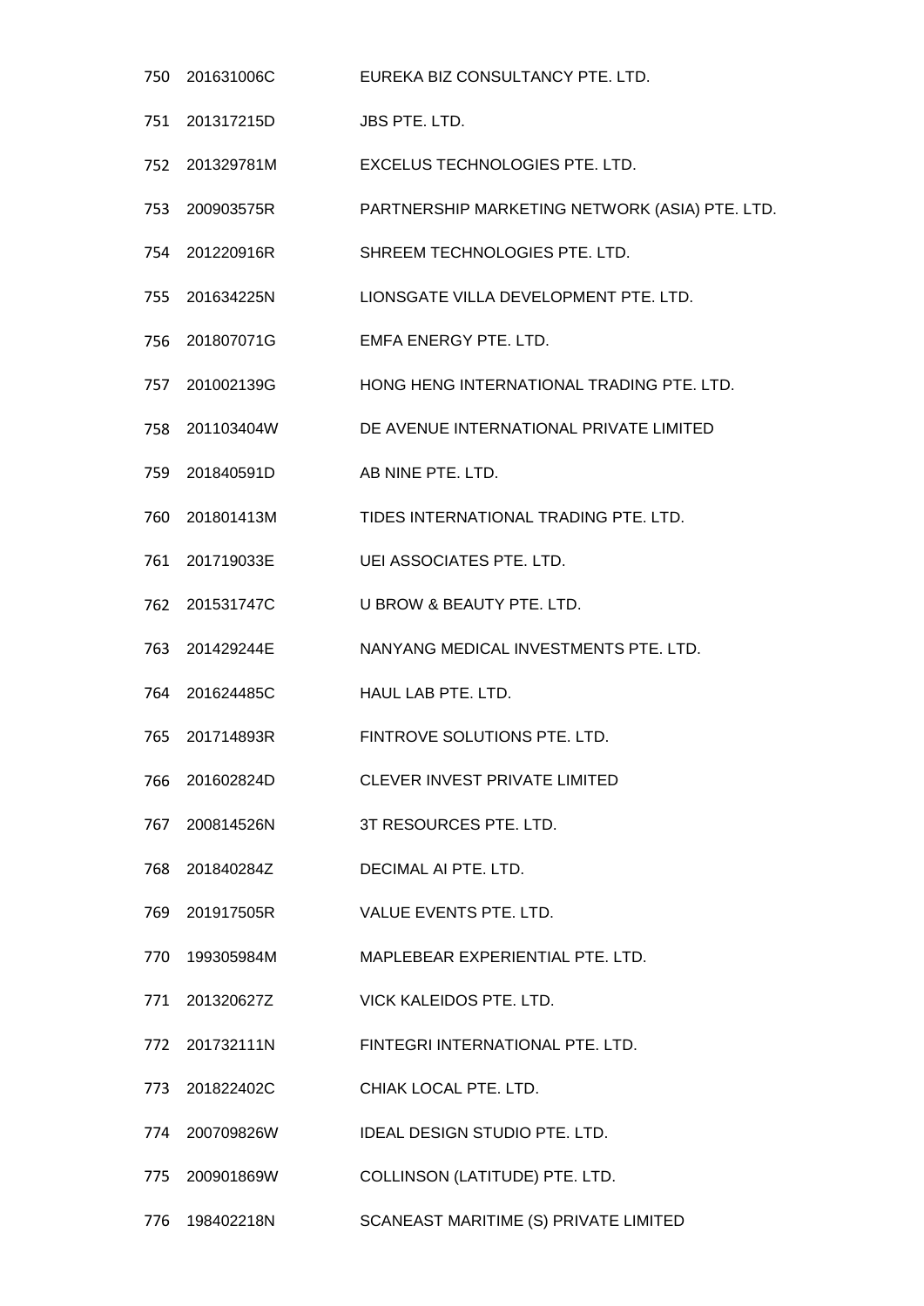| | | |
|---|---|---|
| 750 | 201631006C | EUREKA BIZ CONSULTANCY PTE. LTD. |
| 751 | 201317215D | JBS PTE. LTD. |
| 752 | 201329781M | EXCELUS TECHNOLOGIES PTE. LTD. |
| 753 | 200903575R | PARTNERSHIP MARKETING NETWORK (ASIA) PTE. LTD. |
| 754 | 201220916R | SHREEM TECHNOLOGIES PTE. LTD. |
| 755 | 201634225N | LIONSGATE VILLA DEVELOPMENT PTE. LTD. |
| 756 | 201807071G | EMFA ENERGY PTE. LTD. |
| 757 | 201002139G | HONG HENG INTERNATIONAL TRADING PTE. LTD. |
| 758 | 201103404W | DE AVENUE INTERNATIONAL PRIVATE LIMITED |
| 759 | 201840591D | AB NINE PTE. LTD. |
| 760 | 201801413M | TIDES INTERNATIONAL TRADING PTE. LTD. |
| 761 | 201719033E | UEI ASSOCIATES PTE. LTD. |
| 762 | 201531747C | U BROW & BEAUTY PTE. LTD. |
| 763 | 201429244E | NANYANG MEDICAL INVESTMENTS PTE. LTD. |
| 764 | 201624485C | HAUL LAB PTE. LTD. |
| 765 | 201714893R | FINTROVE SOLUTIONS PTE. LTD. |
| 766 | 201602824D | CLEVER INVEST PRIVATE LIMITED |
| 767 | 200814526N | 3T RESOURCES PTE. LTD. |
| 768 | 201840284Z | DECIMAL AI PTE. LTD. |
| 769 | 201917505R | VALUE EVENTS PTE. LTD. |
| 770 | 199305984M | MAPLEBEAR EXPERIENTIAL PTE. LTD. |
| 771 | 201320627Z | VICK KALEIDOS PTE. LTD. |
| 772 | 201732111N | FINTEGRI INTERNATIONAL PTE. LTD. |
| 773 | 201822402C | CHIAK LOCAL PTE. LTD. |
| 774 | 200709826W | IDEAL DESIGN STUDIO PTE. LTD. |
| 775 | 200901869W | COLLINSON (LATITUDE) PTE. LTD. |
| 776 | 198402218N | SCANEAST MARITIME (S) PRIVATE LIMITED |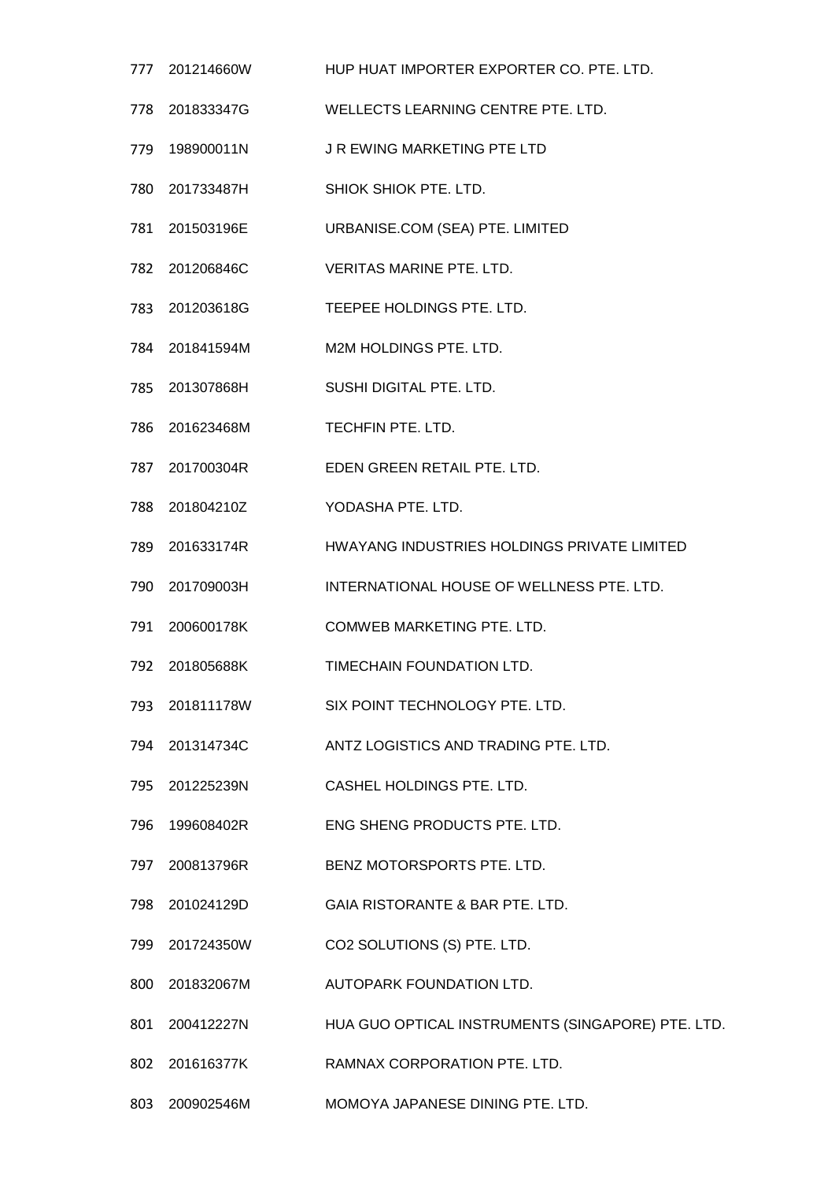| | | |
|---|---|---|
| 777 | 201214660W | HUP HUAT IMPORTER EXPORTER CO. PTE. LTD. |
| 778 | 201833347G | WELLECTS LEARNING CENTRE PTE. LTD. |
| 779 | 198900011N | J R EWING MARKETING PTE LTD |
| 780 | 201733487H | SHIOK SHIOK PTE. LTD. |
| 781 | 201503196E | URBANISE.COM (SEA) PTE. LIMITED |
| 782 | 201206846C | VERITAS MARINE PTE. LTD. |
| 783 | 201203618G | TEEPEE HOLDINGS PTE. LTD. |
| 784 | 201841594M | M2M HOLDINGS PTE. LTD. |
| 785 | 201307868H | SUSHI DIGITAL PTE. LTD. |
| 786 | 201623468M | TECHFIN PTE. LTD. |
| 787 | 201700304R | EDEN GREEN RETAIL PTE. LTD. |
| 788 | 201804210Z | YODASHA PTE. LTD. |
| 789 | 201633174R | HWAYANG INDUSTRIES HOLDINGS PRIVATE LIMITED |
| 790 | 201709003H | INTERNATIONAL HOUSE OF WELLNESS PTE. LTD. |
| 791 | 200600178K | COMWEB MARKETING PTE. LTD. |
| 792 | 201805688K | TIMECHAIN FOUNDATION LTD. |
| 793 | 201811178W | SIX POINT TECHNOLOGY PTE. LTD. |
| 794 | 201314734C | ANTZ LOGISTICS AND TRADING PTE. LTD. |
| 795 | 201225239N | CASHEL HOLDINGS PTE. LTD. |
| 796 | 199608402R | ENG SHENG PRODUCTS PTE. LTD. |
| 797 | 200813796R | BENZ MOTORSPORTS PTE. LTD. |
| 798 | 201024129D | GAIA RISTORANTE & BAR PTE. LTD. |
| 799 | 201724350W | CO2 SOLUTIONS (S) PTE. LTD. |
| 800 | 201832067M | AUTOPARK FOUNDATION LTD. |
| 801 | 200412227N | HUA GUO OPTICAL INSTRUMENTS (SINGAPORE) PTE. LTD. |
| 802 | 201616377K | RAMNAX CORPORATION PTE. LTD. |
| 803 | 200902546M | MOMOYA JAPANESE DINING PTE. LTD. |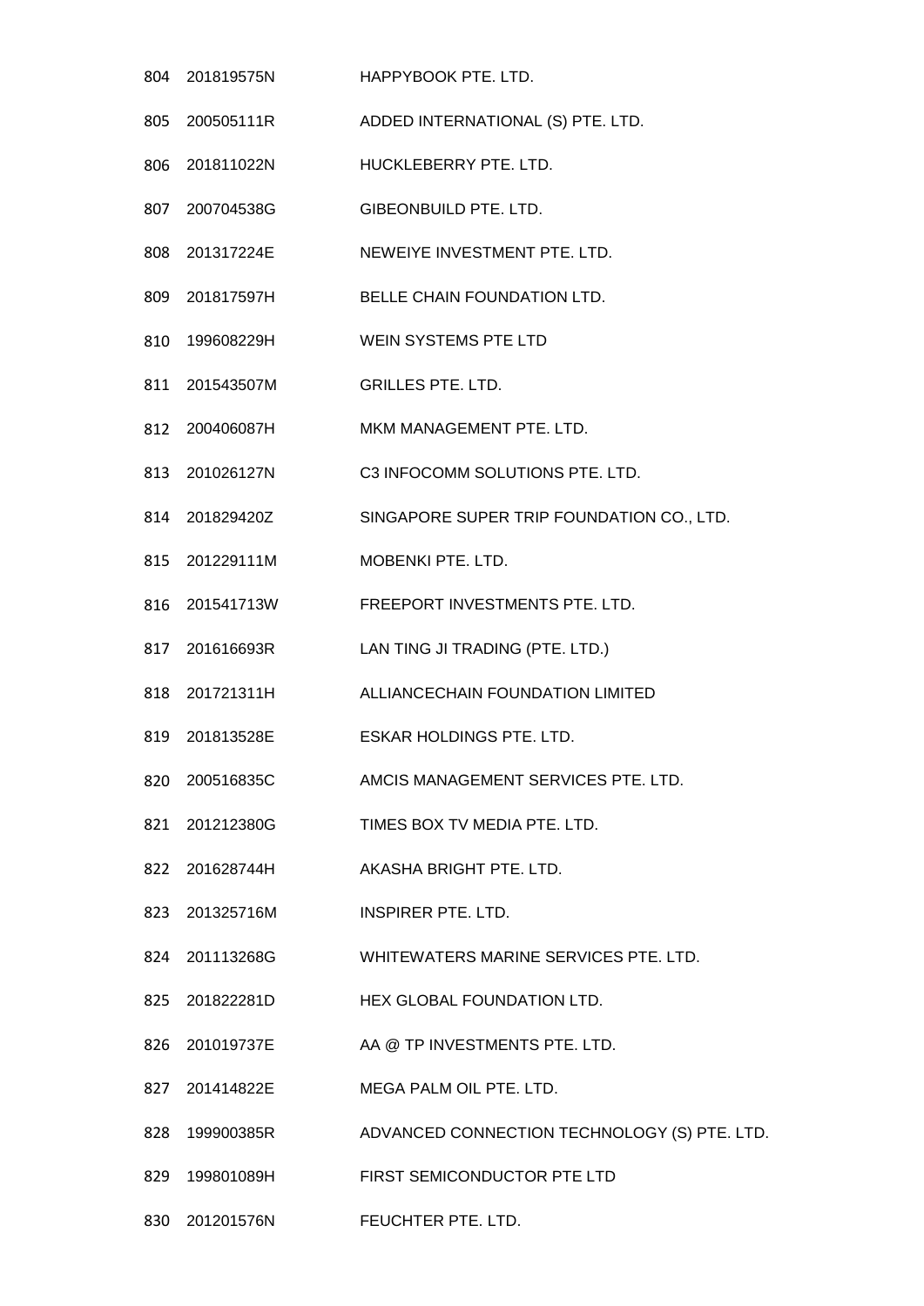| | | |
|---|---|---|
| 804 | 201819575N | HAPPYBOOK PTE. LTD. |
| 805 | 200505111R | ADDED INTERNATIONAL (S) PTE. LTD. |
| 806 | 201811022N | HUCKLEBERRY PTE. LTD. |
| 807 | 200704538G | GIBEONBUILD PTE. LTD. |
| 808 | 201317224E | NEWEIYE INVESTMENT PTE. LTD. |
| 809 | 201817597H | BELLE CHAIN FOUNDATION LTD. |
| 810 | 199608229H | WEIN SYSTEMS PTE LTD |
| 811 | 201543507M | GRILLES PTE. LTD. |
| 812 | 200406087H | MKM MANAGEMENT PTE. LTD. |
| 813 | 201026127N | C3 INFOCOMM SOLUTIONS PTE. LTD. |
| 814 | 201829420Z | SINGAPORE SUPER TRIP FOUNDATION CO., LTD. |
| 815 | 201229111M | MOBENKI PTE. LTD. |
| 816 | 201541713W | FREEPORT INVESTMENTS PTE. LTD. |
| 817 | 201616693R | LAN TING JI TRADING (PTE. LTD.) |
| 818 | 201721311H | ALLIANCECHAIN FOUNDATION LIMITED |
| 819 | 201813528E | ESKAR HOLDINGS PTE. LTD. |
| 820 | 200516835C | AMCIS MANAGEMENT SERVICES PTE. LTD. |
| 821 | 201212380G | TIMES BOX TV MEDIA PTE. LTD. |
| 822 | 201628744H | AKASHA BRIGHT PTE. LTD. |
| 823 | 201325716M | INSPIRER PTE. LTD. |
| 824 | 201113268G | WHITEWATERS MARINE SERVICES PTE. LTD. |
| 825 | 201822281D | HEX GLOBAL FOUNDATION LTD. |
| 826 | 201019737E | AA @ TP INVESTMENTS PTE. LTD. |
| 827 | 201414822E | MEGA PALM OIL PTE. LTD. |
| 828 | 199900385R | ADVANCED CONNECTION TECHNOLOGY (S) PTE. LTD. |
| 829 | 199801089H | FIRST SEMICONDUCTOR PTE LTD |
| 830 | 201201576N | FEUCHTER PTE. LTD. |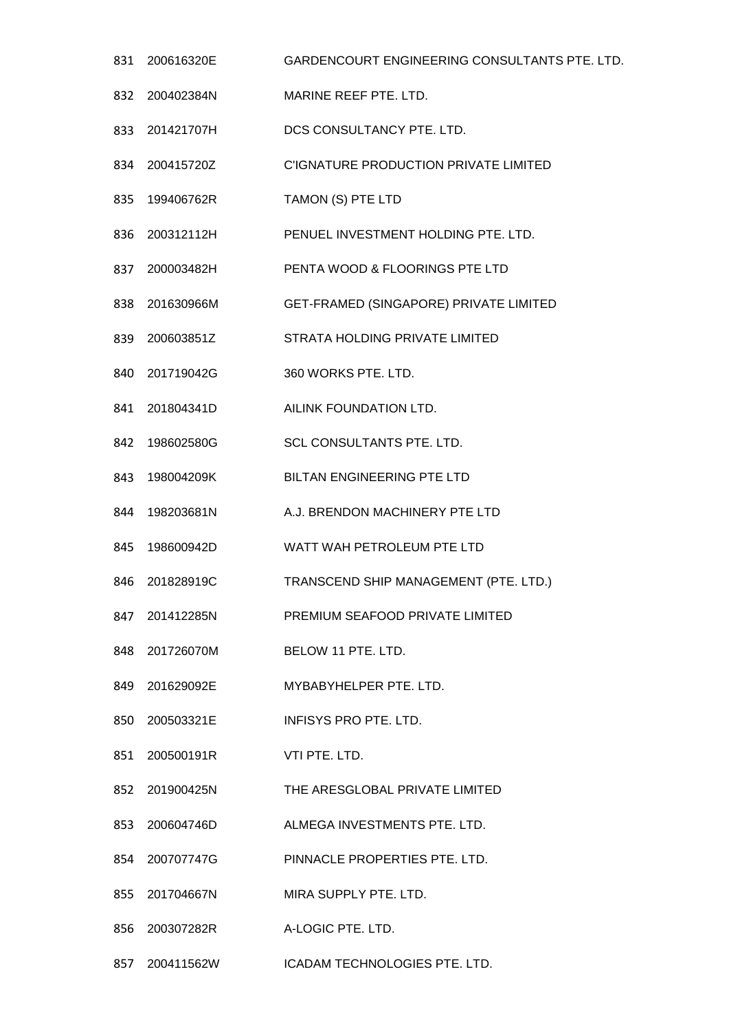| | | |
|---|---|---|
| 831 | 200616320E | GARDENCOURT ENGINEERING CONSULTANTS PTE. LTD. |
| 832 | 200402384N | MARINE REEF PTE. LTD. |
| 833 | 201421707H | DCS CONSULTANCY PTE. LTD. |
| 834 | 200415720Z | C'IGNATURE PRODUCTION PRIVATE LIMITED |
| 835 | 199406762R | TAMON (S) PTE LTD |
| 836 | 200312112H | PENUEL INVESTMENT HOLDING PTE. LTD. |
| 837 | 200003482H | PENTA WOOD & FLOORINGS PTE LTD |
| 838 | 201630966M | GET-FRAMED (SINGAPORE) PRIVATE LIMITED |
| 839 | 200603851Z | STRATA HOLDING PRIVATE LIMITED |
| 840 | 201719042G | 360 WORKS PTE. LTD. |
| 841 | 201804341D | AILINK FOUNDATION LTD. |
| 842 | 198602580G | SCL CONSULTANTS PTE. LTD. |
| 843 | 198004209K | BILTAN ENGINEERING PTE LTD |
| 844 | 198203681N | A.J. BRENDON MACHINERY PTE LTD |
| 845 | 198600942D | WATT WAH PETROLEUM PTE LTD |
| 846 | 201828919C | TRANSCEND SHIP MANAGEMENT (PTE. LTD.) |
| 847 | 201412285N | PREMIUM SEAFOOD PRIVATE LIMITED |
| 848 | 201726070M | BELOW 11 PTE. LTD. |
| 849 | 201629092E | MYBABYHELPER PTE. LTD. |
| 850 | 200503321E | INFISYS PRO PTE. LTD. |
| 851 | 200500191R | VTI PTE. LTD. |
| 852 | 201900425N | THE ARESGLOBAL PRIVATE LIMITED |
| 853 | 200604746D | ALMEGA INVESTMENTS PTE. LTD. |
| 854 | 200707747G | PINNACLE PROPERTIES PTE. LTD. |
| 855 | 201704667N | MIRA SUPPLY PTE. LTD. |
| 856 | 200307282R | A-LOGIC PTE. LTD. |
| 857 | 200411562W | ICADAM TECHNOLOGIES PTE. LTD. |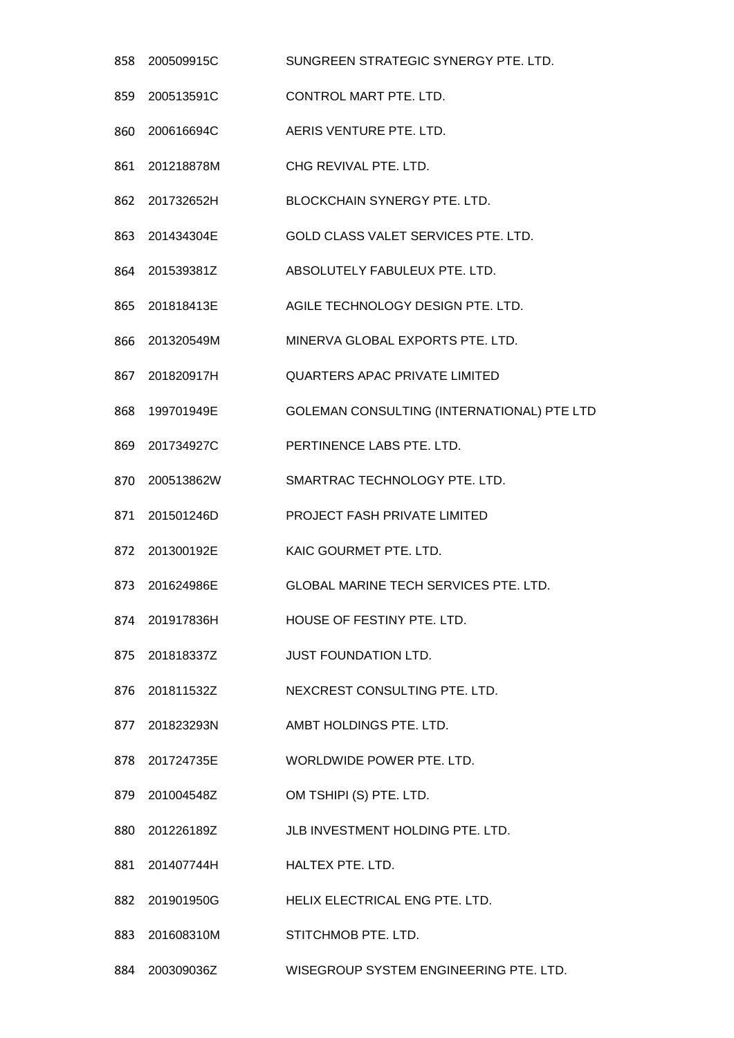| | | |
|---|---|---|
| 858 | 200509915C | SUNGREEN STRATEGIC SYNERGY PTE. LTD. |
| 859 | 200513591C | CONTROL MART PTE. LTD. |
| 860 | 200616694C | AERIS VENTURE PTE. LTD. |
| 861 | 201218878M | CHG REVIVAL PTE. LTD. |
| 862 | 201732652H | BLOCKCHAIN SYNERGY PTE. LTD. |
| 863 | 201434304E | GOLD CLASS VALET SERVICES PTE. LTD. |
| 864 | 201539381Z | ABSOLUTELY FABULEUX PTE. LTD. |
| 865 | 201818413E | AGILE TECHNOLOGY DESIGN PTE. LTD. |
| 866 | 201320549M | MINERVA GLOBAL EXPORTS PTE. LTD. |
| 867 | 201820917H | QUARTERS APAC PRIVATE LIMITED |
| 868 | 199701949E | GOLEMAN CONSULTING (INTERNATIONAL) PTE LTD |
| 869 | 201734927C | PERTINENCE LABS PTE. LTD. |
| 870 | 200513862W | SMARTRAC TECHNOLOGY PTE. LTD. |
| 871 | 201501246D | PROJECT FASH PRIVATE LIMITED |
| 872 | 201300192E | KAIC GOURMET PTE. LTD. |
| 873 | 201624986E | GLOBAL MARINE TECH SERVICES PTE. LTD. |
| 874 | 201917836H | HOUSE OF FESTINY PTE. LTD. |
| 875 | 201818337Z | JUST FOUNDATION LTD. |
| 876 | 201811532Z | NEXCREST CONSULTING PTE. LTD. |
| 877 | 201823293N | AMBT HOLDINGS PTE. LTD. |
| 878 | 201724735E | WORLDWIDE POWER PTE. LTD. |
| 879 | 201004548Z | OM TSHIPI (S) PTE. LTD. |
| 880 | 201226189Z | JLB INVESTMENT HOLDING PTE. LTD. |
| 881 | 201407744H | HALTEX PTE. LTD. |
| 882 | 201901950G | HELIX ELECTRICAL ENG PTE. LTD. |
| 883 | 201608310M | STITCHMOB PTE. LTD. |
| 884 | 200309036Z | WISEGROUP SYSTEM ENGINEERING PTE. LTD. |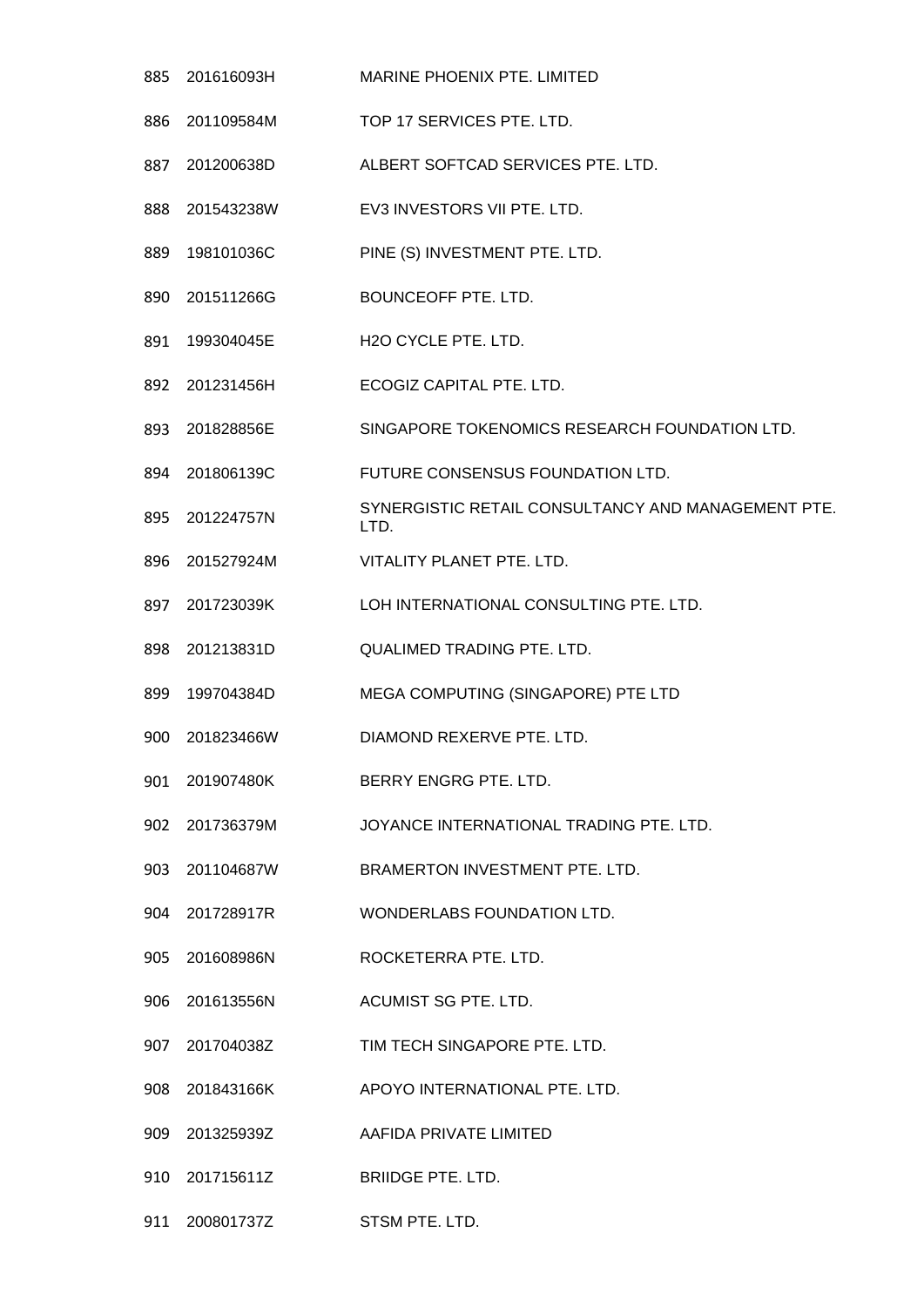| | | |
|---|---|---|
| 885 | 201616093H | MARINE PHOENIX PTE. LIMITED |
| 886 | 201109584M | TOP 17 SERVICES PTE. LTD. |
| 887 | 201200638D | ALBERT SOFTCAD SERVICES PTE. LTD. |
| 888 | 201543238W | EV3 INVESTORS VII PTE. LTD. |
| 889 | 198101036C | PINE (S) INVESTMENT PTE. LTD. |
| 890 | 201511266G | BOUNCEOFF PTE. LTD. |
| 891 | 199304045E | H2O CYCLE PTE. LTD. |
| 892 | 201231456H | ECOGIZ CAPITAL PTE. LTD. |
| 893 | 201828856E | SINGAPORE TOKENOMICS RESEARCH FOUNDATION LTD. |
| 894 | 201806139C | FUTURE CONSENSUS FOUNDATION LTD. |
| 895 | 201224757N | SYNERGISTIC RETAIL CONSULTANCY AND MANAGEMENT PTE. LTD. |
| 896 | 201527924M | VITALITY PLANET PTE. LTD. |
| 897 | 201723039K | LOH INTERNATIONAL CONSULTING PTE. LTD. |
| 898 | 201213831D | QUALIMED TRADING PTE. LTD. |
| 899 | 199704384D | MEGA COMPUTING (SINGAPORE) PTE LTD |
| 900 | 201823466W | DIAMOND REXERVE PTE. LTD. |
| 901 | 201907480K | BERRY ENGRG PTE. LTD. |
| 902 | 201736379M | JOYANCE INTERNATIONAL TRADING PTE. LTD. |
| 903 | 201104687W | BRAMERTON INVESTMENT PTE. LTD. |
| 904 | 201728917R | WONDERLABS FOUNDATION LTD. |
| 905 | 201608986N | ROCKETERRA PTE. LTD. |
| 906 | 201613556N | ACUMIST SG PTE. LTD. |
| 907 | 201704038Z | TIM TECH SINGAPORE PTE. LTD. |
| 908 | 201843166K | APOYO INTERNATIONAL PTE. LTD. |
| 909 | 201325939Z | AAFIDA PRIVATE LIMITED |
| 910 | 201715611Z | BRIIDGE PTE. LTD. |
| 911 | 200801737Z | STSM PTE. LTD. |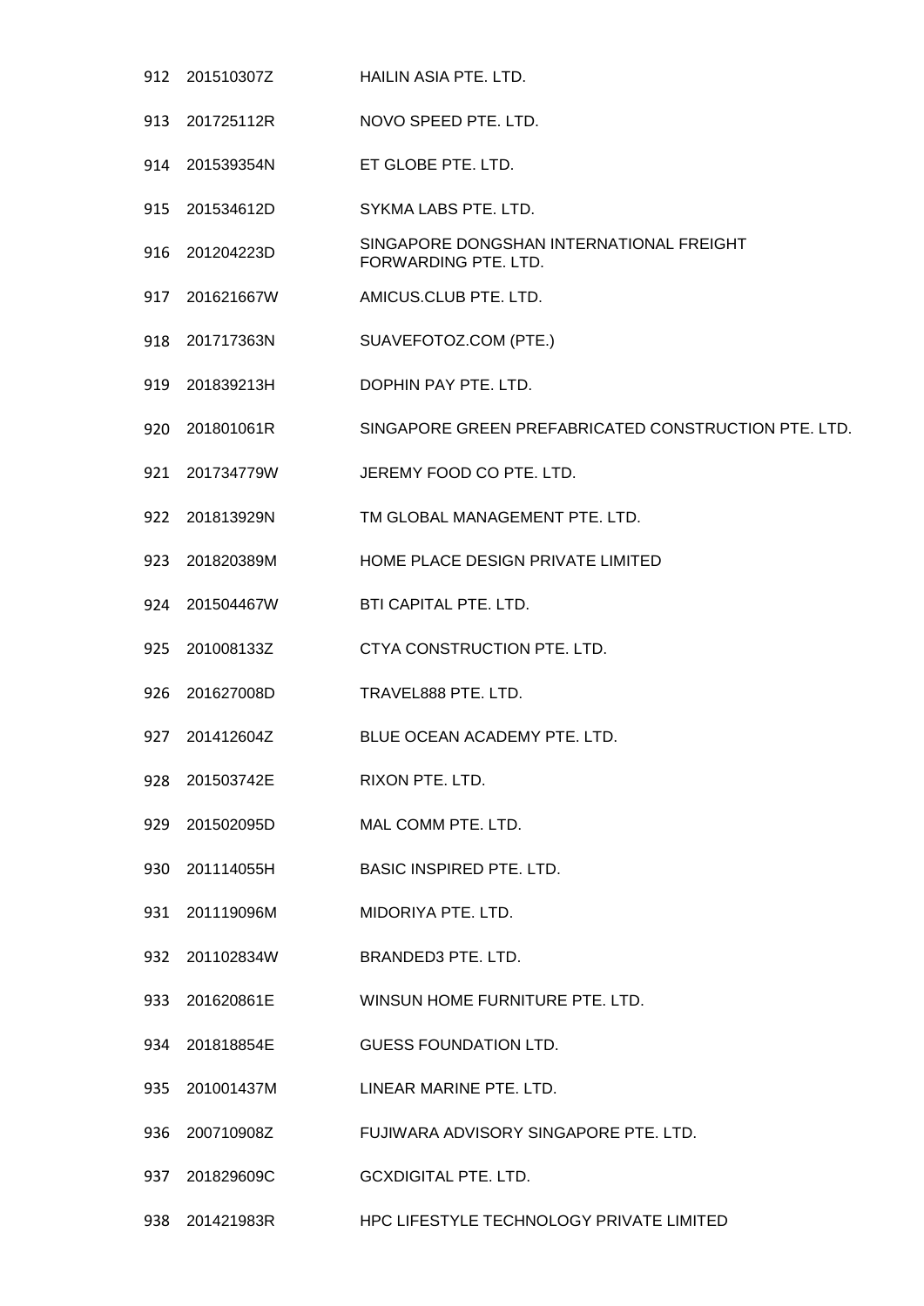| | | |
|---|---|---|
| 912 | 201510307Z | HAILIN ASIA PTE. LTD. |
| 913 | 201725112R | NOVO SPEED PTE. LTD. |
| 914 | 201539354N | ET GLOBE PTE. LTD. |
| 915 | 201534612D | SYKMA LABS PTE. LTD. |
| 916 | 201204223D | SINGAPORE DONGSHAN INTERNATIONAL FREIGHT FORWARDING PTE. LTD. |
| 917 | 201621667W | AMICUS.CLUB PTE. LTD. |
| 918 | 201717363N | SUAVEFOTOZ.COM (PTE.) |
| 919 | 201839213H | DOPHIN PAY PTE. LTD. |
| 920 | 201801061R | SINGAPORE GREEN PREFABRICATED CONSTRUCTION PTE. LTD. |
| 921 | 201734779W | JEREMY FOOD CO PTE. LTD. |
| 922 | 201813929N | TM GLOBAL MANAGEMENT PTE. LTD. |
| 923 | 201820389M | HOME PLACE DESIGN PRIVATE LIMITED |
| 924 | 201504467W | BTI CAPITAL PTE. LTD. |
| 925 | 201008133Z | CTYA CONSTRUCTION PTE. LTD. |
| 926 | 201627008D | TRAVEL888 PTE. LTD. |
| 927 | 201412604Z | BLUE OCEAN ACADEMY PTE. LTD. |
| 928 | 201503742E | RIXON PTE. LTD. |
| 929 | 201502095D | MAL COMM PTE. LTD. |
| 930 | 201114055H | BASIC INSPIRED PTE. LTD. |
| 931 | 201119096M | MIDORIYA PTE. LTD. |
| 932 | 201102834W | BRANDED3 PTE. LTD. |
| 933 | 201620861E | WINSUN HOME FURNITURE PTE. LTD. |
| 934 | 201818854E | GUESS FOUNDATION LTD. |
| 935 | 201001437M | LINEAR MARINE PTE. LTD. |
| 936 | 200710908Z | FUJIWARA ADVISORY SINGAPORE PTE. LTD. |
| 937 | 201829609C | GCXDIGITAL PTE. LTD. |
| 938 | 201421983R | HPC LIFESTYLE TECHNOLOGY PRIVATE LIMITED |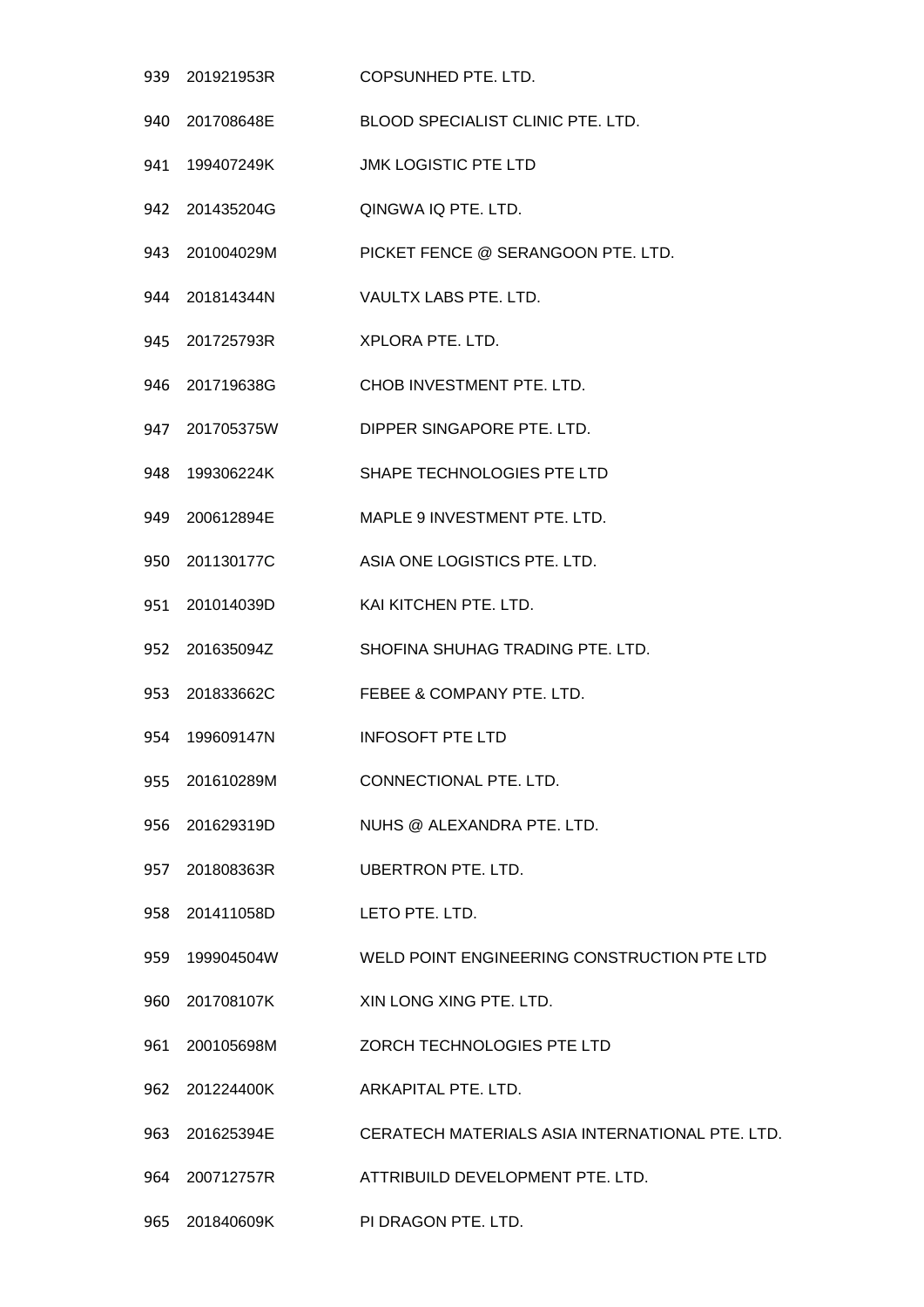| | | |
|---|---|---|
| 939 | 201921953R | COPSUNHED PTE. LTD. |
| 940 | 201708648E | BLOOD SPECIALIST CLINIC PTE. LTD. |
| 941 | 199407249K | JMK LOGISTIC PTE LTD |
| 942 | 201435204G | QINGWA IQ PTE. LTD. |
| 943 | 201004029M | PICKET FENCE @ SERANGOON PTE. LTD. |
| 944 | 201814344N | VAULTX LABS PTE. LTD. |
| 945 | 201725793R | XPLORA PTE. LTD. |
| 946 | 201719638G | CHOB INVESTMENT PTE. LTD. |
| 947 | 201705375W | DIPPER SINGAPORE PTE. LTD. |
| 948 | 199306224K | SHAPE TECHNOLOGIES PTE LTD |
| 949 | 200612894E | MAPLE 9 INVESTMENT PTE. LTD. |
| 950 | 201130177C | ASIA ONE LOGISTICS PTE. LTD. |
| 951 | 201014039D | KAI KITCHEN PTE. LTD. |
| 952 | 201635094Z | SHOFINA SHUHAG TRADING PTE. LTD. |
| 953 | 201833662C | FEBEE & COMPANY PTE. LTD. |
| 954 | 199609147N | INFOSOFT PTE LTD |
| 955 | 201610289M | CONNECTIONAL PTE. LTD. |
| 956 | 201629319D | NUHS @ ALEXANDRA PTE. LTD. |
| 957 | 201808363R | UBERTRON PTE. LTD. |
| 958 | 201411058D | LETO PTE. LTD. |
| 959 | 199904504W | WELD POINT ENGINEERING CONSTRUCTION PTE LTD |
| 960 | 201708107K | XIN LONG XING PTE. LTD. |
| 961 | 200105698M | ZORCH TECHNOLOGIES PTE LTD |
| 962 | 201224400K | ARKAPITAL PTE. LTD. |
| 963 | 201625394E | CERATECH MATERIALS ASIA INTERNATIONAL PTE. LTD. |
| 964 | 200712757R | ATTRIBUILD DEVELOPMENT PTE. LTD. |
| 965 | 201840609K | PI DRAGON PTE. LTD. |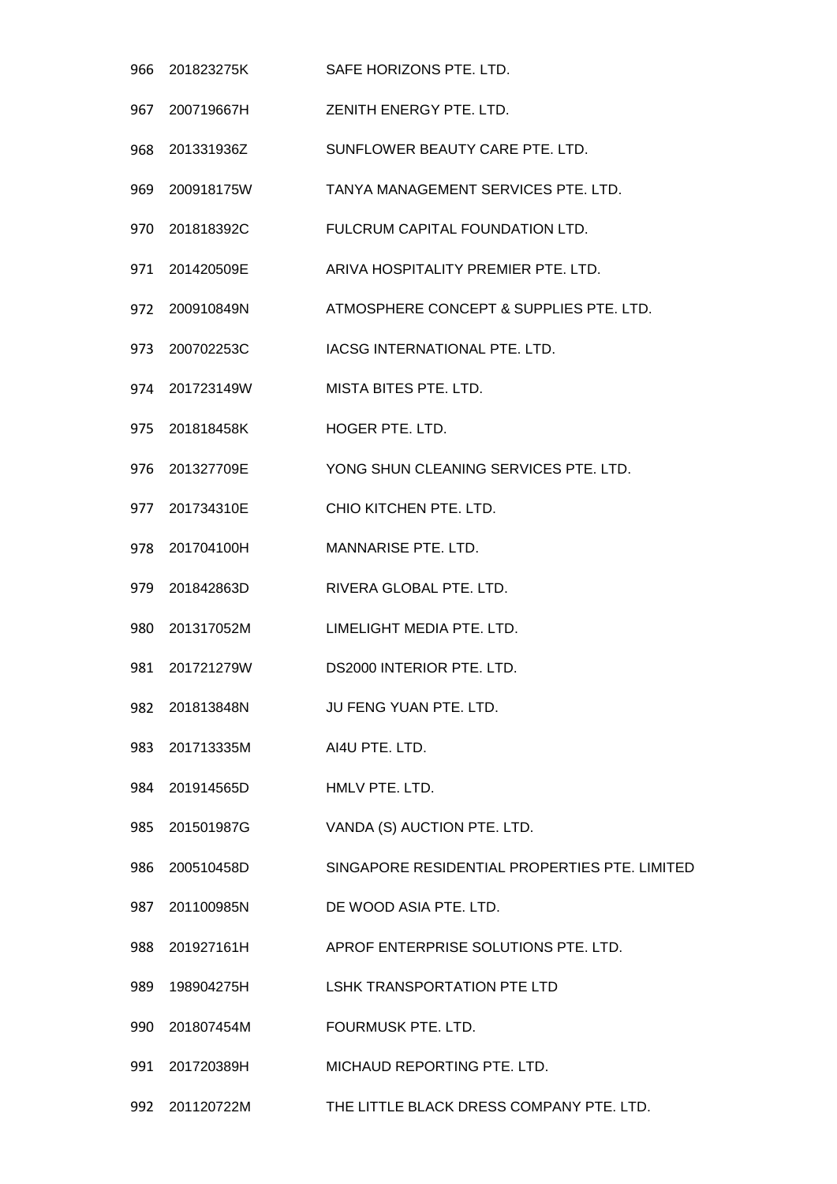| | | |
|---|---|---|
| 966 | 201823275K | SAFE HORIZONS PTE. LTD. |
| 967 | 200719667H | ZENITH ENERGY PTE. LTD. |
| 968 | 201331936Z | SUNFLOWER BEAUTY CARE PTE. LTD. |
| 969 | 200918175W | TANYA MANAGEMENT SERVICES PTE. LTD. |
| 970 | 201818392C | FULCRUM CAPITAL FOUNDATION LTD. |
| 971 | 201420509E | ARIVA HOSPITALITY PREMIER PTE. LTD. |
| 972 | 200910849N | ATMOSPHERE CONCEPT & SUPPLIES PTE. LTD. |
| 973 | 200702253C | IACSG INTERNATIONAL PTE. LTD. |
| 974 | 201723149W | MISTA BITES PTE. LTD. |
| 975 | 201818458K | HOGER PTE. LTD. |
| 976 | 201327709E | YONG SHUN CLEANING SERVICES PTE. LTD. |
| 977 | 201734310E | CHIO KITCHEN PTE. LTD. |
| 978 | 201704100H | MANNARISE PTE. LTD. |
| 979 | 201842863D | RIVERA GLOBAL PTE. LTD. |
| 980 | 201317052M | LIMELIGHT MEDIA PTE. LTD. |
| 981 | 201721279W | DS2000 INTERIOR PTE. LTD. |
| 982 | 201813848N | JU FENG YUAN PTE. LTD. |
| 983 | 201713335M | AI4U PTE. LTD. |
| 984 | 201914565D | HMLV PTE. LTD. |
| 985 | 201501987G | VANDA (S) AUCTION PTE. LTD. |
| 986 | 200510458D | SINGAPORE RESIDENTIAL PROPERTIES PTE. LIMITED |
| 987 | 201100985N | DE WOOD ASIA PTE. LTD. |
| 988 | 201927161H | APROF ENTERPRISE SOLUTIONS PTE. LTD. |
| 989 | 198904275H | LSHK TRANSPORTATION PTE LTD |
| 990 | 201807454M | FOURMUSK PTE. LTD. |
| 991 | 201720389H | MICHAUD REPORTING PTE. LTD. |
| 992 | 201120722M | THE LITTLE BLACK DRESS COMPANY PTE. LTD. |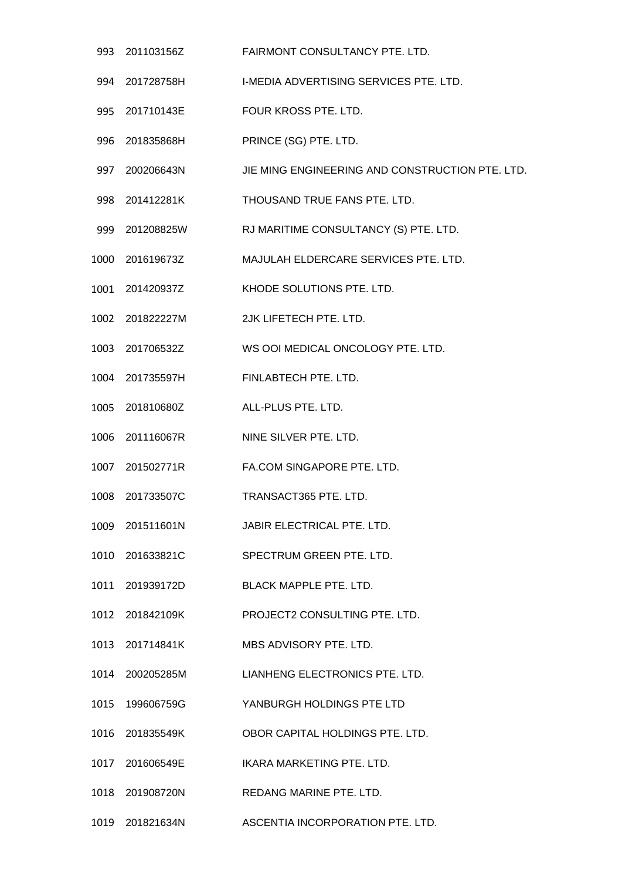| | | |
|---|---|---|
| 993 | 201103156Z | FAIRMONT CONSULTANCY PTE. LTD. |
| 994 | 201728758H | I-MEDIA ADVERTISING SERVICES PTE. LTD. |
| 995 | 201710143E | FOUR KROSS PTE. LTD. |
| 996 | 201835868H | PRINCE (SG) PTE. LTD. |
| 997 | 200206643N | JIE MING ENGINEERING AND CONSTRUCTION PTE. LTD. |
| 998 | 201412281K | THOUSAND TRUE FANS PTE. LTD. |
| 999 | 201208825W | RJ MARITIME CONSULTANCY (S) PTE. LTD. |
| 1000 | 201619673Z | MAJULAH ELDERCARE SERVICES PTE. LTD. |
| 1001 | 201420937Z | KHODE SOLUTIONS PTE. LTD. |
| 1002 | 201822227M | 2JK LIFETECH PTE. LTD. |
| 1003 | 201706532Z | WS OOI MEDICAL ONCOLOGY PTE. LTD. |
| 1004 | 201735597H | FINLABTECH PTE. LTD. |
| 1005 | 201810680Z | ALL-PLUS PTE. LTD. |
| 1006 | 201116067R | NINE SILVER PTE. LTD. |
| 1007 | 201502771R | FA.COM SINGAPORE PTE. LTD. |
| 1008 | 201733507C | TRANSACT365 PTE. LTD. |
| 1009 | 201511601N | JABIR ELECTRICAL PTE. LTD. |
| 1010 | 201633821C | SPECTRUM GREEN PTE. LTD. |
| 1011 | 201939172D | BLACK MAPPLE PTE. LTD. |
| 1012 | 201842109K | PROJECT2 CONSULTING PTE. LTD. |
| 1013 | 201714841K | MBS ADVISORY PTE. LTD. |
| 1014 | 200205285M | LIANHENG ELECTRONICS PTE. LTD. |
| 1015 | 199606759G | YANBURGH HOLDINGS PTE LTD |
| 1016 | 201835549K | OBOR CAPITAL HOLDINGS PTE. LTD. |
| 1017 | 201606549E | IKARA MARKETING PTE. LTD. |
| 1018 | 201908720N | REDANG MARINE PTE. LTD. |
| 1019 | 201821634N | ASCENTIA INCORPORATION PTE. LTD. |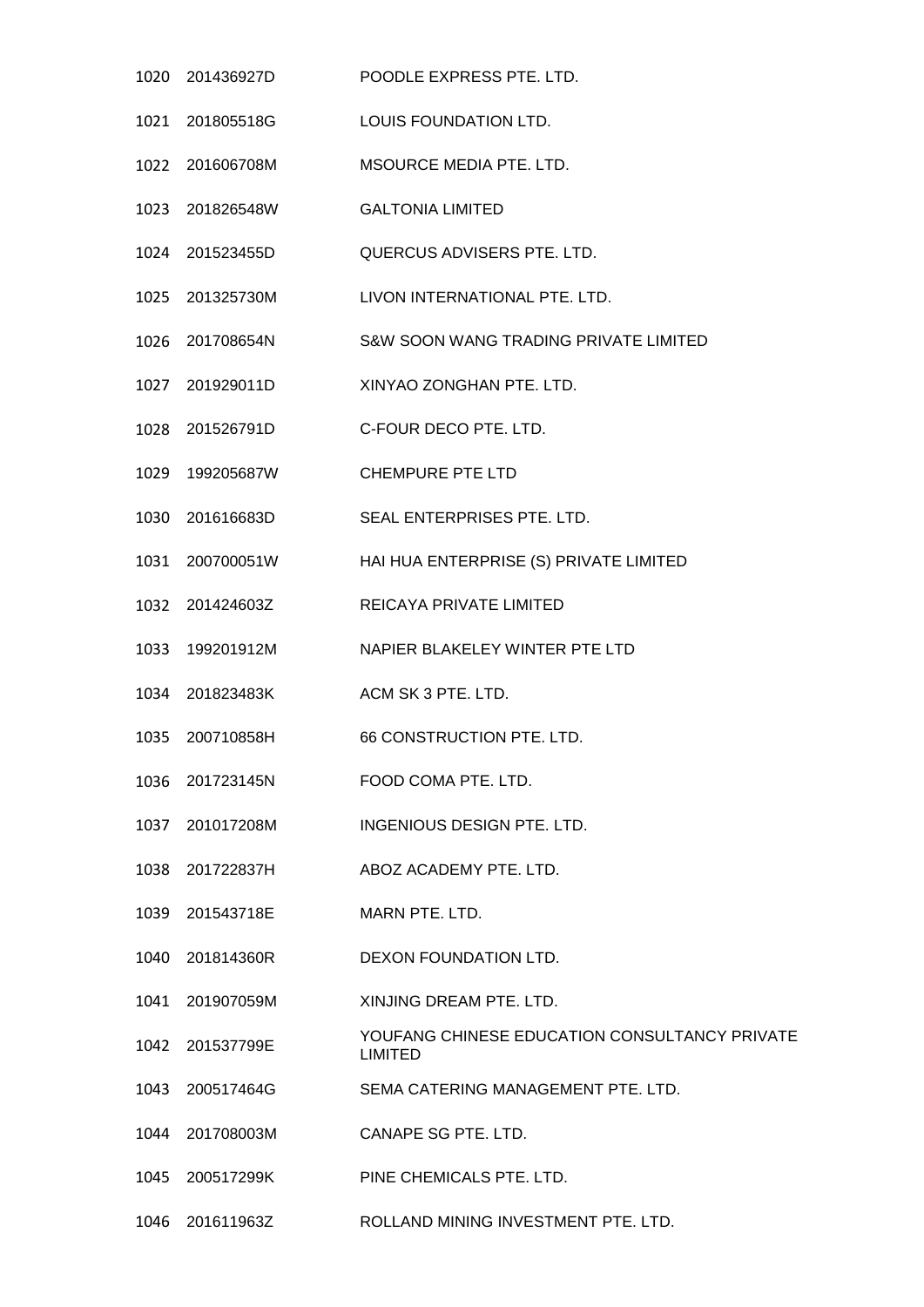| | | |
|---|---|---|
| 1020 | 201436927D | POODLE EXPRESS PTE. LTD. |
| 1021 | 201805518G | LOUIS FOUNDATION LTD. |
| 1022 | 201606708M | MSOURCE MEDIA PTE. LTD. |
| 1023 | 201826548W | GALTONIA LIMITED |
| 1024 | 201523455D | QUERCUS ADVISERS PTE. LTD. |
| 1025 | 201325730M | LIVON INTERNATIONAL PTE. LTD. |
| 1026 | 201708654N | S&W SOON WANG TRADING PRIVATE LIMITED |
| 1027 | 201929011D | XINYAO ZONGHAN PTE. LTD. |
| 1028 | 201526791D | C-FOUR DECO PTE. LTD. |
| 1029 | 199205687W | CHEMPURE PTE LTD |
| 1030 | 201616683D | SEAL ENTERPRISES PTE. LTD. |
| 1031 | 200700051W | HAI HUA ENTERPRISE (S) PRIVATE LIMITED |
| 1032 | 201424603Z | REICAYA PRIVATE LIMITED |
| 1033 | 199201912M | NAPIER BLAKELEY WINTER PTE LTD |
| 1034 | 201823483K | ACM SK 3 PTE. LTD. |
| 1035 | 200710858H | 66 CONSTRUCTION PTE. LTD. |
| 1036 | 201723145N | FOOD COMA PTE. LTD. |
| 1037 | 201017208M | INGENIOUS DESIGN PTE. LTD. |
| 1038 | 201722837H | ABOZ ACADEMY PTE. LTD. |
| 1039 | 201543718E | MARN PTE. LTD. |
| 1040 | 201814360R | DEXON FOUNDATION LTD. |
| 1041 | 201907059M | XINJING DREAM PTE. LTD. |
| 1042 | 201537799E | YOUFANG CHINESE EDUCATION CONSULTANCY PRIVATE LIMITED |
| 1043 | 200517464G | SEMA CATERING MANAGEMENT PTE. LTD. |
| 1044 | 201708003M | CANAPE SG PTE. LTD. |
| 1045 | 200517299K | PINE CHEMICALS PTE. LTD. |
| 1046 | 201611963Z | ROLLAND MINING INVESTMENT PTE. LTD. |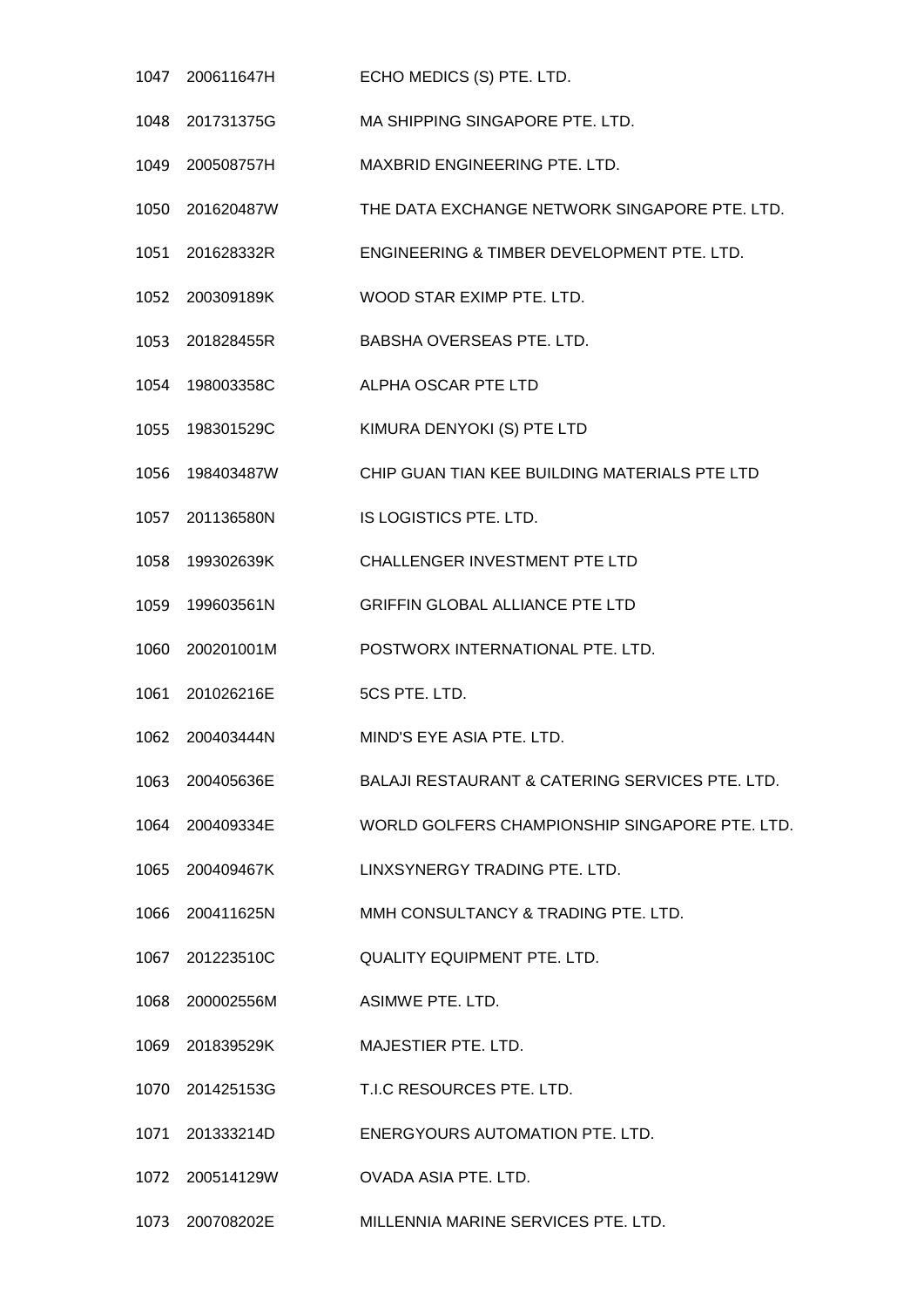| | | |
|---|---|---|
| 1047 | 200611647H | ECHO MEDICS (S) PTE. LTD. |
| 1048 | 201731375G | MA SHIPPING SINGAPORE PTE. LTD. |
| 1049 | 200508757H | MAXBRID ENGINEERING PTE. LTD. |
| 1050 | 201620487W | THE DATA EXCHANGE NETWORK SINGAPORE PTE. LTD. |
| 1051 | 201628332R | ENGINEERING & TIMBER DEVELOPMENT PTE. LTD. |
| 1052 | 200309189K | WOOD STAR EXIMP PTE. LTD. |
| 1053 | 201828455R | BABSHA OVERSEAS PTE. LTD. |
| 1054 | 198003358C | ALPHA OSCAR PTE LTD |
| 1055 | 198301529C | KIMURA DENYOKI (S) PTE LTD |
| 1056 | 198403487W | CHIP GUAN TIAN KEE BUILDING MATERIALS PTE LTD |
| 1057 | 201136580N | IS LOGISTICS PTE. LTD. |
| 1058 | 199302639K | CHALLENGER INVESTMENT PTE LTD |
| 1059 | 199603561N | GRIFFIN GLOBAL ALLIANCE PTE LTD |
| 1060 | 200201001M | POSTWORX INTERNATIONAL PTE. LTD. |
| 1061 | 201026216E | 5CS PTE. LTD. |
| 1062 | 200403444N | MIND'S EYE ASIA PTE. LTD. |
| 1063 | 200405636E | BALAJI RESTAURANT & CATERING SERVICES PTE. LTD. |
| 1064 | 200409334E | WORLD GOLFERS CHAMPIONSHIP SINGAPORE PTE. LTD. |
| 1065 | 200409467K | LINXSYNERGY TRADING PTE. LTD. |
| 1066 | 200411625N | MMH CONSULTANCY & TRADING PTE. LTD. |
| 1067 | 201223510C | QUALITY EQUIPMENT PTE. LTD. |
| 1068 | 200002556M | ASIMWE PTE. LTD. |
| 1069 | 201839529K | MAJESTIER PTE. LTD. |
| 1070 | 201425153G | T.I.C RESOURCES PTE. LTD. |
| 1071 | 201333214D | ENERGYOURS AUTOMATION PTE. LTD. |
| 1072 | 200514129W | OVADA ASIA PTE. LTD. |
| 1073 | 200708202E | MILLENNIA MARINE SERVICES PTE. LTD. |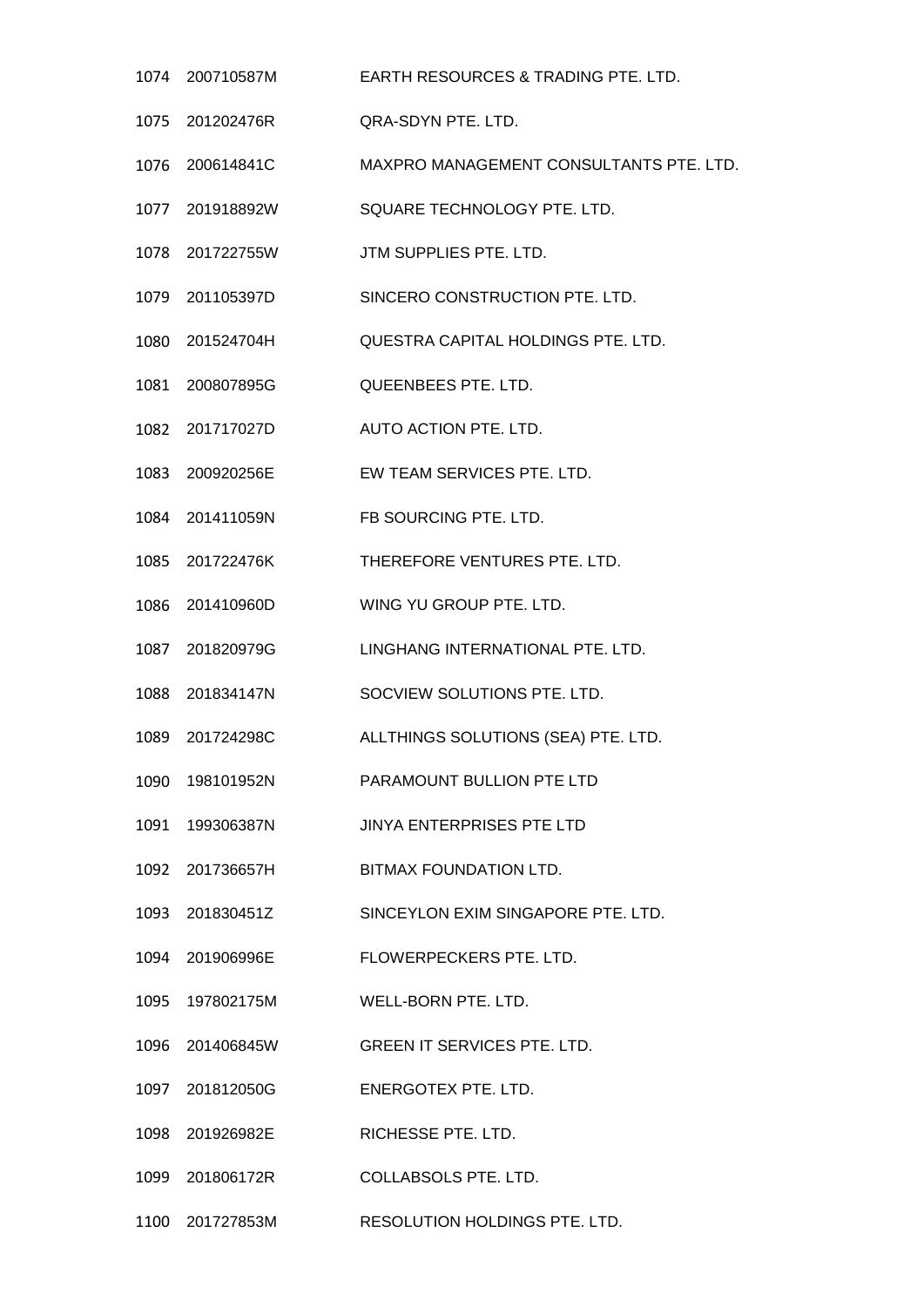| | | |
|---|---|---|
| 1074 | 200710587M | EARTH RESOURCES & TRADING PTE. LTD. |
| 1075 | 201202476R | QRA-SDYN PTE. LTD. |
| 1076 | 200614841C | MAXPRO MANAGEMENT CONSULTANTS PTE. LTD. |
| 1077 | 201918892W | SQUARE TECHNOLOGY PTE. LTD. |
| 1078 | 201722755W | JTM SUPPLIES PTE. LTD. |
| 1079 | 201105397D | SINCERO CONSTRUCTION PTE. LTD. |
| 1080 | 201524704H | QUESTRA CAPITAL HOLDINGS PTE. LTD. |
| 1081 | 200807895G | QUEENBEES PTE. LTD. |
| 1082 | 201717027D | AUTO ACTION PTE. LTD. |
| 1083 | 200920256E | EW TEAM SERVICES PTE. LTD. |
| 1084 | 201411059N | FB SOURCING PTE. LTD. |
| 1085 | 201722476K | THEREFORE VENTURES PTE. LTD. |
| 1086 | 201410960D | WING YU GROUP PTE. LTD. |
| 1087 | 201820979G | LINGHANG INTERNATIONAL PTE. LTD. |
| 1088 | 201834147N | SOCVIEW SOLUTIONS PTE. LTD. |
| 1089 | 201724298C | ALLTHINGS SOLUTIONS (SEA) PTE. LTD. |
| 1090 | 198101952N | PARAMOUNT BULLION PTE LTD |
| 1091 | 199306387N | JINYA ENTERPRISES PTE LTD |
| 1092 | 201736657H | BITMAX FOUNDATION LTD. |
| 1093 | 201830451Z | SINCEYLON EXIM SINGAPORE PTE. LTD. |
| 1094 | 201906996E | FLOWERPECKERS PTE. LTD. |
| 1095 | 197802175M | WELL-BORN PTE. LTD. |
| 1096 | 201406845W | GREEN IT SERVICES PTE. LTD. |
| 1097 | 201812050G | ENERGOTEX PTE. LTD. |
| 1098 | 201926982E | RICHESSE PTE. LTD. |
| 1099 | 201806172R | COLLABSOLS PTE. LTD. |
| 1100 | 201727853M | RESOLUTION HOLDINGS PTE. LTD. |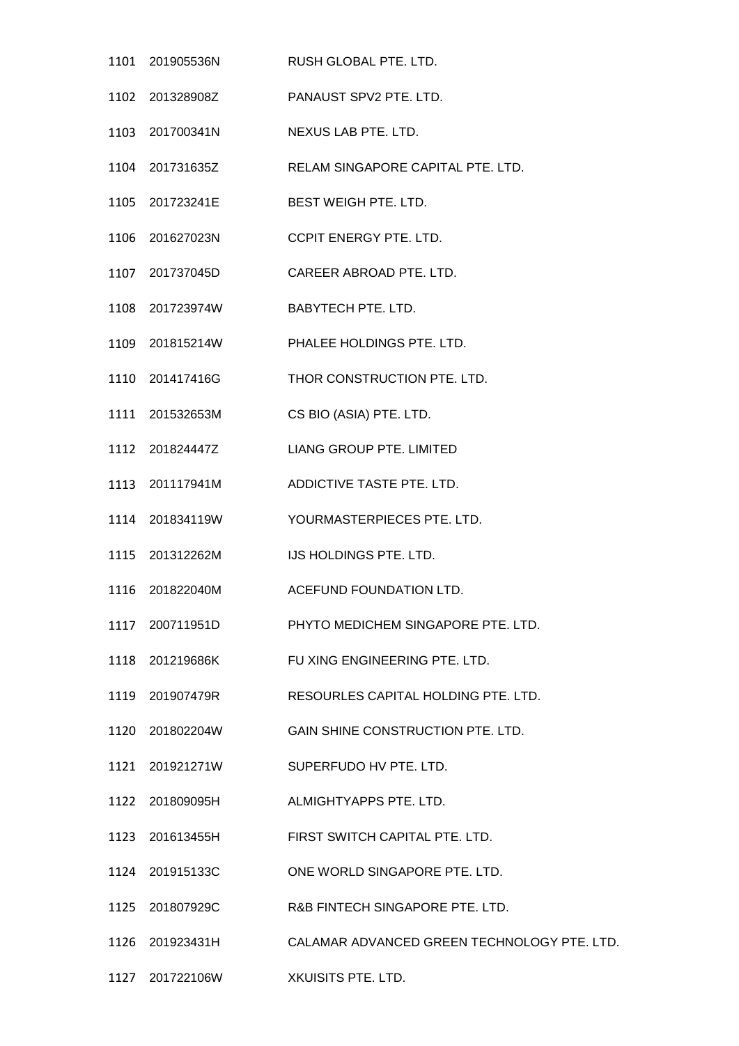| | | |
|---|---|---|
| 1101 | 201905536N | RUSH GLOBAL PTE. LTD. |
| 1102 | 201328908Z | PANAUST SPV2 PTE. LTD. |
| 1103 | 201700341N | NEXUS LAB PTE. LTD. |
| 1104 | 201731635Z | RELAM SINGAPORE CAPITAL PTE. LTD. |
| 1105 | 201723241E | BEST WEIGH PTE. LTD. |
| 1106 | 201627023N | CCPIT ENERGY PTE. LTD. |
| 1107 | 201737045D | CAREER ABROAD PTE. LTD. |
| 1108 | 201723974W | BABYTECH PTE. LTD. |
| 1109 | 201815214W | PHALEE HOLDINGS PTE. LTD. |
| 1110 | 201417416G | THOR CONSTRUCTION PTE. LTD. |
| 1111 | 201532653M | CS BIO (ASIA) PTE. LTD. |
| 1112 | 201824447Z | LIANG GROUP PTE. LIMITED |
| 1113 | 201117941M | ADDICTIVE TASTE PTE. LTD. |
| 1114 | 201834119W | YOURMASTERPIECES PTE. LTD. |
| 1115 | 201312262M | IJS HOLDINGS PTE. LTD. |
| 1116 | 201822040M | ACEFUND FOUNDATION LTD. |
| 1117 | 200711951D | PHYTO MEDICHEM SINGAPORE PTE. LTD. |
| 1118 | 201219686K | FU XING ENGINEERING PTE. LTD. |
| 1119 | 201907479R | RESOURLES CAPITAL HOLDING PTE. LTD. |
| 1120 | 201802204W | GAIN SHINE CONSTRUCTION PTE. LTD. |
| 1121 | 201921271W | SUPERFUDO HV PTE. LTD. |
| 1122 | 201809095H | ALMIGHTYAPPS PTE. LTD. |
| 1123 | 201613455H | FIRST SWITCH CAPITAL PTE. LTD. |
| 1124 | 201915133C | ONE WORLD SINGAPORE PTE. LTD. |
| 1125 | 201807929C | R&B FINTECH SINGAPORE PTE. LTD. |
| 1126 | 201923431H | CALAMAR ADVANCED GREEN TECHNOLOGY PTE. LTD. |
| 1127 | 201722106W | XKUISITS PTE. LTD. |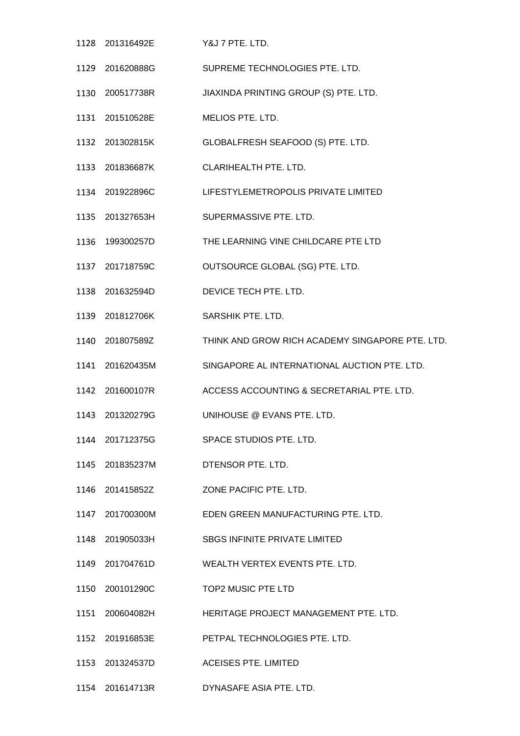| | | |
|---|---|---|
| 1128 | 201316492E | Y&J 7 PTE. LTD. |
| 1129 | 201620888G | SUPREME TECHNOLOGIES PTE. LTD. |
| 1130 | 200517738R | JIAXINDA PRINTING GROUP (S) PTE. LTD. |
| 1131 | 201510528E | MELIOS PTE. LTD. |
| 1132 | 201302815K | GLOBALFRESH SEAFOOD (S) PTE. LTD. |
| 1133 | 201836687K | CLARIHEALTH PTE. LTD. |
| 1134 | 201922896C | LIFESTYLEMETROPOLIS PRIVATE LIMITED |
| 1135 | 201327653H | SUPERMASSIVE PTE. LTD. |
| 1136 | 199300257D | THE LEARNING VINE CHILDCARE PTE LTD |
| 1137 | 201718759C | OUTSOURCE GLOBAL (SG) PTE. LTD. |
| 1138 | 201632594D | DEVICE TECH PTE. LTD. |
| 1139 | 201812706K | SARSHIK PTE. LTD. |
| 1140 | 201807589Z | THINK AND GROW RICH ACADEMY SINGAPORE PTE. LTD. |
| 1141 | 201620435M | SINGAPORE AL INTERNATIONAL AUCTION PTE. LTD. |
| 1142 | 201600107R | ACCESS ACCOUNTING & SECRETARIAL PTE. LTD. |
| 1143 | 201320279G | UNIHOUSE @ EVANS PTE. LTD. |
| 1144 | 201712375G | SPACE STUDIOS PTE. LTD. |
| 1145 | 201835237M | DTENSOR PTE. LTD. |
| 1146 | 201415852Z | ZONE PACIFIC PTE. LTD. |
| 1147 | 201700300M | EDEN GREEN MANUFACTURING PTE. LTD. |
| 1148 | 201905033H | SBGS INFINITE PRIVATE LIMITED |
| 1149 | 201704761D | WEALTH VERTEX EVENTS PTE. LTD. |
| 1150 | 200101290C | TOP2 MUSIC PTE LTD |
| 1151 | 200604082H | HERITAGE PROJECT MANAGEMENT PTE. LTD. |
| 1152 | 201916853E | PETPAL TECHNOLOGIES PTE. LTD. |
| 1153 | 201324537D | ACEISES PTE. LIMITED |
| 1154 | 201614713R | DYNASAFE ASIA PTE. LTD. |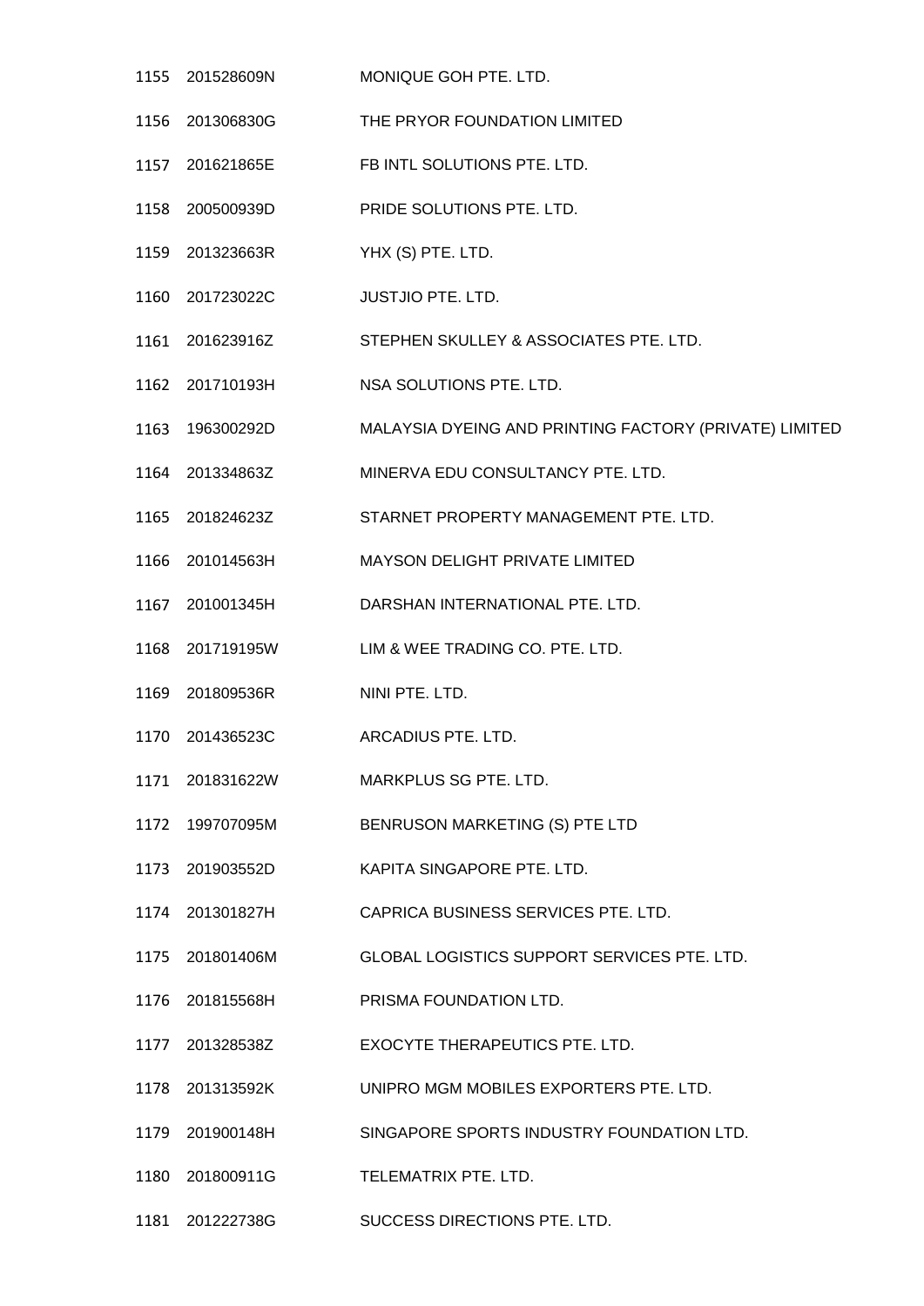| | | |
|---|---|---|
| 1155 | 201528609N | MONIQUE GOH PTE. LTD. |
| 1156 | 201306830G | THE PRYOR FOUNDATION LIMITED |
| 1157 | 201621865E | FB INTL SOLUTIONS PTE. LTD. |
| 1158 | 200500939D | PRIDE SOLUTIONS PTE. LTD. |
| 1159 | 201323663R | YHX (S) PTE. LTD. |
| 1160 | 201723022C | JUSTJIO PTE. LTD. |
| 1161 | 201623916Z | STEPHEN SKULLEY & ASSOCIATES PTE. LTD. |
| 1162 | 201710193H | NSA SOLUTIONS PTE. LTD. |
| 1163 | 196300292D | MALAYSIA DYEING AND PRINTING FACTORY (PRIVATE) LIMITED |
| 1164 | 201334863Z | MINERVA EDU CONSULTANCY PTE. LTD. |
| 1165 | 201824623Z | STARNET PROPERTY MANAGEMENT PTE. LTD. |
| 1166 | 201014563H | MAYSON DELIGHT PRIVATE LIMITED |
| 1167 | 201001345H | DARSHAN INTERNATIONAL PTE. LTD. |
| 1168 | 201719195W | LIM & WEE TRADING CO. PTE. LTD. |
| 1169 | 201809536R | NINI PTE. LTD. |
| 1170 | 201436523C | ARCADIUS PTE. LTD. |
| 1171 | 201831622W | MARKPLUS SG PTE. LTD. |
| 1172 | 199707095M | BENRUSON MARKETING (S) PTE LTD |
| 1173 | 201903552D | KAPITA SINGAPORE PTE. LTD. |
| 1174 | 201301827H | CAPRICA BUSINESS SERVICES PTE. LTD. |
| 1175 | 201801406M | GLOBAL LOGISTICS SUPPORT SERVICES PTE. LTD. |
| 1176 | 201815568H | PRISMA FOUNDATION LTD. |
| 1177 | 201328538Z | EXOCYTE THERAPEUTICS PTE. LTD. |
| 1178 | 201313592K | UNIPRO MGM MOBILES EXPORTERS PTE. LTD. |
| 1179 | 201900148H | SINGAPORE SPORTS INDUSTRY FOUNDATION LTD. |
| 1180 | 201800911G | TELEMATRIX PTE. LTD. |
| 1181 | 201222738G | SUCCESS DIRECTIONS PTE. LTD. |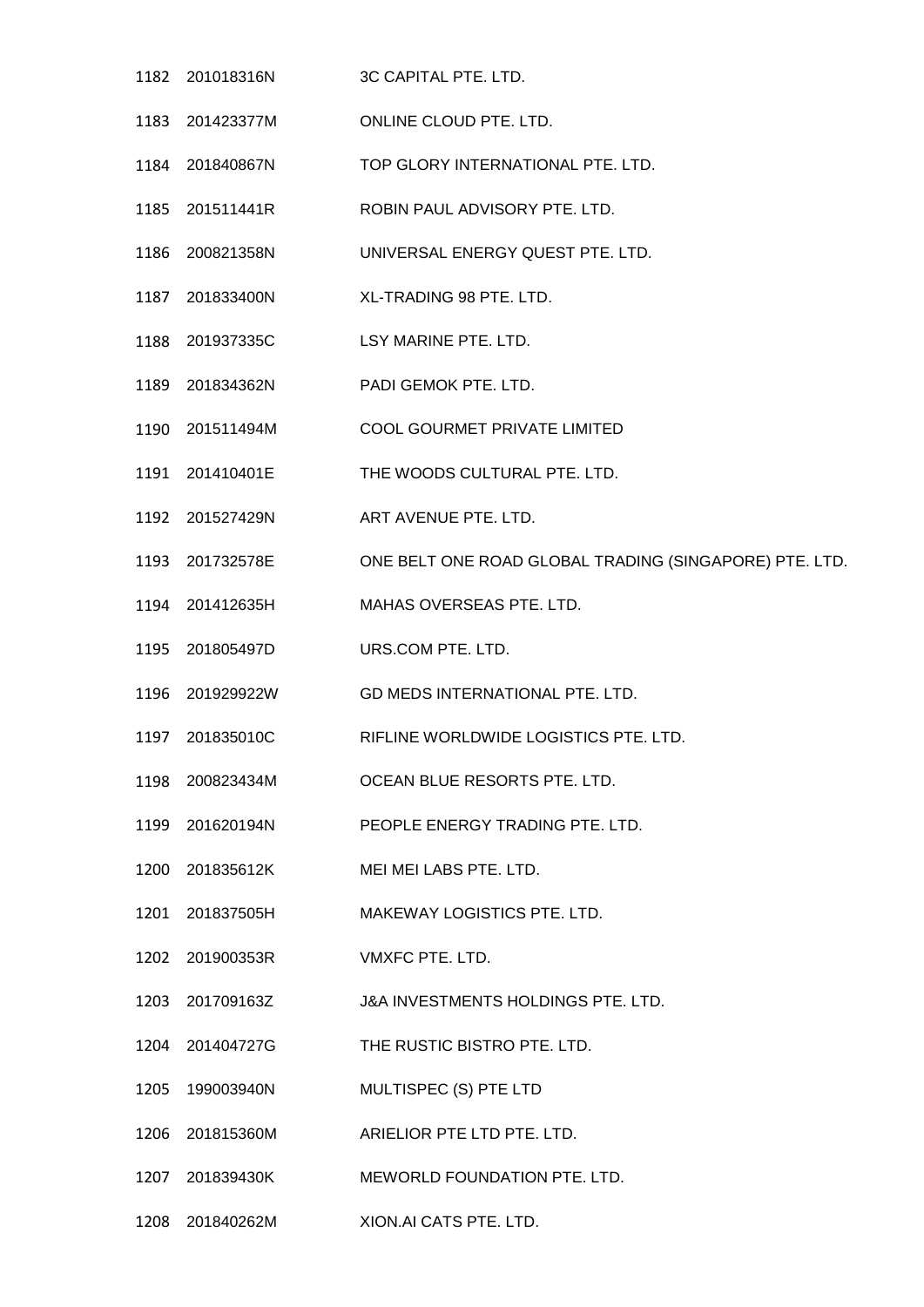| | | |
|---|---|---|
| 1182 | 201018316N | 3C CAPITAL PTE. LTD. |
| 1183 | 201423377M | ONLINE CLOUD PTE. LTD. |
| 1184 | 201840867N | TOP GLORY INTERNATIONAL PTE. LTD. |
| 1185 | 201511441R | ROBIN PAUL ADVISORY PTE. LTD. |
| 1186 | 200821358N | UNIVERSAL ENERGY QUEST PTE. LTD. |
| 1187 | 201833400N | XL-TRADING 98 PTE. LTD. |
| 1188 | 201937335C | LSY MARINE PTE. LTD. |
| 1189 | 201834362N | PADI GEMOK PTE. LTD. |
| 1190 | 201511494M | COOL GOURMET PRIVATE LIMITED |
| 1191 | 201410401E | THE WOODS CULTURAL PTE. LTD. |
| 1192 | 201527429N | ART AVENUE PTE. LTD. |
| 1193 | 201732578E | ONE BELT ONE ROAD GLOBAL TRADING (SINGAPORE) PTE. LTD. |
| 1194 | 201412635H | MAHAS OVERSEAS PTE. LTD. |
| 1195 | 201805497D | URS.COM PTE. LTD. |
| 1196 | 201929922W | GD MEDS INTERNATIONAL PTE. LTD. |
| 1197 | 201835010C | RIFLINE WORLDWIDE LOGISTICS PTE. LTD. |
| 1198 | 200823434M | OCEAN BLUE RESORTS PTE. LTD. |
| 1199 | 201620194N | PEOPLE ENERGY TRADING PTE. LTD. |
| 1200 | 201835612K | MEI MEI LABS PTE. LTD. |
| 1201 | 201837505H | MAKEWAY LOGISTICS PTE. LTD. |
| 1202 | 201900353R | VMXFC PTE. LTD. |
| 1203 | 201709163Z | J&A INVESTMENTS HOLDINGS PTE. LTD. |
| 1204 | 201404727G | THE RUSTIC BISTRO PTE. LTD. |
| 1205 | 199003940N | MULTISPEC (S) PTE LTD |
| 1206 | 201815360M | ARIELIOR PTE LTD PTE. LTD. |
| 1207 | 201839430K | MEWORLD FOUNDATION PTE. LTD. |
| 1208 | 201840262M | XION.AI CATS PTE. LTD. |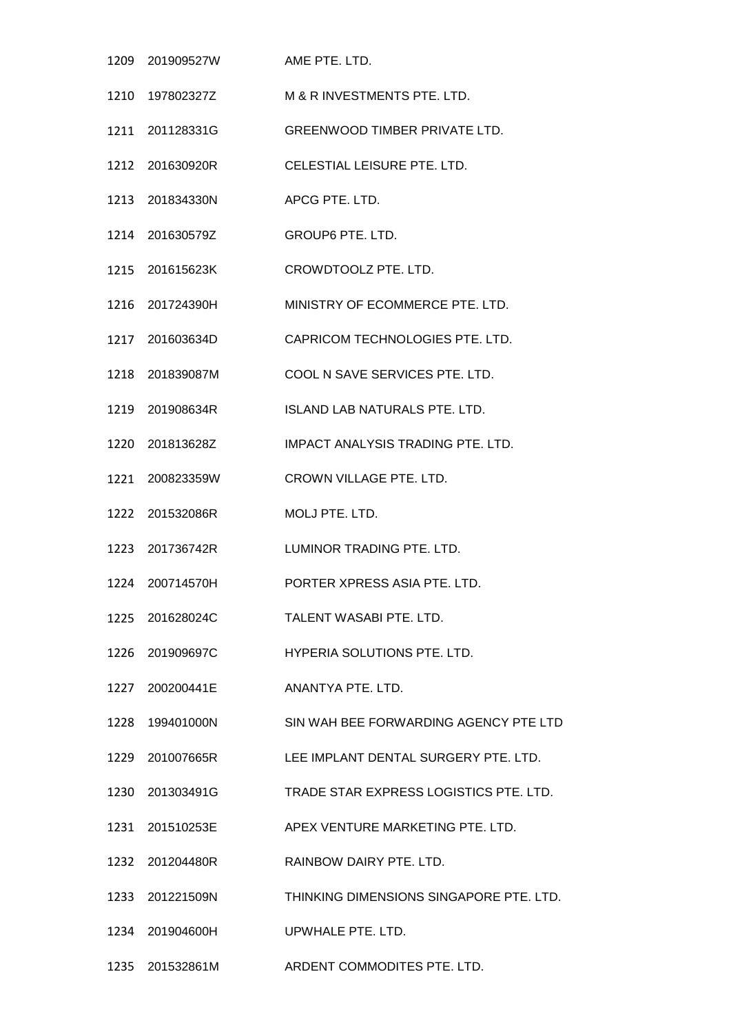| | | |
|---|---|---|
| 1209 | 201909527W | AME PTE. LTD. |
| 1210 | 197802327Z | M & R INVESTMENTS PTE. LTD. |
| 1211 | 201128331G | GREENWOOD TIMBER PRIVATE LTD. |
| 1212 | 201630920R | CELESTIAL LEISURE PTE. LTD. |
| 1213 | 201834330N | APCG PTE. LTD. |
| 1214 | 201630579Z | GROUP6 PTE. LTD. |
| 1215 | 201615623K | CROWDTOOLZ PTE. LTD. |
| 1216 | 201724390H | MINISTRY OF ECOMMERCE PTE. LTD. |
| 1217 | 201603634D | CAPRICOM TECHNOLOGIES PTE. LTD. |
| 1218 | 201839087M | COOL N SAVE SERVICES PTE. LTD. |
| 1219 | 201908634R | ISLAND LAB NATURALS PTE. LTD. |
| 1220 | 201813628Z | IMPACT ANALYSIS TRADING PTE. LTD. |
| 1221 | 200823359W | CROWN VILLAGE PTE. LTD. |
| 1222 | 201532086R | MOLJ PTE. LTD. |
| 1223 | 201736742R | LUMINOR TRADING PTE. LTD. |
| 1224 | 200714570H | PORTER XPRESS ASIA PTE. LTD. |
| 1225 | 201628024C | TALENT WASABI PTE. LTD. |
| 1226 | 201909697C | HYPERIA SOLUTIONS PTE. LTD. |
| 1227 | 200200441E | ANANTYA PTE. LTD. |
| 1228 | 199401000N | SIN WAH BEE FORWARDING AGENCY PTE LTD |
| 1229 | 201007665R | LEE IMPLANT DENTAL SURGERY PTE. LTD. |
| 1230 | 201303491G | TRADE STAR EXPRESS LOGISTICS PTE. LTD. |
| 1231 | 201510253E | APEX VENTURE MARKETING PTE. LTD. |
| 1232 | 201204480R | RAINBOW DAIRY PTE. LTD. |
| 1233 | 201221509N | THINKING DIMENSIONS SINGAPORE PTE. LTD. |
| 1234 | 201904600H | UPWHALE PTE. LTD. |
| 1235 | 201532861M | ARDENT COMMODITES PTE. LTD. |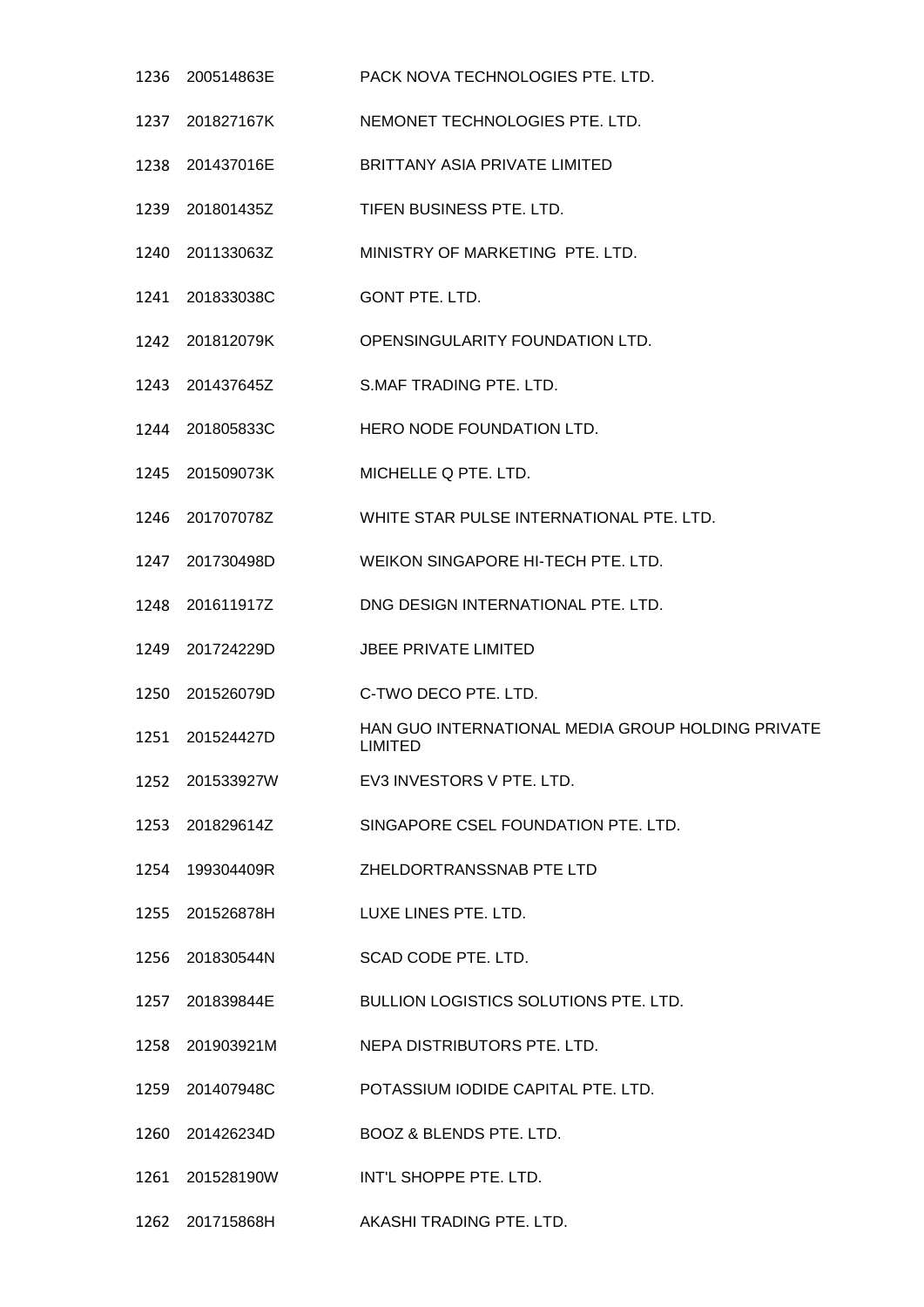| | | |
|---|---|---|
| 1236 | 200514863E | PACK NOVA TECHNOLOGIES PTE. LTD. |
| 1237 | 201827167K | NEMONET TECHNOLOGIES PTE. LTD. |
| 1238 | 201437016E | BRITTANY ASIA PRIVATE LIMITED |
| 1239 | 201801435Z | TIFEN BUSINESS PTE. LTD. |
| 1240 | 201133063Z | MINISTRY OF MARKETING PTE. LTD. |
| 1241 | 201833038C | GONT PTE. LTD. |
| 1242 | 201812079K | OPENSINGULARITY FOUNDATION LTD. |
| 1243 | 201437645Z | S.MAF TRADING PTE. LTD. |
| 1244 | 201805833C | HERO NODE FOUNDATION LTD. |
| 1245 | 201509073K | MICHELLE Q PTE. LTD. |
| 1246 | 201707078Z | WHITE STAR PULSE INTERNATIONAL PTE. LTD. |
| 1247 | 201730498D | WEIKON SINGAPORE HI-TECH PTE. LTD. |
| 1248 | 201611917Z | DNG DESIGN INTERNATIONAL PTE. LTD. |
| 1249 | 201724229D | JBEE PRIVATE LIMITED |
| 1250 | 201526079D | C-TWO DECO PTE. LTD. |
| 1251 | 201524427D | HAN GUO INTERNATIONAL MEDIA GROUP HOLDING PRIVATE LIMITED |
| 1252 | 201533927W | EV3 INVESTORS V PTE. LTD. |
| 1253 | 201829614Z | SINGAPORE CSEL FOUNDATION PTE. LTD. |
| 1254 | 199304409R | ZHELDORTRANSSNAB PTE LTD |
| 1255 | 201526878H | LUXE LINES PTE. LTD. |
| 1256 | 201830544N | SCAD CODE PTE. LTD. |
| 1257 | 201839844E | BULLION LOGISTICS SOLUTIONS PTE. LTD. |
| 1258 | 201903921M | NEPA DISTRIBUTORS PTE. LTD. |
| 1259 | 201407948C | POTASSIUM IODIDE CAPITAL PTE. LTD. |
| 1260 | 201426234D | BOOZ & BLENDS PTE. LTD. |
| 1261 | 201528190W | INT'L SHOPPE PTE. LTD. |
| 1262 | 201715868H | AKASHI TRADING PTE. LTD. |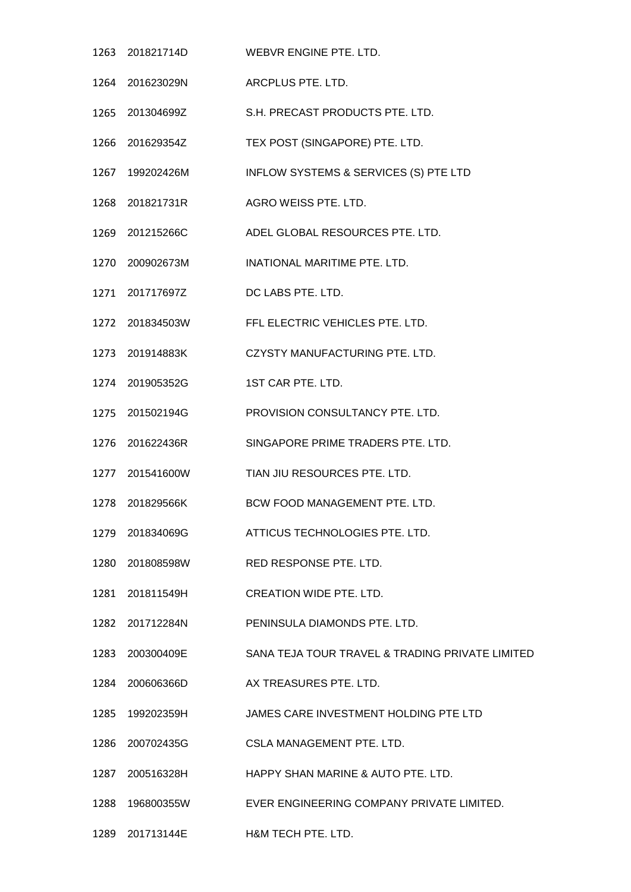| | | |
|---|---|---|
| 1263 | 201821714D | WEBVR ENGINE PTE. LTD. |
| 1264 | 201623029N | ARCPLUS PTE. LTD. |
| 1265 | 201304699Z | S.H. PRECAST PRODUCTS PTE. LTD. |
| 1266 | 201629354Z | TEX POST (SINGAPORE) PTE. LTD. |
| 1267 | 199202426M | INFLOW SYSTEMS & SERVICES (S) PTE LTD |
| 1268 | 201821731R | AGRO WEISS PTE. LTD. |
| 1269 | 201215266C | ADEL GLOBAL RESOURCES PTE. LTD. |
| 1270 | 200902673M | INATIONAL MARITIME PTE. LTD. |
| 1271 | 201717697Z | DC LABS PTE. LTD. |
| 1272 | 201834503W | FFL ELECTRIC VEHICLES PTE. LTD. |
| 1273 | 201914883K | CZYSTY MANUFACTURING PTE. LTD. |
| 1274 | 201905352G | 1ST CAR PTE. LTD. |
| 1275 | 201502194G | PROVISION CONSULTANCY PTE. LTD. |
| 1276 | 201622436R | SINGAPORE PRIME TRADERS PTE. LTD. |
| 1277 | 201541600W | TIAN JIU RESOURCES PTE. LTD. |
| 1278 | 201829566K | BCW FOOD MANAGEMENT PTE. LTD. |
| 1279 | 201834069G | ATTICUS TECHNOLOGIES PTE. LTD. |
| 1280 | 201808598W | RED RESPONSE PTE. LTD. |
| 1281 | 201811549H | CREATION WIDE PTE. LTD. |
| 1282 | 201712284N | PENINSULA DIAMONDS PTE. LTD. |
| 1283 | 200300409E | SANA TEJA TOUR TRAVEL & TRADING PRIVATE LIMITED |
| 1284 | 200606366D | AX TREASURES PTE. LTD. |
| 1285 | 199202359H | JAMES CARE INVESTMENT HOLDING PTE LTD |
| 1286 | 200702435G | CSLA MANAGEMENT PTE. LTD. |
| 1287 | 200516328H | HAPPY SHAN MARINE & AUTO PTE. LTD. |
| 1288 | 196800355W | EVER ENGINEERING COMPANY PRIVATE LIMITED. |
| 1289 | 201713144E | H&M TECH PTE. LTD. |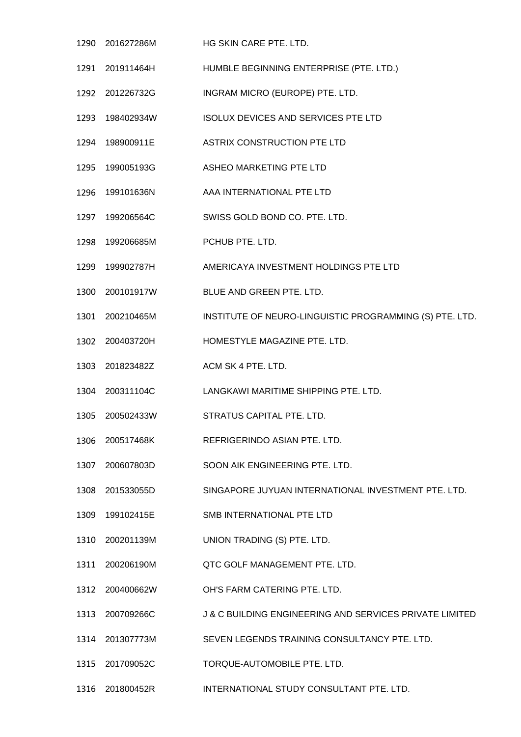| | | |
|---|---|---|
| 1290 | 201627286M | HG SKIN CARE PTE. LTD. |
| 1291 | 201911464H | HUMBLE BEGINNING ENTERPRISE (PTE. LTD.) |
| 1292 | 201226732G | INGRAM MICRO (EUROPE) PTE. LTD. |
| 1293 | 198402934W | ISOLUX DEVICES AND SERVICES PTE LTD |
| 1294 | 198900911E | ASTRIX CONSTRUCTION PTE LTD |
| 1295 | 199005193G | ASHEO MARKETING PTE LTD |
| 1296 | 199101636N | AAA INTERNATIONAL PTE LTD |
| 1297 | 199206564C | SWISS GOLD BOND CO. PTE. LTD. |
| 1298 | 199206685M | PCHUB PTE. LTD. |
| 1299 | 199902787H | AMERICAYA INVESTMENT HOLDINGS PTE LTD |
| 1300 | 200101917W | BLUE AND GREEN PTE. LTD. |
| 1301 | 200210465M | INSTITUTE OF NEURO-LINGUISTIC PROGRAMMING (S) PTE. LTD. |
| 1302 | 200403720H | HOMESTYLE MAGAZINE PTE. LTD. |
| 1303 | 201823482Z | ACM SK 4 PTE. LTD. |
| 1304 | 200311104C | LANGKAWI MARITIME SHIPPING PTE. LTD. |
| 1305 | 200502433W | STRATUS CAPITAL PTE. LTD. |
| 1306 | 200517468K | REFRIGERINDO ASIAN PTE. LTD. |
| 1307 | 200607803D | SOON AIK ENGINEERING PTE. LTD. |
| 1308 | 201533055D | SINGAPORE JUYUAN INTERNATIONAL INVESTMENT PTE. LTD. |
| 1309 | 199102415E | SMB INTERNATIONAL PTE LTD |
| 1310 | 200201139M | UNION TRADING (S) PTE. LTD. |
| 1311 | 200206190M | QTC GOLF MANAGEMENT PTE. LTD. |
| 1312 | 200400662W | OH'S FARM CATERING PTE. LTD. |
| 1313 | 200709266C | J & C BUILDING ENGINEERING AND SERVICES PRIVATE LIMITED |
| 1314 | 201307773M | SEVEN LEGENDS TRAINING CONSULTANCY PTE. LTD. |
| 1315 | 201709052C | TORQUE-AUTOMOBILE PTE. LTD. |
| 1316 | 201800452R | INTERNATIONAL STUDY CONSULTANT PTE. LTD. |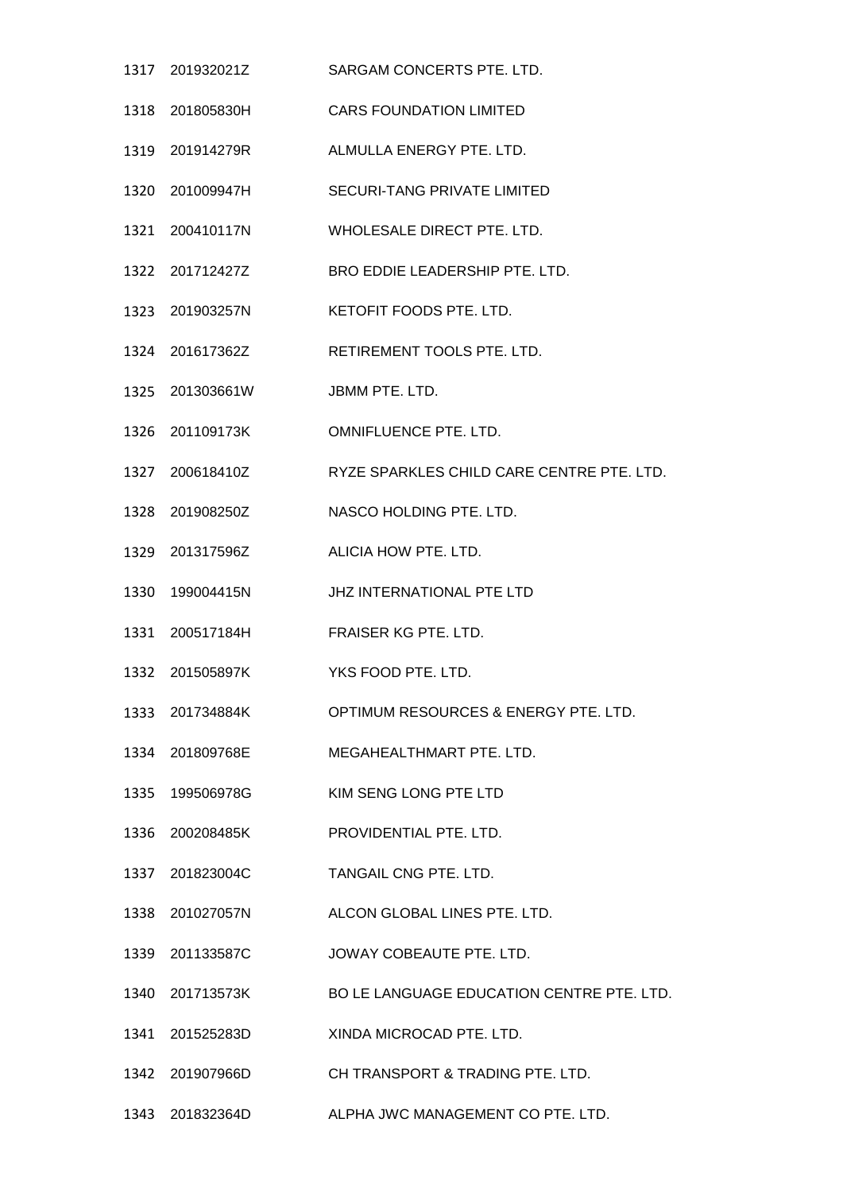| | | |
|---|---|---|
| 1317 | 201932021Z | SARGAM CONCERTS PTE. LTD. |
| 1318 | 201805830H | CARS FOUNDATION LIMITED |
| 1319 | 201914279R | ALMULLA ENERGY PTE. LTD. |
| 1320 | 201009947H | SECURI-TANG PRIVATE LIMITED |
| 1321 | 200410117N | WHOLESALE DIRECT PTE. LTD. |
| 1322 | 201712427Z | BRO EDDIE LEADERSHIP PTE. LTD. |
| 1323 | 201903257N | KETOFIT FOODS PTE. LTD. |
| 1324 | 201617362Z | RETIREMENT TOOLS PTE. LTD. |
| 1325 | 201303661W | JBMM PTE. LTD. |
| 1326 | 201109173K | OMNIFLUENCE PTE. LTD. |
| 1327 | 200618410Z | RYZE SPARKLES CHILD CARE CENTRE PTE. LTD. |
| 1328 | 201908250Z | NASCO HOLDING PTE. LTD. |
| 1329 | 201317596Z | ALICIA HOW PTE. LTD. |
| 1330 | 199004415N | JHZ INTERNATIONAL PTE LTD |
| 1331 | 200517184H | FRAISER KG PTE. LTD. |
| 1332 | 201505897K | YKS FOOD PTE. LTD. |
| 1333 | 201734884K | OPTIMUM RESOURCES & ENERGY PTE. LTD. |
| 1334 | 201809768E | MEGAHEALTHMART PTE. LTD. |
| 1335 | 199506978G | KIM SENG LONG PTE LTD |
| 1336 | 200208485K | PROVIDENTIAL PTE. LTD. |
| 1337 | 201823004C | TANGAIL CNG PTE. LTD. |
| 1338 | 201027057N | ALCON GLOBAL LINES PTE. LTD. |
| 1339 | 201133587C | JOWAY COBEAUTE PTE. LTD. |
| 1340 | 201713573K | BO LE LANGUAGE EDUCATION CENTRE PTE. LTD. |
| 1341 | 201525283D | XINDA MICROCAD PTE. LTD. |
| 1342 | 201907966D | CH TRANSPORT & TRADING PTE. LTD. |
| 1343 | 201832364D | ALPHA JWC MANAGEMENT CO PTE. LTD. |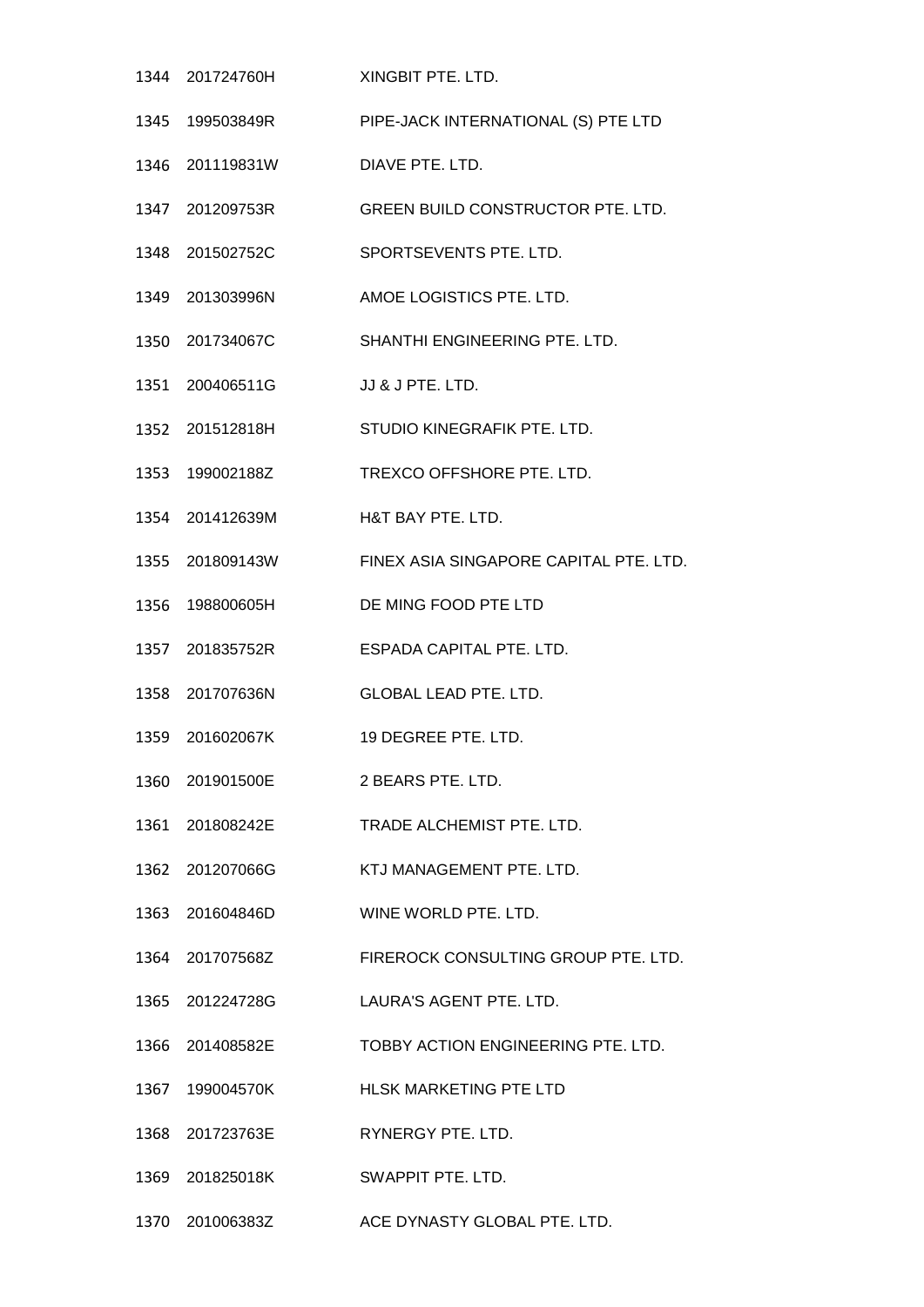| | | |
|---|---|---|
| 1344 | 201724760H | XINGBIT PTE. LTD. |
| 1345 | 199503849R | PIPE-JACK INTERNATIONAL (S) PTE LTD |
| 1346 | 201119831W | DIAVE PTE. LTD. |
| 1347 | 201209753R | GREEN BUILD CONSTRUCTOR PTE. LTD. |
| 1348 | 201502752C | SPORTSEVENTS PTE. LTD. |
| 1349 | 201303996N | AMOE LOGISTICS PTE. LTD. |
| 1350 | 201734067C | SHANTHI ENGINEERING PTE. LTD. |
| 1351 | 200406511G | JJ & J PTE. LTD. |
| 1352 | 201512818H | STUDIO KINEGRAFIK PTE. LTD. |
| 1353 | 199002188Z | TREXCO OFFSHORE PTE. LTD. |
| 1354 | 201412639M | H&T BAY PTE. LTD. |
| 1355 | 201809143W | FINEX ASIA SINGAPORE CAPITAL PTE. LTD. |
| 1356 | 198800605H | DE MING FOOD PTE LTD |
| 1357 | 201835752R | ESPADA CAPITAL PTE. LTD. |
| 1358 | 201707636N | GLOBAL LEAD PTE. LTD. |
| 1359 | 201602067K | 19 DEGREE PTE. LTD. |
| 1360 | 201901500E | 2 BEARS PTE. LTD. |
| 1361 | 201808242E | TRADE ALCHEMIST PTE. LTD. |
| 1362 | 201207066G | KTJ MANAGEMENT PTE. LTD. |
| 1363 | 201604846D | WINE WORLD PTE. LTD. |
| 1364 | 201707568Z | FIREROCK CONSULTING GROUP PTE. LTD. |
| 1365 | 201224728G | LAURA'S AGENT PTE. LTD. |
| 1366 | 201408582E | TOBBY ACTION ENGINEERING PTE. LTD. |
| 1367 | 199004570K | HLSK MARKETING PTE LTD |
| 1368 | 201723763E | RYNERGY PTE. LTD. |
| 1369 | 201825018K | SWAPPIT PTE. LTD. |
| 1370 | 201006383Z | ACE DYNASTY GLOBAL PTE. LTD. |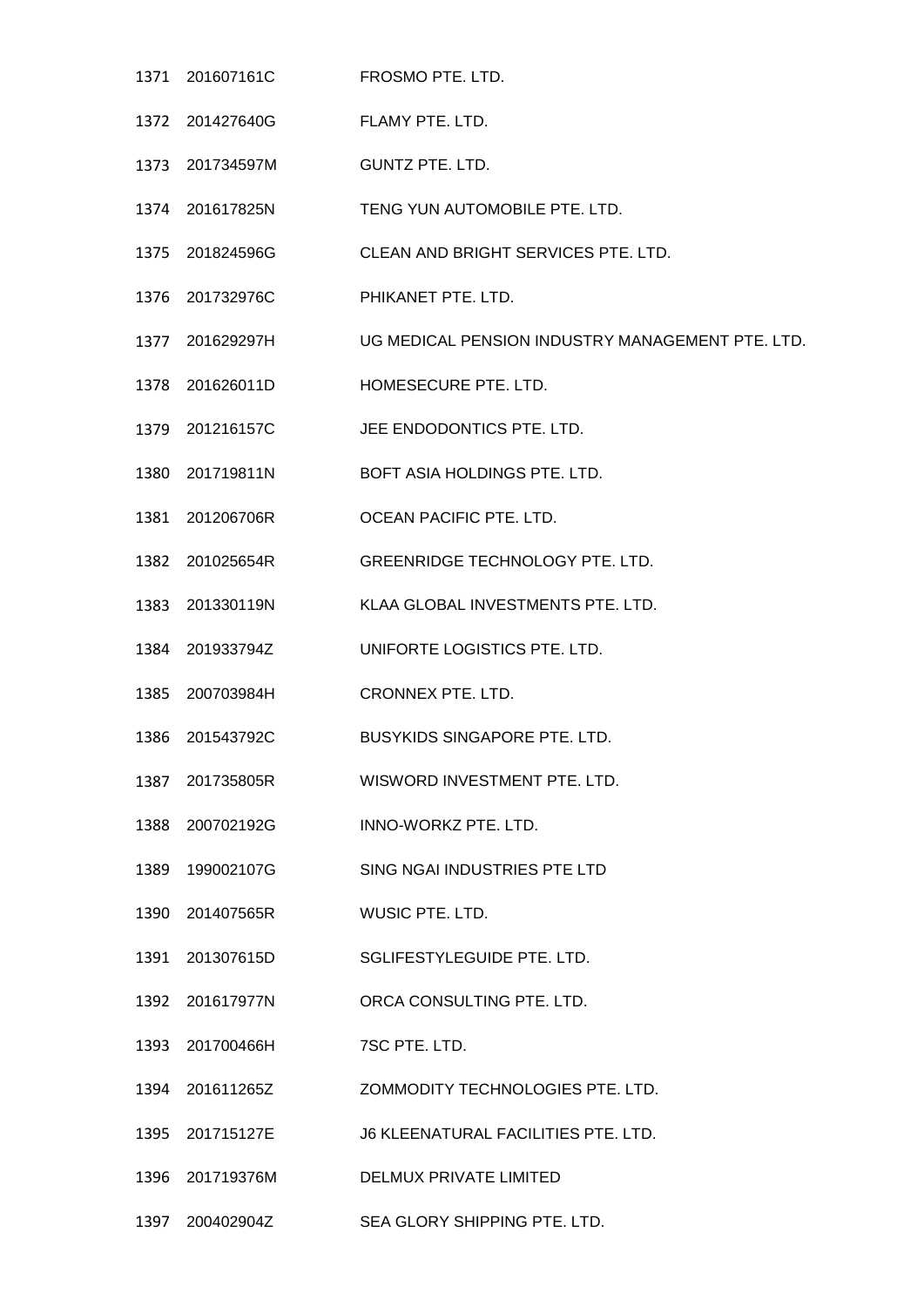| | | |
|---|---|---|
| 1371 | 201607161C | FROSMO PTE. LTD. |
| 1372 | 201427640G | FLAMY PTE. LTD. |
| 1373 | 201734597M | GUNTZ PTE. LTD. |
| 1374 | 201617825N | TENG YUN AUTOMOBILE PTE. LTD. |
| 1375 | 201824596G | CLEAN AND BRIGHT SERVICES PTE. LTD. |
| 1376 | 201732976C | PHIKANET PTE. LTD. |
| 1377 | 201629297H | UG MEDICAL PENSION INDUSTRY MANAGEMENT PTE. LTD. |
| 1378 | 201626011D | HOMESECURE PTE. LTD. |
| 1379 | 201216157C | JEE ENDODONTICS PTE. LTD. |
| 1380 | 201719811N | BOFT ASIA HOLDINGS PTE. LTD. |
| 1381 | 201206706R | OCEAN PACIFIC PTE. LTD. |
| 1382 | 201025654R | GREENRIDGE TECHNOLOGY PTE. LTD. |
| 1383 | 201330119N | KLAA GLOBAL INVESTMENTS PTE. LTD. |
| 1384 | 201933794Z | UNIFORTE LOGISTICS PTE. LTD. |
| 1385 | 200703984H | CRONNEX PTE. LTD. |
| 1386 | 201543792C | BUSYKIDS SINGAPORE PTE. LTD. |
| 1387 | 201735805R | WISWORD INVESTMENT PTE. LTD. |
| 1388 | 200702192G | INNO-WORKZ PTE. LTD. |
| 1389 | 199002107G | SING NGAI INDUSTRIES PTE LTD |
| 1390 | 201407565R | WUSIC PTE. LTD. |
| 1391 | 201307615D | SGLIFESTYLEGUIDE PTE. LTD. |
| 1392 | 201617977N | ORCA CONSULTING PTE. LTD. |
| 1393 | 201700466H | 7SC PTE. LTD. |
| 1394 | 201611265Z | ZOMMODITY TECHNOLOGIES PTE. LTD. |
| 1395 | 201715127E | J6 KLEENATURAL FACILITIES PTE. LTD. |
| 1396 | 201719376M | DELMUX PRIVATE LIMITED |
| 1397 | 200402904Z | SEA GLORY SHIPPING PTE. LTD. |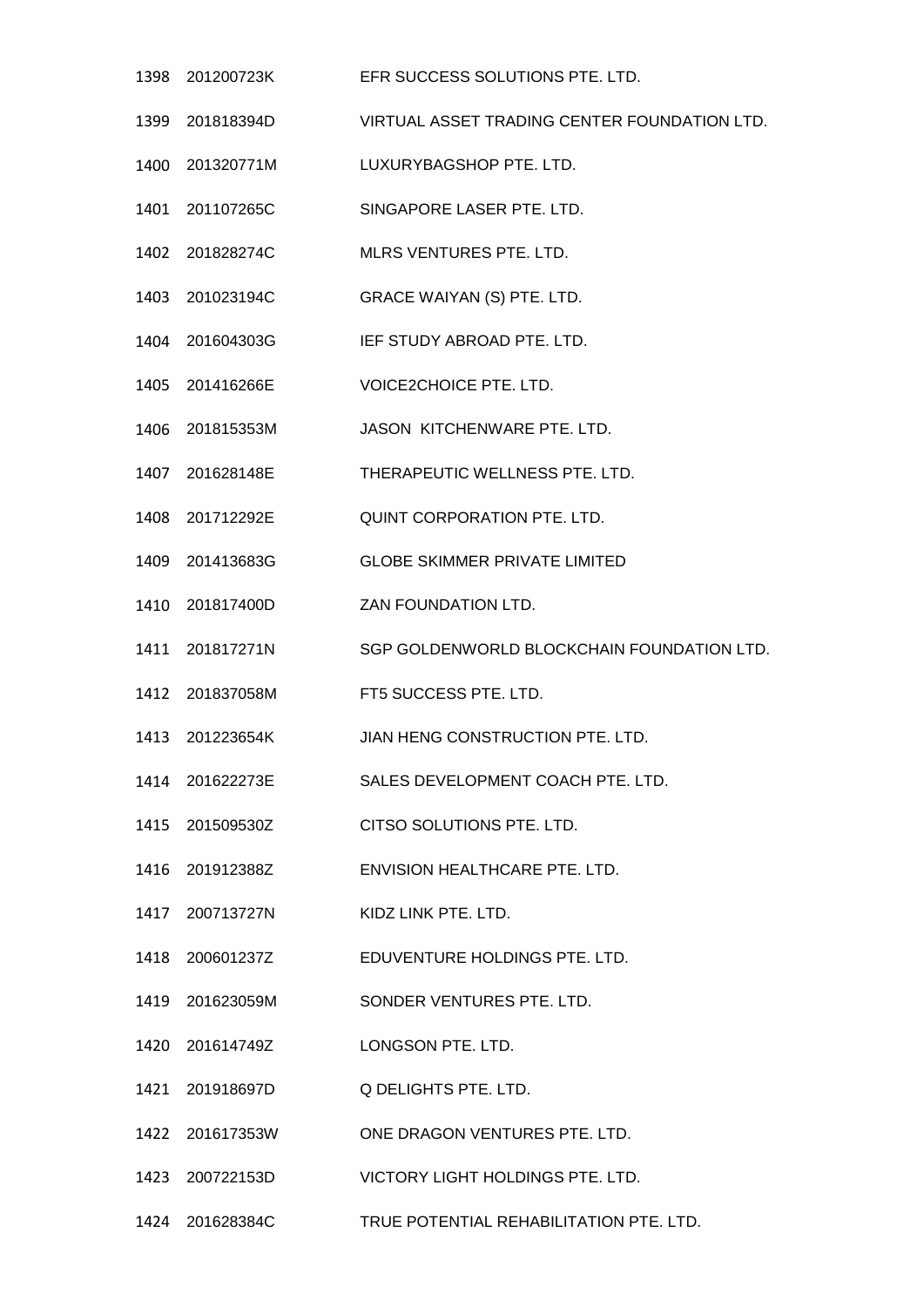| | | |
|---|---|---|
| 1398 | 201200723K | EFR SUCCESS SOLUTIONS PTE. LTD. |
| 1399 | 201818394D | VIRTUAL ASSET TRADING CENTER FOUNDATION LTD. |
| 1400 | 201320771M | LUXURYBAGSHOP PTE. LTD. |
| 1401 | 201107265C | SINGAPORE LASER PTE. LTD. |
| 1402 | 201828274C | MLRS VENTURES PTE. LTD. |
| 1403 | 201023194C | GRACE WAIYAN (S) PTE. LTD. |
| 1404 | 201604303G | IEF STUDY ABROAD PTE. LTD. |
| 1405 | 201416266E | VOICE2CHOICE PTE. LTD. |
| 1406 | 201815353M | JASON KITCHENWARE PTE. LTD. |
| 1407 | 201628148E | THERAPEUTIC WELLNESS PTE. LTD. |
| 1408 | 201712292E | QUINT CORPORATION PTE. LTD. |
| 1409 | 201413683G | GLOBE SKIMMER PRIVATE LIMITED |
| 1410 | 201817400D | ZAN FOUNDATION LTD. |
| 1411 | 201817271N | SGP GOLDENWORLD BLOCKCHAIN FOUNDATION LTD. |
| 1412 | 201837058M | FT5 SUCCESS PTE. LTD. |
| 1413 | 201223654K | JIAN HENG CONSTRUCTION PTE. LTD. |
| 1414 | 201622273E | SALES DEVELOPMENT COACH PTE. LTD. |
| 1415 | 201509530Z | CITSO SOLUTIONS PTE. LTD. |
| 1416 | 201912388Z | ENVISION HEALTHCARE PTE. LTD. |
| 1417 | 200713727N | KIDZ LINK PTE. LTD. |
| 1418 | 200601237Z | EDUVENTURE HOLDINGS PTE. LTD. |
| 1419 | 201623059M | SONDER VENTURES PTE. LTD. |
| 1420 | 201614749Z | LONGSON PTE. LTD. |
| 1421 | 201918697D | Q DELIGHTS PTE. LTD. |
| 1422 | 201617353W | ONE DRAGON VENTURES PTE. LTD. |
| 1423 | 200722153D | VICTORY LIGHT HOLDINGS PTE. LTD. |
| 1424 | 201628384C | TRUE POTENTIAL REHABILITATION PTE. LTD. |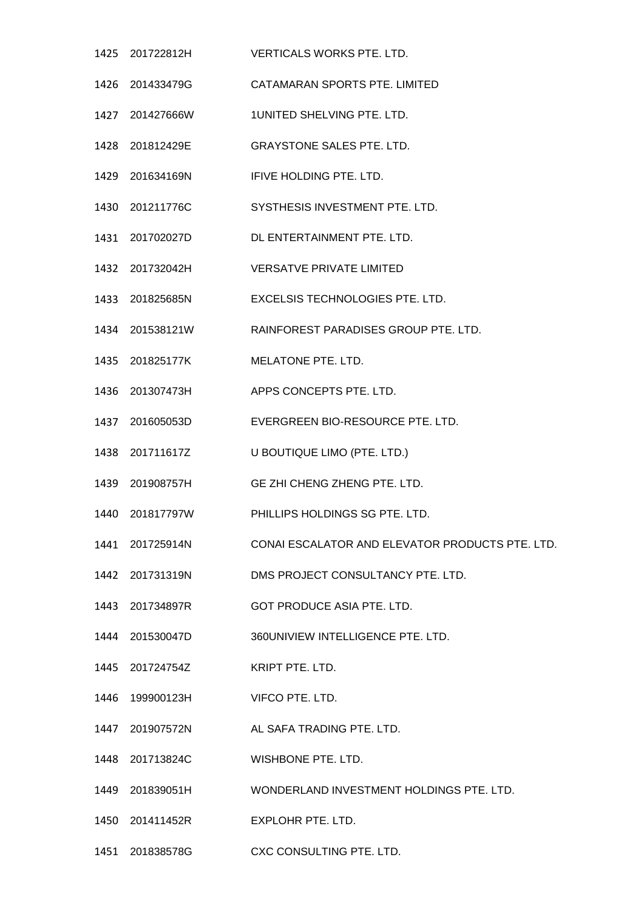| | | |
|---|---|---|
| 1425 | 201722812H | VERTICALS WORKS PTE. LTD. |
| 1426 | 201433479G | CATAMARAN SPORTS PTE. LIMITED |
| 1427 | 201427666W | 1UNITED SHELVING PTE. LTD. |
| 1428 | 201812429E | GRAYSTONE SALES PTE. LTD. |
| 1429 | 201634169N | IFIVE HOLDING PTE. LTD. |
| 1430 | 201211776C | SYSTHESIS INVESTMENT PTE. LTD. |
| 1431 | 201702027D | DL ENTERTAINMENT PTE. LTD. |
| 1432 | 201732042H | VERSATVE PRIVATE LIMITED |
| 1433 | 201825685N | EXCELSIS TECHNOLOGIES PTE. LTD. |
| 1434 | 201538121W | RAINFOREST PARADISES GROUP PTE. LTD. |
| 1435 | 201825177K | MELATONE PTE. LTD. |
| 1436 | 201307473H | APPS CONCEPTS PTE. LTD. |
| 1437 | 201605053D | EVERGREEN BIO-RESOURCE PTE. LTD. |
| 1438 | 201711617Z | U BOUTIQUE LIMO (PTE. LTD.) |
| 1439 | 201908757H | GE ZHI CHENG ZHENG PTE. LTD. |
| 1440 | 201817797W | PHILLIPS HOLDINGS SG PTE. LTD. |
| 1441 | 201725914N | CONAI ESCALATOR AND ELEVATOR PRODUCTS PTE. LTD. |
| 1442 | 201731319N | DMS PROJECT CONSULTANCY PTE. LTD. |
| 1443 | 201734897R | GOT PRODUCE ASIA PTE. LTD. |
| 1444 | 201530047D | 360UNIVIEW INTELLIGENCE PTE. LTD. |
| 1445 | 201724754Z | KRIPT PTE. LTD. |
| 1446 | 199900123H | VIFCO PTE. LTD. |
| 1447 | 201907572N | AL SAFA TRADING PTE. LTD. |
| 1448 | 201713824C | WISHBONE PTE. LTD. |
| 1449 | 201839051H | WONDERLAND INVESTMENT HOLDINGS PTE. LTD. |
| 1450 | 201411452R | EXPLOHR PTE. LTD. |
| 1451 | 201838578G | CXC CONSULTING PTE. LTD. |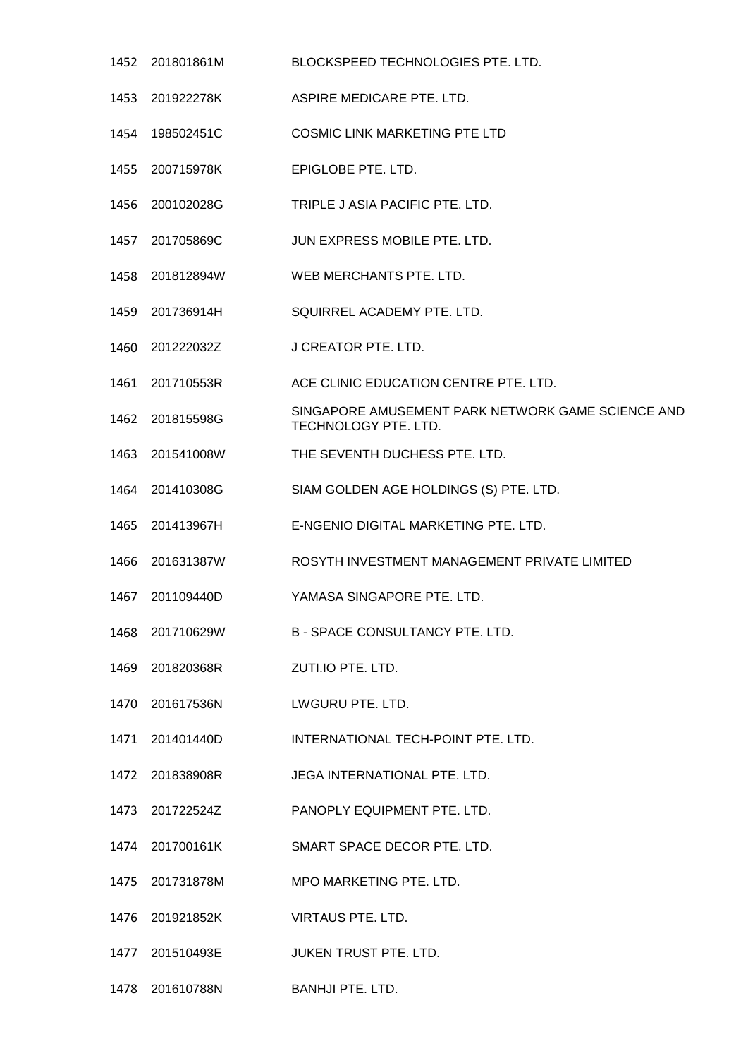| | | |
|---|---|---|
| 1452 | 201801861M | BLOCKSPEED TECHNOLOGIES PTE. LTD. |
| 1453 | 201922278K | ASPIRE MEDICARE PTE. LTD. |
| 1454 | 198502451C | COSMIC LINK MARKETING PTE LTD |
| 1455 | 200715978K | EPIGLOBE PTE. LTD. |
| 1456 | 200102028G | TRIPLE J ASIA PACIFIC PTE. LTD. |
| 1457 | 201705869C | JUN EXPRESS MOBILE PTE. LTD. |
| 1458 | 201812894W | WEB MERCHANTS PTE. LTD. |
| 1459 | 201736914H | SQUIRREL ACADEMY PTE. LTD. |
| 1460 | 201222032Z | J CREATOR PTE. LTD. |
| 1461 | 201710553R | ACE CLINIC EDUCATION CENTRE PTE. LTD. |
| 1462 | 201815598G | SINGAPORE AMUSEMENT PARK NETWORK GAME SCIENCE AND TECHNOLOGY PTE. LTD. |
| 1463 | 201541008W | THE SEVENTH DUCHESS PTE. LTD. |
| 1464 | 201410308G | SIAM GOLDEN AGE HOLDINGS (S) PTE. LTD. |
| 1465 | 201413967H | E-NGENIO DIGITAL MARKETING PTE. LTD. |
| 1466 | 201631387W | ROSYTH INVESTMENT MANAGEMENT PRIVATE LIMITED |
| 1467 | 201109440D | YAMASA SINGAPORE PTE. LTD. |
| 1468 | 201710629W | B - SPACE CONSULTANCY PTE. LTD. |
| 1469 | 201820368R | ZUTI.IO PTE. LTD. |
| 1470 | 201617536N | LWGURU PTE. LTD. |
| 1471 | 201401440D | INTERNATIONAL TECH-POINT PTE. LTD. |
| 1472 | 201838908R | JEGA INTERNATIONAL PTE. LTD. |
| 1473 | 201722524Z | PANOPLY EQUIPMENT PTE. LTD. |
| 1474 | 201700161K | SMART SPACE DECOR PTE. LTD. |
| 1475 | 201731878M | MPO MARKETING PTE. LTD. |
| 1476 | 201921852K | VIRTAUS PTE. LTD. |
| 1477 | 201510493E | JUKEN TRUST PTE. LTD. |
| 1478 | 201610788N | BANHJI PTE. LTD. |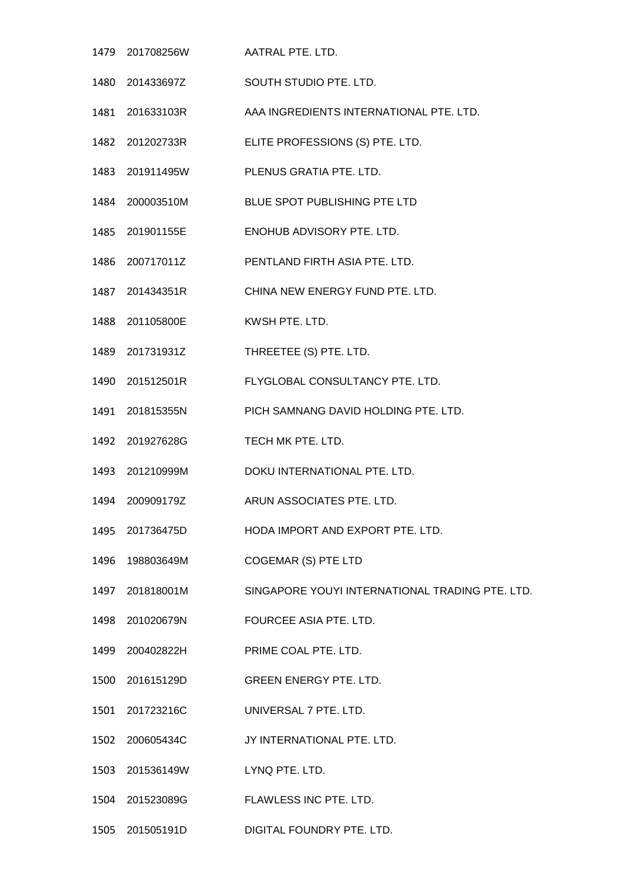| | | |
|---|---|---|
| 1479 | 201708256W | AATRAL PTE. LTD. |
| 1480 | 201433697Z | SOUTH STUDIO PTE. LTD. |
| 1481 | 201633103R | AAA INGREDIENTS INTERNATIONAL PTE. LTD. |
| 1482 | 201202733R | ELITE PROFESSIONS (S) PTE. LTD. |
| 1483 | 201911495W | PLENUS GRATIA PTE. LTD. |
| 1484 | 200003510M | BLUE SPOT PUBLISHING PTE LTD |
| 1485 | 201901155E | ENOHUB ADVISORY PTE. LTD. |
| 1486 | 200717011Z | PENTLAND FIRTH ASIA PTE. LTD. |
| 1487 | 201434351R | CHINA NEW ENERGY FUND PTE. LTD. |
| 1488 | 201105800E | KWSH PTE. LTD. |
| 1489 | 201731931Z | THREETEE (S) PTE. LTD. |
| 1490 | 201512501R | FLYGLOBAL CONSULTANCY PTE. LTD. |
| 1491 | 201815355N | PICH SAMNANG DAVID HOLDING PTE. LTD. |
| 1492 | 201927628G | TECH MK PTE. LTD. |
| 1493 | 201210999M | DOKU INTERNATIONAL PTE. LTD. |
| 1494 | 200909179Z | ARUN ASSOCIATES PTE. LTD. |
| 1495 | 201736475D | HODA IMPORT AND EXPORT PTE. LTD. |
| 1496 | 198803649M | COGEMAR (S) PTE LTD |
| 1497 | 201818001M | SINGAPORE YOUYI INTERNATIONAL TRADING PTE. LTD. |
| 1498 | 201020679N | FOURCEE ASIA PTE. LTD. |
| 1499 | 200402822H | PRIME COAL PTE. LTD. |
| 1500 | 201615129D | GREEN ENERGY PTE. LTD. |
| 1501 | 201723216C | UNIVERSAL 7 PTE. LTD. |
| 1502 | 200605434C | JY INTERNATIONAL PTE. LTD. |
| 1503 | 201536149W | LYNQ PTE. LTD. |
| 1504 | 201523089G | FLAWLESS INC PTE. LTD. |
| 1505 | 201505191D | DIGITAL FOUNDRY PTE. LTD. |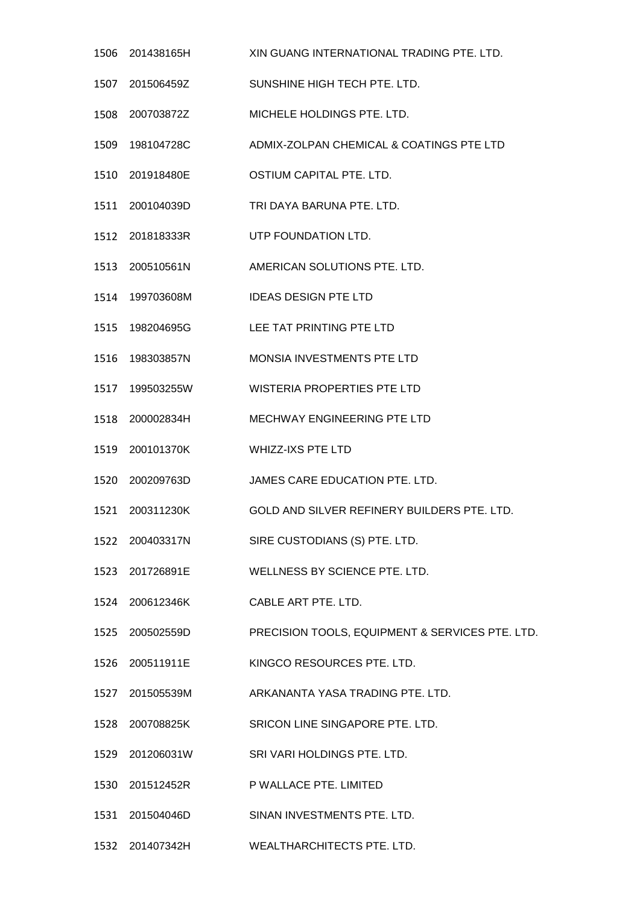| | | |
|---|---|---|
| 1506 | 201438165H | XIN GUANG INTERNATIONAL TRADING PTE. LTD. |
| 1507 | 201506459Z | SUNSHINE HIGH TECH PTE. LTD. |
| 1508 | 200703872Z | MICHELE HOLDINGS PTE. LTD. |
| 1509 | 198104728C | ADMIX-ZOLPAN CHEMICAL & COATINGS PTE LTD |
| 1510 | 201918480E | OSTIUM CAPITAL PTE. LTD. |
| 1511 | 200104039D | TRI DAYA BARUNA PTE. LTD. |
| 1512 | 201818333R | UTP FOUNDATION LTD. |
| 1513 | 200510561N | AMERICAN SOLUTIONS PTE. LTD. |
| 1514 | 199703608M | IDEAS DESIGN PTE LTD |
| 1515 | 198204695G | LEE TAT PRINTING PTE LTD |
| 1516 | 198303857N | MONSIA INVESTMENTS PTE LTD |
| 1517 | 199503255W | WISTERIA PROPERTIES PTE LTD |
| 1518 | 200002834H | MECHWAY ENGINEERING PTE LTD |
| 1519 | 200101370K | WHIZZ-IXS PTE LTD |
| 1520 | 200209763D | JAMES CARE EDUCATION PTE. LTD. |
| 1521 | 200311230K | GOLD AND SILVER REFINERY BUILDERS PTE. LTD. |
| 1522 | 200403317N | SIRE CUSTODIANS (S) PTE. LTD. |
| 1523 | 201726891E | WELLNESS BY SCIENCE PTE. LTD. |
| 1524 | 200612346K | CABLE ART PTE. LTD. |
| 1525 | 200502559D | PRECISION TOOLS, EQUIPMENT & SERVICES PTE. LTD. |
| 1526 | 200511911E | KINGCO RESOURCES PTE. LTD. |
| 1527 | 201505539M | ARKANANTA YASA TRADING PTE. LTD. |
| 1528 | 200708825K | SRICON LINE SINGAPORE PTE. LTD. |
| 1529 | 201206031W | SRI VARI HOLDINGS PTE. LTD. |
| 1530 | 201512452R | P WALLACE PTE. LIMITED |
| 1531 | 201504046D | SINAN INVESTMENTS PTE. LTD. |
| 1532 | 201407342H | WEALTHARCHITECTS PTE. LTD. |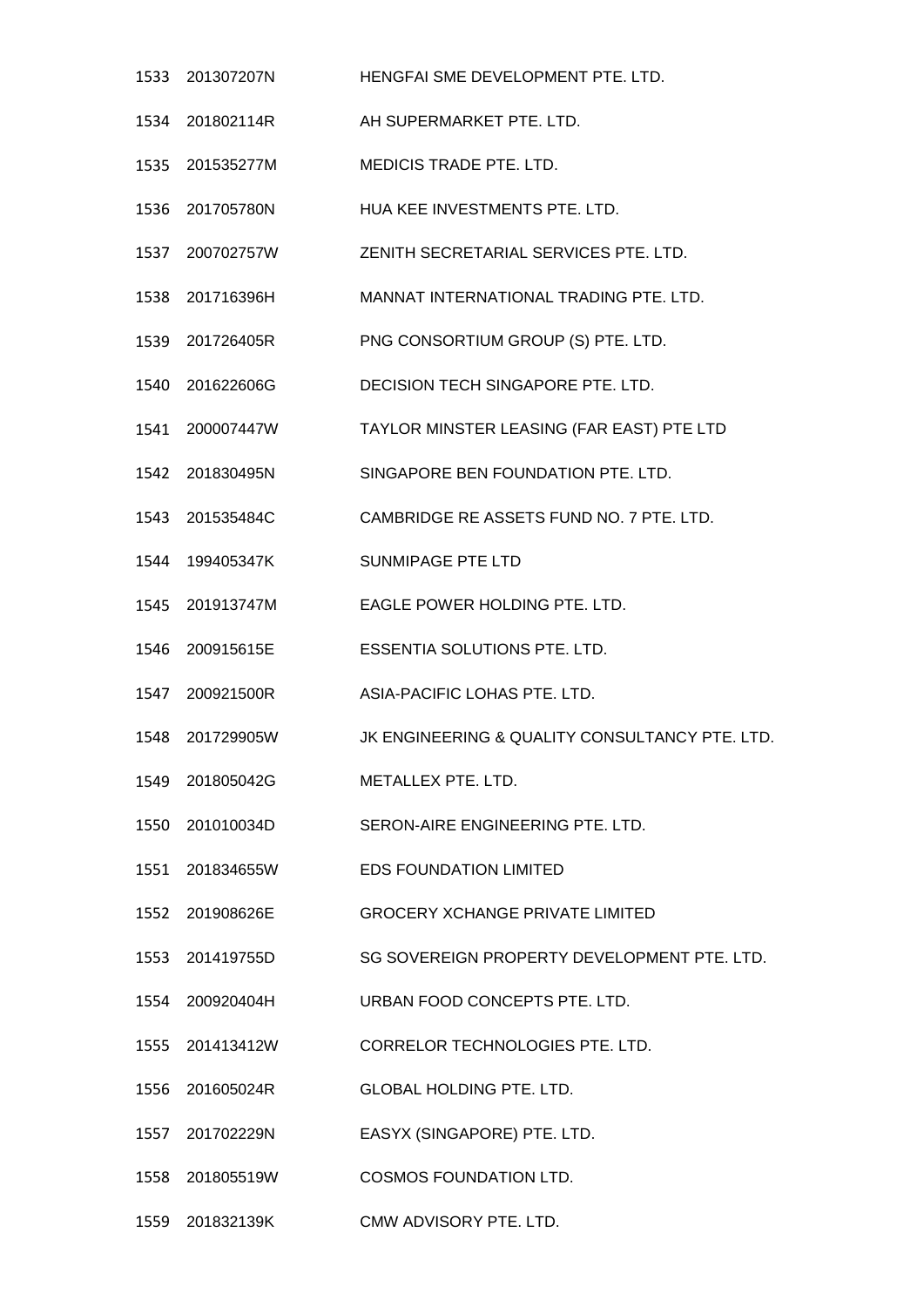| | | |
|---|---|---|
| 1533 | 201307207N | HENGFAI SME DEVELOPMENT PTE. LTD. |
| 1534 | 201802114R | AH SUPERMARKET PTE. LTD. |
| 1535 | 201535277M | MEDICIS TRADE PTE. LTD. |
| 1536 | 201705780N | HUA KEE INVESTMENTS PTE. LTD. |
| 1537 | 200702757W | ZENITH SECRETARIAL SERVICES PTE. LTD. |
| 1538 | 201716396H | MANNAT INTERNATIONAL TRADING PTE. LTD. |
| 1539 | 201726405R | PNG CONSORTIUM GROUP (S) PTE. LTD. |
| 1540 | 201622606G | DECISION TECH SINGAPORE PTE. LTD. |
| 1541 | 200007447W | TAYLOR MINSTER LEASING (FAR EAST) PTE LTD |
| 1542 | 201830495N | SINGAPORE BEN FOUNDATION PTE. LTD. |
| 1543 | 201535484C | CAMBRIDGE RE ASSETS FUND NO. 7 PTE. LTD. |
| 1544 | 199405347K | SUNMIPAGE PTE LTD |
| 1545 | 201913747M | EAGLE POWER HOLDING PTE. LTD. |
| 1546 | 200915615E | ESSENTIA SOLUTIONS PTE. LTD. |
| 1547 | 200921500R | ASIA-PACIFIC LOHAS PTE. LTD. |
| 1548 | 201729905W | JK ENGINEERING & QUALITY CONSULTANCY PTE. LTD. |
| 1549 | 201805042G | METALLEX PTE. LTD. |
| 1550 | 201010034D | SERON-AIRE ENGINEERING PTE. LTD. |
| 1551 | 201834655W | EDS FOUNDATION LIMITED |
| 1552 | 201908626E | GROCERY XCHANGE PRIVATE LIMITED |
| 1553 | 201419755D | SG SOVEREIGN PROPERTY DEVELOPMENT PTE. LTD. |
| 1554 | 200920404H | URBAN FOOD CONCEPTS PTE. LTD. |
| 1555 | 201413412W | CORRELOR TECHNOLOGIES PTE. LTD. |
| 1556 | 201605024R | GLOBAL HOLDING PTE. LTD. |
| 1557 | 201702229N | EASYX (SINGAPORE) PTE. LTD. |
| 1558 | 201805519W | COSMOS FOUNDATION LTD. |
| 1559 | 201832139K | CMW ADVISORY PTE. LTD. |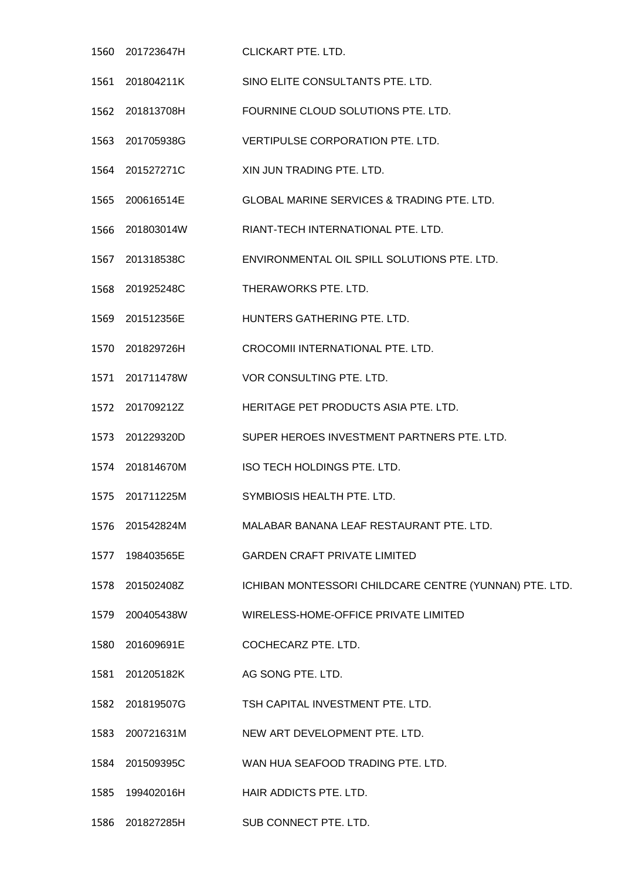| | | |
|---|---|---|
| 1560 | 201723647H | CLICKART PTE. LTD. |
| 1561 | 201804211K | SINO ELITE CONSULTANTS PTE. LTD. |
| 1562 | 201813708H | FOURNINE CLOUD SOLUTIONS PTE. LTD. |
| 1563 | 201705938G | VERTIPULSE CORPORATION PTE. LTD. |
| 1564 | 201527271C | XIN JUN TRADING PTE. LTD. |
| 1565 | 200616514E | GLOBAL MARINE SERVICES & TRADING PTE. LTD. |
| 1566 | 201803014W | RIANT-TECH INTERNATIONAL PTE. LTD. |
| 1567 | 201318538C | ENVIRONMENTAL OIL SPILL SOLUTIONS PTE. LTD. |
| 1568 | 201925248C | THERAWORKS PTE. LTD. |
| 1569 | 201512356E | HUNTERS GATHERING PTE. LTD. |
| 1570 | 201829726H | CROCOMII INTERNATIONAL PTE. LTD. |
| 1571 | 201711478W | VOR CONSULTING PTE. LTD. |
| 1572 | 201709212Z | HERITAGE PET PRODUCTS ASIA PTE. LTD. |
| 1573 | 201229320D | SUPER HEROES INVESTMENT PARTNERS PTE. LTD. |
| 1574 | 201814670M | ISO TECH HOLDINGS PTE. LTD. |
| 1575 | 201711225M | SYMBIOSIS HEALTH PTE. LTD. |
| 1576 | 201542824M | MALABAR BANANA LEAF RESTAURANT PTE. LTD. |
| 1577 | 198403565E | GARDEN CRAFT PRIVATE LIMITED |
| 1578 | 201502408Z | ICHIBAN MONTESSORI CHILDCARE CENTRE (YUNNAN) PTE. LTD. |
| 1579 | 200405438W | WIRELESS-HOME-OFFICE PRIVATE LIMITED |
| 1580 | 201609691E | COCHECARZ PTE. LTD. |
| 1581 | 201205182K | AG SONG PTE. LTD. |
| 1582 | 201819507G | TSH CAPITAL INVESTMENT PTE. LTD. |
| 1583 | 200721631M | NEW ART DEVELOPMENT PTE. LTD. |
| 1584 | 201509395C | WAN HUA SEAFOOD TRADING PTE. LTD. |
| 1585 | 199402016H | HAIR ADDICTS PTE. LTD. |
| 1586 | 201827285H | SUB CONNECT PTE. LTD. |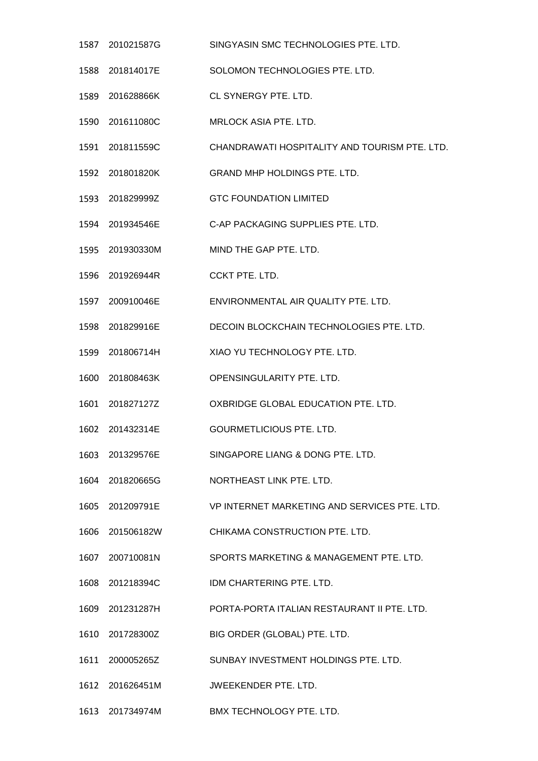| | | |
|---|---|---|
| 1587 | 201021587G | SINGYASIN SMC TECHNOLOGIES PTE. LTD. |
| 1588 | 201814017E | SOLOMON TECHNOLOGIES PTE. LTD. |
| 1589 | 201628866K | CL SYNERGY PTE. LTD. |
| 1590 | 201611080C | MRLOCK ASIA PTE. LTD. |
| 1591 | 201811559C | CHANDRAWATI HOSPITALITY AND TOURISM PTE. LTD. |
| 1592 | 201801820K | GRAND MHP HOLDINGS PTE. LTD. |
| 1593 | 201829999Z | GTC FOUNDATION LIMITED |
| 1594 | 201934546E | C-AP PACKAGING SUPPLIES PTE. LTD. |
| 1595 | 201930330M | MIND THE GAP PTE. LTD. |
| 1596 | 201926944R | CCKT PTE. LTD. |
| 1597 | 200910046E | ENVIRONMENTAL AIR QUALITY PTE. LTD. |
| 1598 | 201829916E | DECOIN BLOCKCHAIN TECHNOLOGIES PTE. LTD. |
| 1599 | 201806714H | XIAO YU TECHNOLOGY PTE. LTD. |
| 1600 | 201808463K | OPENSINGULARITY PTE. LTD. |
| 1601 | 201827127Z | OXBRIDGE GLOBAL EDUCATION PTE. LTD. |
| 1602 | 201432314E | GOURMETLICIOUS PTE. LTD. |
| 1603 | 201329576E | SINGAPORE LIANG & DONG PTE. LTD. |
| 1604 | 201820665G | NORTHEAST LINK PTE. LTD. |
| 1605 | 201209791E | VP INTERNET MARKETING AND SERVICES PTE. LTD. |
| 1606 | 201506182W | CHIKAMA CONSTRUCTION PTE. LTD. |
| 1607 | 200710081N | SPORTS MARKETING & MANAGEMENT PTE. LTD. |
| 1608 | 201218394C | IDM CHARTERING PTE. LTD. |
| 1609 | 201231287H | PORTA-PORTA ITALIAN RESTAURANT II PTE. LTD. |
| 1610 | 201728300Z | BIG ORDER (GLOBAL) PTE. LTD. |
| 1611 | 200005265Z | SUNBAY INVESTMENT HOLDINGS PTE. LTD. |
| 1612 | 201626451M | JWEEKENDER PTE. LTD. |
| 1613 | 201734974M | BMX TECHNOLOGY PTE. LTD. |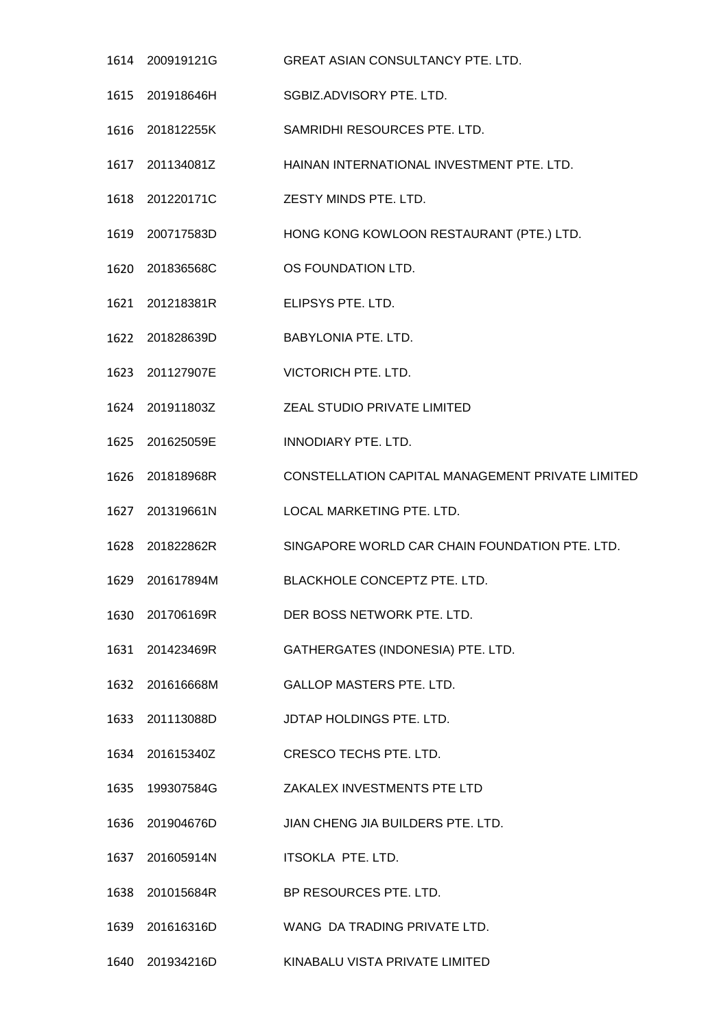| | | |
|---|---|---|
| 1614 | 200919121G | GREAT ASIAN CONSULTANCY PTE. LTD. |
| 1615 | 201918646H | SGBIZ.ADVISORY PTE. LTD. |
| 1616 | 201812255K | SAMRIDHI RESOURCES PTE. LTD. |
| 1617 | 201134081Z | HAINAN INTERNATIONAL INVESTMENT PTE. LTD. |
| 1618 | 201220171C | ZESTY MINDS PTE. LTD. |
| 1619 | 200717583D | HONG KONG KOWLOON RESTAURANT (PTE.) LTD. |
| 1620 | 201836568C | OS FOUNDATION LTD. |
| 1621 | 201218381R | ELIPSYS PTE. LTD. |
| 1622 | 201828639D | BABYLONIA PTE. LTD. |
| 1623 | 201127907E | VICTORICH PTE. LTD. |
| 1624 | 201911803Z | ZEAL STUDIO PRIVATE LIMITED |
| 1625 | 201625059E | INNODIARY PTE. LTD. |
| 1626 | 201818968R | CONSTELLATION CAPITAL MANAGEMENT PRIVATE LIMITED |
| 1627 | 201319661N | LOCAL MARKETING PTE. LTD. |
| 1628 | 201822862R | SINGAPORE WORLD CAR CHAIN FOUNDATION PTE. LTD. |
| 1629 | 201617894M | BLACKHOLE CONCEPTZ PTE. LTD. |
| 1630 | 201706169R | DER BOSS NETWORK PTE. LTD. |
| 1631 | 201423469R | GATHERGATES (INDONESIA) PTE. LTD. |
| 1632 | 201616668M | GALLOP MASTERS PTE. LTD. |
| 1633 | 201113088D | JDTAP HOLDINGS PTE. LTD. |
| 1634 | 201615340Z | CRESCO TECHS PTE. LTD. |
| 1635 | 199307584G | ZAKALEX INVESTMENTS PTE LTD |
| 1636 | 201904676D | JIAN CHENG JIA BUILDERS PTE. LTD. |
| 1637 | 201605914N | ITSOKLA PTE. LTD. |
| 1638 | 201015684R | BP RESOURCES PTE. LTD. |
| 1639 | 201616316D | WANG DA TRADING PRIVATE LTD. |
| 1640 | 201934216D | KINABALU VISTA PRIVATE LIMITED |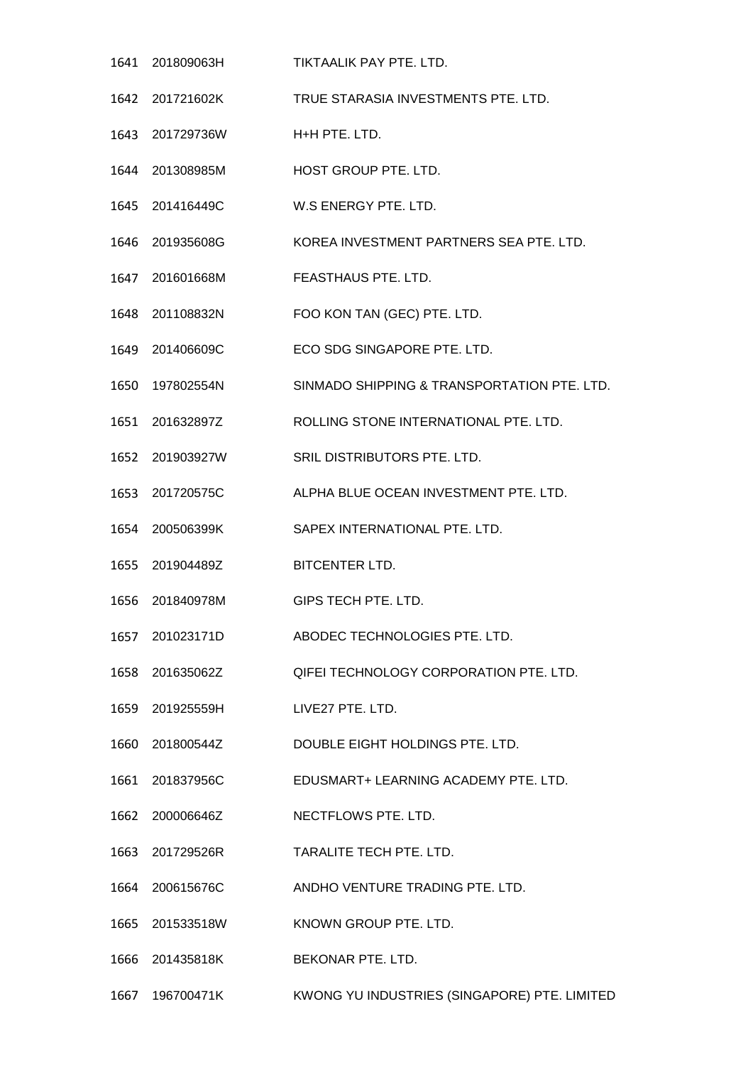| | | |
|---|---|---|
| 1641 | 201809063H | TIKTAALIK PAY PTE. LTD. |
| 1642 | 201721602K | TRUE STARASIA INVESTMENTS PTE. LTD. |
| 1643 | 201729736W | H+H PTE. LTD. |
| 1644 | 201308985M | HOST GROUP PTE. LTD. |
| 1645 | 201416449C | W.S ENERGY PTE. LTD. |
| 1646 | 201935608G | KOREA INVESTMENT PARTNERS SEA PTE. LTD. |
| 1647 | 201601668M | FEASTHAUS PTE. LTD. |
| 1648 | 201108832N | FOO KON TAN (GEC) PTE. LTD. |
| 1649 | 201406609C | ECO SDG SINGAPORE PTE. LTD. |
| 1650 | 197802554N | SINMADO SHIPPING & TRANSPORTATION PTE. LTD. |
| 1651 | 201632897Z | ROLLING STONE INTERNATIONAL PTE. LTD. |
| 1652 | 201903927W | SRIL DISTRIBUTORS PTE. LTD. |
| 1653 | 201720575C | ALPHA BLUE OCEAN INVESTMENT PTE. LTD. |
| 1654 | 200506399K | SAPEX INTERNATIONAL PTE. LTD. |
| 1655 | 201904489Z | BITCENTER LTD. |
| 1656 | 201840978M | GIPS TECH PTE. LTD. |
| 1657 | 201023171D | ABODEC TECHNOLOGIES PTE. LTD. |
| 1658 | 201635062Z | QIFEI TECHNOLOGY CORPORATION PTE. LTD. |
| 1659 | 201925559H | LIVE27 PTE. LTD. |
| 1660 | 201800544Z | DOUBLE EIGHT HOLDINGS PTE. LTD. |
| 1661 | 201837956C | EDUSMART+ LEARNING ACADEMY PTE. LTD. |
| 1662 | 200006646Z | NECTFLOWS PTE. LTD. |
| 1663 | 201729526R | TARALITE TECH PTE. LTD. |
| 1664 | 200615676C | ANDHO VENTURE TRADING PTE. LTD. |
| 1665 | 201533518W | KNOWN GROUP PTE. LTD. |
| 1666 | 201435818K | BEKONAR PTE. LTD. |
| 1667 | 196700471K | KWONG YU INDUSTRIES (SINGAPORE) PTE. LIMITED |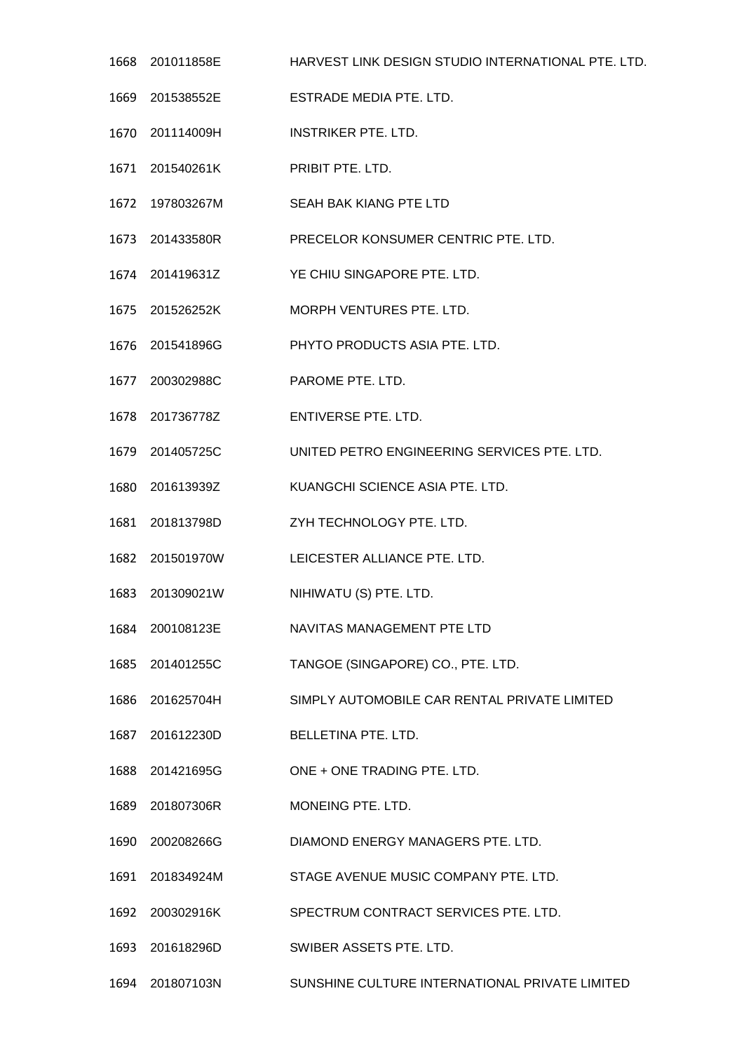| | | |
|---|---|---|
| 1668 | 201011858E | HARVEST LINK DESIGN STUDIO INTERNATIONAL PTE. LTD. |
| 1669 | 201538552E | ESTRADE MEDIA PTE. LTD. |
| 1670 | 201114009H | INSTRIKER PTE. LTD. |
| 1671 | 201540261K | PRIBIT PTE. LTD. |
| 1672 | 197803267M | SEAH BAK KIANG PTE LTD |
| 1673 | 201433580R | PRECELOR KONSUMER CENTRIC PTE. LTD. |
| 1674 | 201419631Z | YE CHIU SINGAPORE PTE. LTD. |
| 1675 | 201526252K | MORPH VENTURES PTE. LTD. |
| 1676 | 201541896G | PHYTO PRODUCTS ASIA PTE. LTD. |
| 1677 | 200302988C | PAROME PTE. LTD. |
| 1678 | 201736778Z | ENTIVERSE PTE. LTD. |
| 1679 | 201405725C | UNITED PETRO ENGINEERING SERVICES PTE. LTD. |
| 1680 | 201613939Z | KUANGCHI SCIENCE ASIA PTE. LTD. |
| 1681 | 201813798D | ZYH TECHNOLOGY PTE. LTD. |
| 1682 | 201501970W | LEICESTER ALLIANCE PTE. LTD. |
| 1683 | 201309021W | NIHIWATU (S) PTE. LTD. |
| 1684 | 200108123E | NAVITAS MANAGEMENT PTE LTD |
| 1685 | 201401255C | TANGOE (SINGAPORE) CO., PTE. LTD. |
| 1686 | 201625704H | SIMPLY AUTOMOBILE CAR RENTAL PRIVATE LIMITED |
| 1687 | 201612230D | BELLETINA PTE. LTD. |
| 1688 | 201421695G | ONE + ONE TRADING PTE. LTD. |
| 1689 | 201807306R | MONEING PTE. LTD. |
| 1690 | 200208266G | DIAMOND ENERGY MANAGERS PTE. LTD. |
| 1691 | 201834924M | STAGE AVENUE MUSIC COMPANY PTE. LTD. |
| 1692 | 200302916K | SPECTRUM CONTRACT SERVICES PTE. LTD. |
| 1693 | 201618296D | SWIBER ASSETS PTE. LTD. |
| 1694 | 201807103N | SUNSHINE CULTURE INTERNATIONAL PRIVATE LIMITED |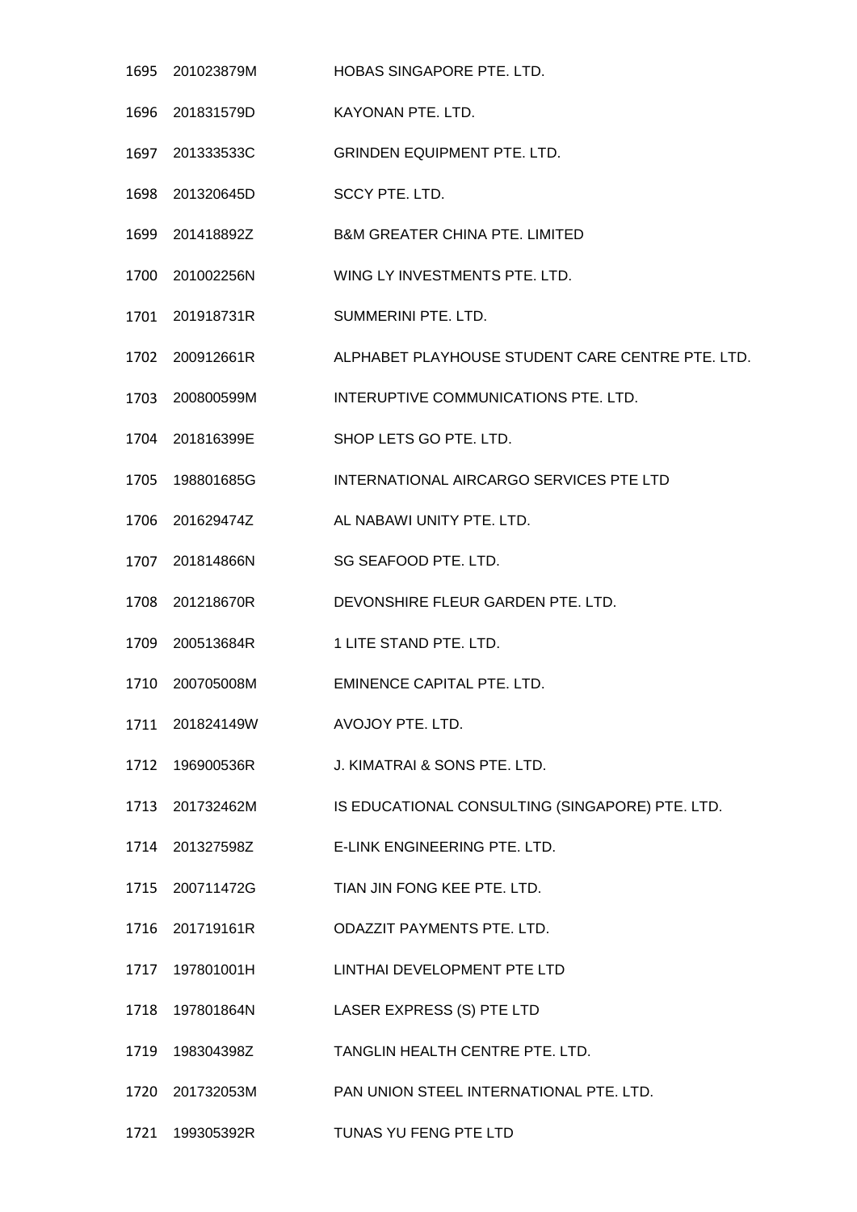| | | |
|---|---|---|
| 1695 | 201023879M | HOBAS SINGAPORE PTE. LTD. |
| 1696 | 201831579D | KAYONAN PTE. LTD. |
| 1697 | 201333533C | GRINDEN EQUIPMENT PTE. LTD. |
| 1698 | 201320645D | SCCY PTE. LTD. |
| 1699 | 201418892Z | B&M GREATER CHINA PTE. LIMITED |
| 1700 | 201002256N | WING LY INVESTMENTS PTE. LTD. |
| 1701 | 201918731R | SUMMERINI PTE. LTD. |
| 1702 | 200912661R | ALPHABET PLAYHOUSE STUDENT CARE CENTRE PTE. LTD. |
| 1703 | 200800599M | INTERUPTIVE COMMUNICATIONS PTE. LTD. |
| 1704 | 201816399E | SHOP LETS GO PTE. LTD. |
| 1705 | 198801685G | INTERNATIONAL AIRCARGO SERVICES PTE LTD |
| 1706 | 201629474Z | AL NABAWI UNITY PTE. LTD. |
| 1707 | 201814866N | SG SEAFOOD PTE. LTD. |
| 1708 | 201218670R | DEVONSHIRE FLEUR GARDEN PTE. LTD. |
| 1709 | 200513684R | 1 LITE STAND PTE. LTD. |
| 1710 | 200705008M | EMINENCE CAPITAL PTE. LTD. |
| 1711 | 201824149W | AVOJOY PTE. LTD. |
| 1712 | 196900536R | J. KIMATRAI & SONS PTE. LTD. |
| 1713 | 201732462M | IS EDUCATIONAL CONSULTING (SINGAPORE) PTE. LTD. |
| 1714 | 201327598Z | E-LINK ENGINEERING PTE. LTD. |
| 1715 | 200711472G | TIAN JIN FONG KEE PTE. LTD. |
| 1716 | 201719161R | ODAZZIT PAYMENTS PTE. LTD. |
| 1717 | 197801001H | LINTHAI DEVELOPMENT PTE LTD |
| 1718 | 197801864N | LASER EXPRESS (S) PTE LTD |
| 1719 | 198304398Z | TANGLIN HEALTH CENTRE PTE. LTD. |
| 1720 | 201732053M | PAN UNION STEEL INTERNATIONAL PTE. LTD. |
| 1721 | 199305392R | TUNAS YU FENG PTE LTD |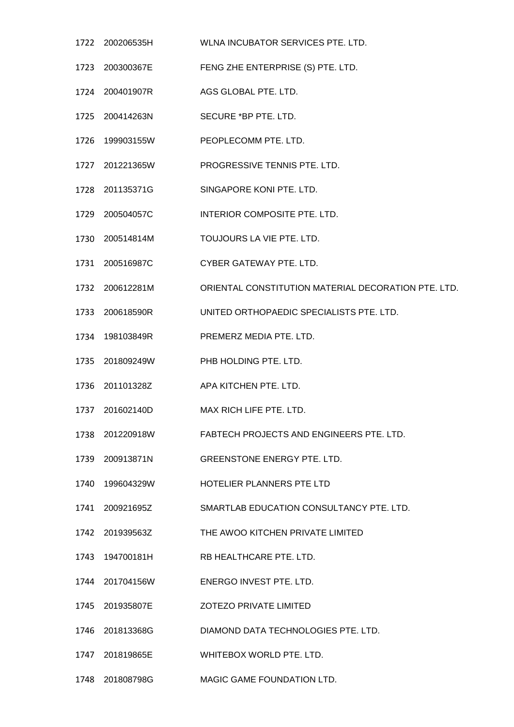| | | |
|---|---|---|
| 1722 | 200206535H | WLNA INCUBATOR SERVICES PTE. LTD. |
| 1723 | 200300367E | FENG ZHE ENTERPRISE (S) PTE. LTD. |
| 1724 | 200401907R | AGS GLOBAL PTE. LTD. |
| 1725 | 200414263N | SECURE *BP PTE. LTD. |
| 1726 | 199903155W | PEOPLECOMM PTE. LTD. |
| 1727 | 201221365W | PROGRESSIVE TENNIS PTE. LTD. |
| 1728 | 201135371G | SINGAPORE KONI PTE. LTD. |
| 1729 | 200504057C | INTERIOR COMPOSITE PTE. LTD. |
| 1730 | 200514814M | TOUJOURS LA VIE PTE. LTD. |
| 1731 | 200516987C | CYBER GATEWAY PTE. LTD. |
| 1732 | 200612281M | ORIENTAL CONSTITUTION MATERIAL DECORATION PTE. LTD. |
| 1733 | 200618590R | UNITED ORTHOPAEDIC SPECIALISTS PTE. LTD. |
| 1734 | 198103849R | PREMERZ MEDIA PTE. LTD. |
| 1735 | 201809249W | PHB HOLDING PTE. LTD. |
| 1736 | 201101328Z | APA KITCHEN PTE. LTD. |
| 1737 | 201602140D | MAX RICH LIFE PTE. LTD. |
| 1738 | 201220918W | FABTECH PROJECTS AND ENGINEERS PTE. LTD. |
| 1739 | 200913871N | GREENSTONE ENERGY PTE. LTD. |
| 1740 | 199604329W | HOTELIER PLANNERS PTE LTD |
| 1741 | 200921695Z | SMARTLAB EDUCATION CONSULTANCY PTE. LTD. |
| 1742 | 201939563Z | THE AWOO KITCHEN PRIVATE LIMITED |
| 1743 | 194700181H | RB HEALTHCARE PTE. LTD. |
| 1744 | 201704156W | ENERGO INVEST PTE. LTD. |
| 1745 | 201935807E | ZOTEZO PRIVATE LIMITED |
| 1746 | 201813368G | DIAMOND DATA TECHNOLOGIES PTE. LTD. |
| 1747 | 201819865E | WHITEBOX WORLD PTE. LTD. |
| 1748 | 201808798G | MAGIC GAME FOUNDATION LTD. |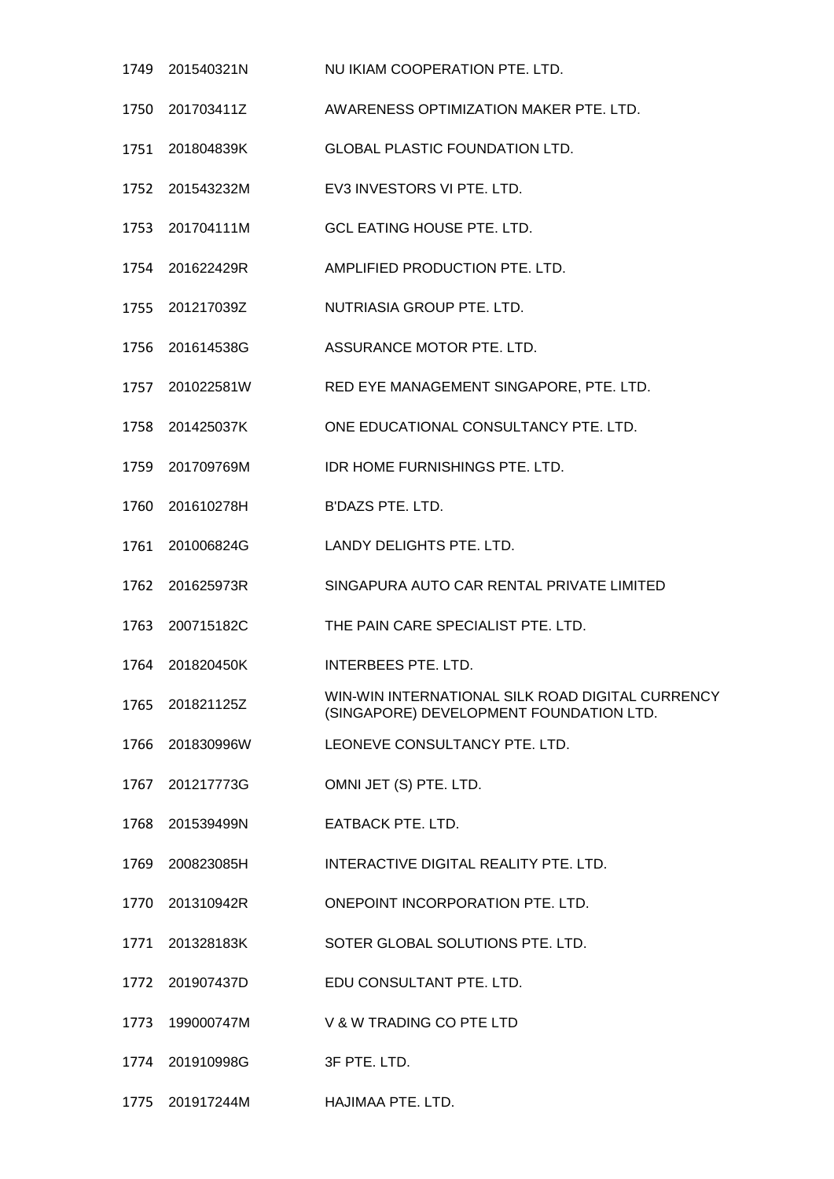| | | |
|---|---|---|
| 1749 | 201540321N | NU IKIAM COOPERATION PTE. LTD. |
| 1750 | 201703411Z | AWARENESS OPTIMIZATION MAKER PTE. LTD. |
| 1751 | 201804839K | GLOBAL PLASTIC FOUNDATION LTD. |
| 1752 | 201543232M | EV3 INVESTORS VI PTE. LTD. |
| 1753 | 201704111M | GCL EATING HOUSE PTE. LTD. |
| 1754 | 201622429R | AMPLIFIED PRODUCTION PTE. LTD. |
| 1755 | 201217039Z | NUTRIASIA GROUP PTE. LTD. |
| 1756 | 201614538G | ASSURANCE MOTOR PTE. LTD. |
| 1757 | 201022581W | RED EYE MANAGEMENT SINGAPORE, PTE. LTD. |
| 1758 | 201425037K | ONE EDUCATIONAL CONSULTANCY PTE. LTD. |
| 1759 | 201709769M | IDR HOME FURNISHINGS PTE. LTD. |
| 1760 | 201610278H | B'DAZS PTE. LTD. |
| 1761 | 201006824G | LANDY DELIGHTS PTE. LTD. |
| 1762 | 201625973R | SINGAPURA AUTO CAR RENTAL PRIVATE LIMITED |
| 1763 | 200715182C | THE PAIN CARE SPECIALIST PTE. LTD. |
| 1764 | 201820450K | INTERBEES PTE. LTD. |
| 1765 | 201821125Z | WIN-WIN INTERNATIONAL SILK ROAD DIGITAL CURRENCY (SINGAPORE) DEVELOPMENT FOUNDATION LTD. |
| 1766 | 201830996W | LEONEVE CONSULTANCY PTE. LTD. |
| 1767 | 201217773G | OMNI JET (S) PTE. LTD. |
| 1768 | 201539499N | EATBACK PTE. LTD. |
| 1769 | 200823085H | INTERACTIVE DIGITAL REALITY PTE. LTD. |
| 1770 | 201310942R | ONEPOINT INCORPORATION PTE. LTD. |
| 1771 | 201328183K | SOTER GLOBAL SOLUTIONS PTE. LTD. |
| 1772 | 201907437D | EDU CONSULTANT PTE. LTD. |
| 1773 | 199000747M | V & W TRADING CO PTE LTD |
| 1774 | 201910998G | 3F PTE. LTD. |
| 1775 | 201917244M | HAJIMAA PTE. LTD. |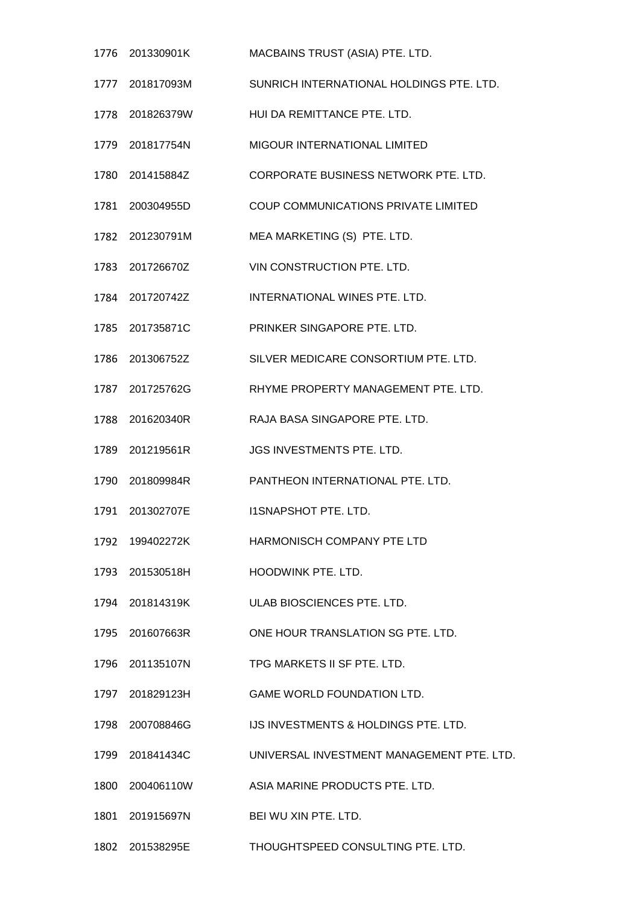| | | |
|---|---|---|
| 1776 | 201330901K | MACBAINS TRUST (ASIA) PTE. LTD. |
| 1777 | 201817093M | SUNRICH INTERNATIONAL HOLDINGS PTE. LTD. |
| 1778 | 201826379W | HUI DA REMITTANCE PTE. LTD. |
| 1779 | 201817754N | MIGOUR INTERNATIONAL LIMITED |
| 1780 | 201415884Z | CORPORATE BUSINESS NETWORK PTE. LTD. |
| 1781 | 200304955D | COUP COMMUNICATIONS PRIVATE LIMITED |
| 1782 | 201230791M | MEA MARKETING (S) PTE. LTD. |
| 1783 | 201726670Z | VIN CONSTRUCTION PTE. LTD. |
| 1784 | 201720742Z | INTERNATIONAL WINES PTE. LTD. |
| 1785 | 201735871C | PRINKER SINGAPORE PTE. LTD. |
| 1786 | 201306752Z | SILVER MEDICARE CONSORTIUM PTE. LTD. |
| 1787 | 201725762G | RHYME PROPERTY MANAGEMENT PTE. LTD. |
| 1788 | 201620340R | RAJA BASA SINGAPORE PTE. LTD. |
| 1789 | 201219561R | JGS INVESTMENTS PTE. LTD. |
| 1790 | 201809984R | PANTHEON INTERNATIONAL PTE. LTD. |
| 1791 | 201302707E | I1SNAPSHOT PTE. LTD. |
| 1792 | 199402272K | HARMONISCH COMPANY PTE LTD |
| 1793 | 201530518H | HOODWINK PTE. LTD. |
| 1794 | 201814319K | ULAB BIOSCIENCES PTE. LTD. |
| 1795 | 201607663R | ONE HOUR TRANSLATION SG PTE. LTD. |
| 1796 | 201135107N | TPG MARKETS II SF PTE. LTD. |
| 1797 | 201829123H | GAME WORLD FOUNDATION LTD. |
| 1798 | 200708846G | IJS INVESTMENTS & HOLDINGS PTE. LTD. |
| 1799 | 201841434C | UNIVERSAL INVESTMENT MANAGEMENT PTE. LTD. |
| 1800 | 200406110W | ASIA MARINE PRODUCTS PTE. LTD. |
| 1801 | 201915697N | BEI WU XIN PTE. LTD. |
| 1802 | 201538295E | THOUGHTSPEED CONSULTING PTE. LTD. |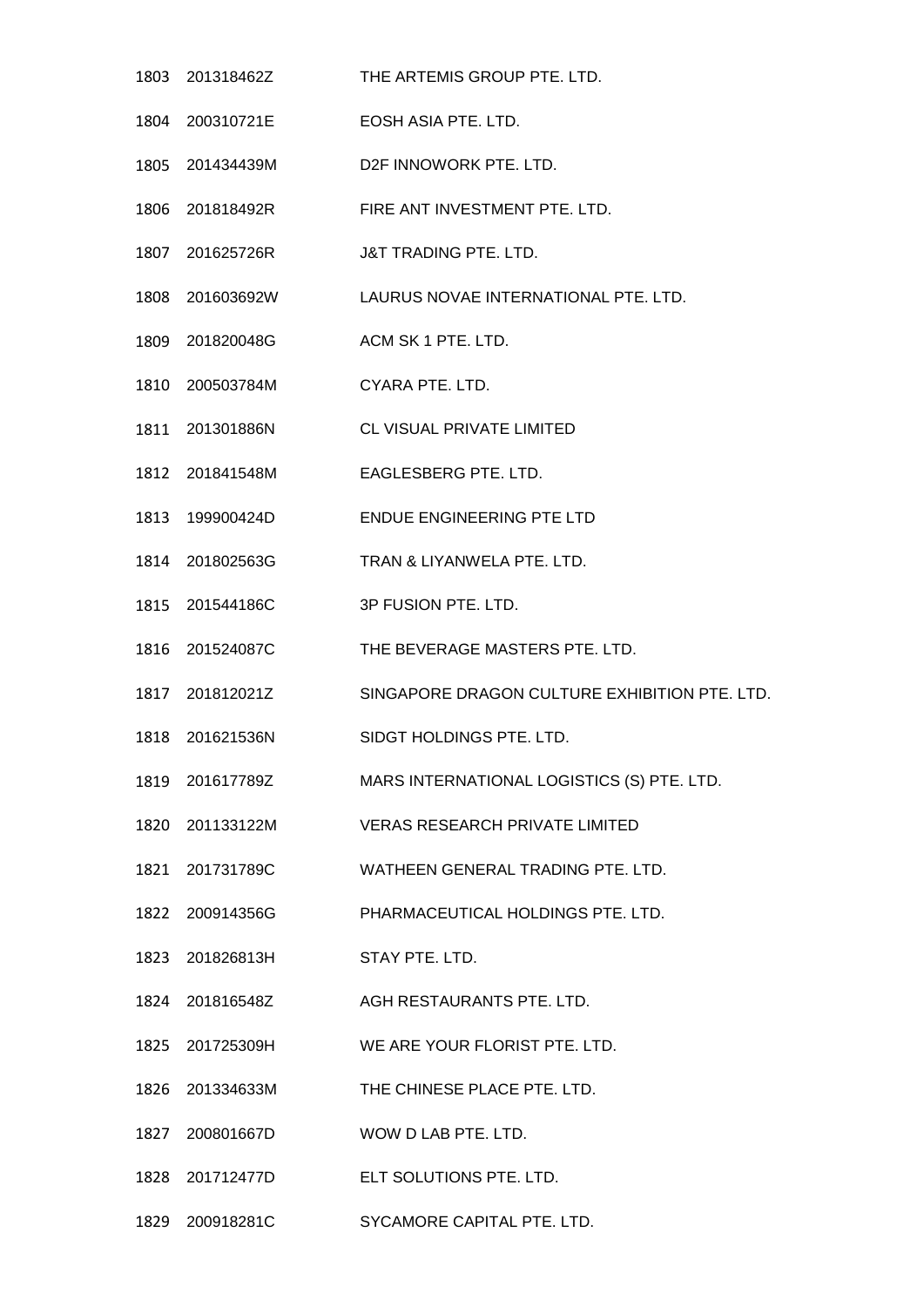| | | |
|---|---|---|
| 1803 | 201318462Z | THE ARTEMIS GROUP PTE. LTD. |
| 1804 | 200310721E | EOSH ASIA PTE. LTD. |
| 1805 | 201434439M | D2F INNOWORK PTE. LTD. |
| 1806 | 201818492R | FIRE ANT INVESTMENT PTE. LTD. |
| 1807 | 201625726R | J&T TRADING PTE. LTD. |
| 1808 | 201603692W | LAURUS NOVAE INTERNATIONAL PTE. LTD. |
| 1809 | 201820048G | ACM SK 1 PTE. LTD. |
| 1810 | 200503784M | CYARA PTE. LTD. |
| 1811 | 201301886N | CL VISUAL PRIVATE LIMITED |
| 1812 | 201841548M | EAGLESBERG PTE. LTD. |
| 1813 | 199900424D | ENDUE ENGINEERING PTE LTD |
| 1814 | 201802563G | TRAN & LIYANWELA PTE. LTD. |
| 1815 | 201544186C | 3P FUSION PTE. LTD. |
| 1816 | 201524087C | THE BEVERAGE MASTERS PTE. LTD. |
| 1817 | 201812021Z | SINGAPORE DRAGON CULTURE EXHIBITION PTE. LTD. |
| 1818 | 201621536N | SIDGT HOLDINGS PTE. LTD. |
| 1819 | 201617789Z | MARS INTERNATIONAL LOGISTICS (S) PTE. LTD. |
| 1820 | 201133122M | VERAS RESEARCH PRIVATE LIMITED |
| 1821 | 201731789C | WATHEEN GENERAL TRADING PTE. LTD. |
| 1822 | 200914356G | PHARMACEUTICAL HOLDINGS PTE. LTD. |
| 1823 | 201826813H | STAY PTE. LTD. |
| 1824 | 201816548Z | AGH RESTAURANTS PTE. LTD. |
| 1825 | 201725309H | WE ARE YOUR FLORIST PTE. LTD. |
| 1826 | 201334633M | THE CHINESE PLACE PTE. LTD. |
| 1827 | 200801667D | WOW D LAB PTE. LTD. |
| 1828 | 201712477D | ELT SOLUTIONS PTE. LTD. |
| 1829 | 200918281C | SYCAMORE CAPITAL PTE. LTD. |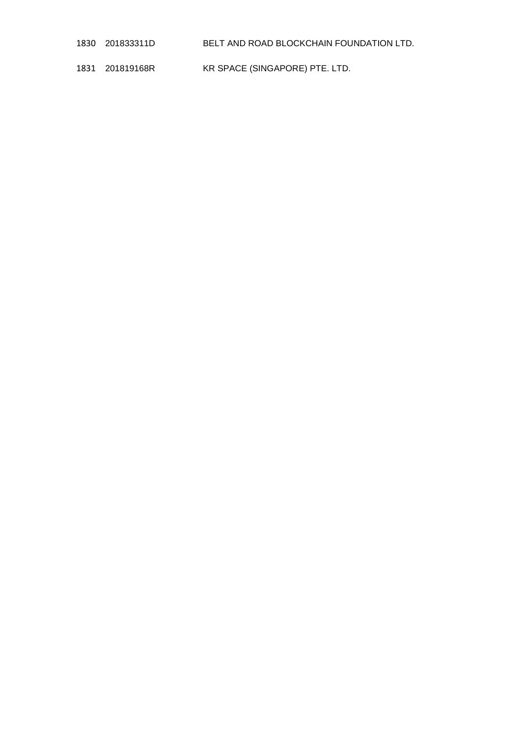| | | |
|---|---|---|
| 1830 | 201833311D | BELT AND ROAD BLOCKCHAIN FOUNDATION LTD. |
| 1831 | 201819168R | KR SPACE (SINGAPORE) PTE. LTD. |